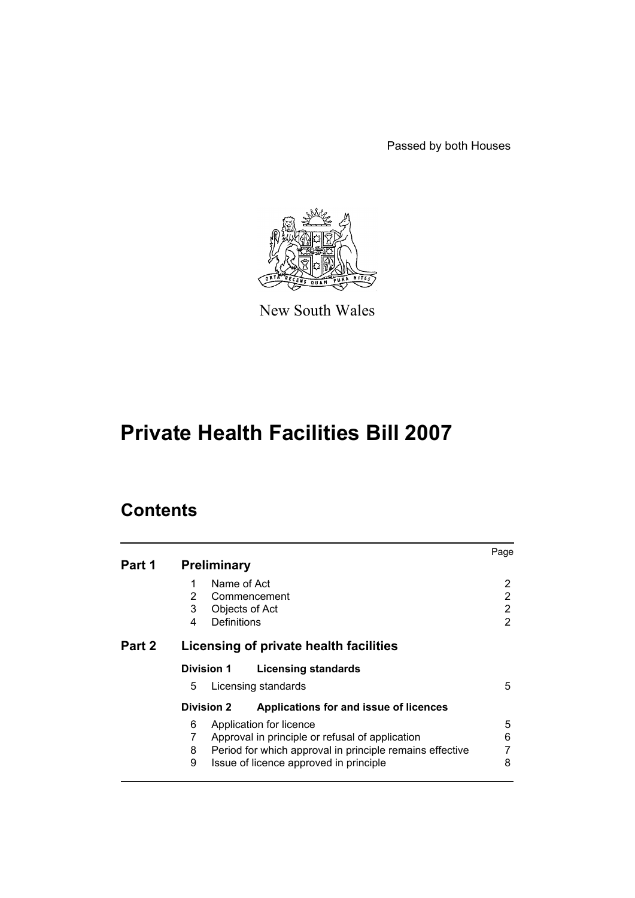Passed by both Houses

New South Wales

# Private Health Facilities Bill 2007

## Contents

| | | Page |
|---|---|---|
| **Part 1** | **Preliminary** | |
| | 1 Name of Act | 2 |
| | 2 Commencement | 2 |
| | 3 Objects of Act | 2 |
| | 4 Definitions | 2 |
| **Part 2** | **Licensing of private health facilities** | |
| | **Division 1 Licensing standards** | |
| | 5 Licensing standards | 5 |
| | **Division 2 Applications for and issue of licences** | |
| | 6 Application for licence | 5 |
| | 7 Approval in principle or refusal of application | 6 |
| | 8 Period for which approval in principle remains effective | 7 |
| | 9 Issue of licence approved in principle | 8 |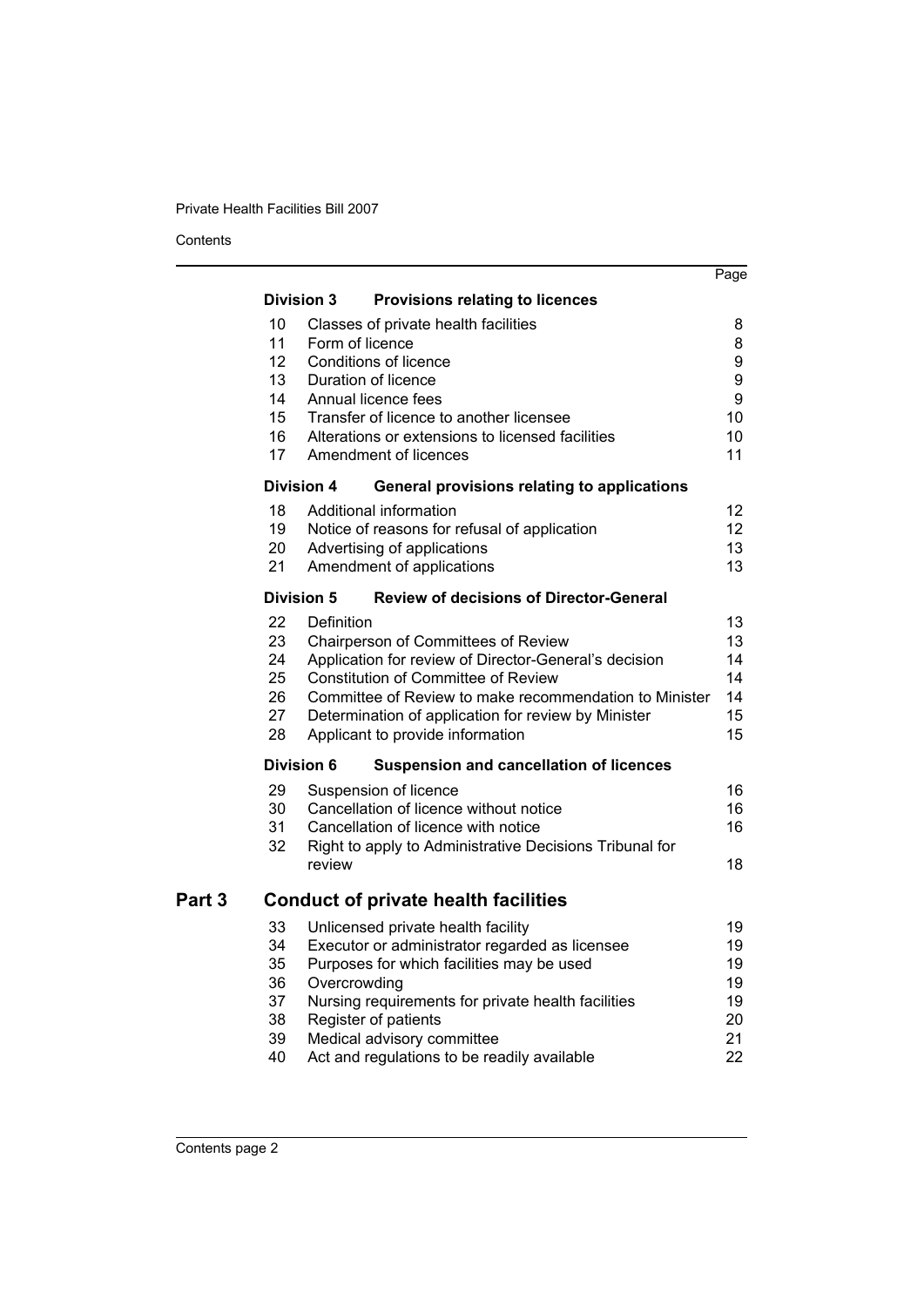| | | Page |
|---|---|---|
| **Division 3** | **Provisions relating to licences** | |
| 10 | Classes of private health facilities | 8 |
| 11 | Form of licence | 8 |
| 12 | Conditions of licence | 9 |
| 13 | Duration of licence | 9 |
| 14 | Annual licence fees | 9 |
| 15 | Transfer of licence to another licensee | 10 |
| 16 | Alterations or extensions to licensed facilities | 10 |
| 17 | Amendment of licences | 11 |
| **Division 4** | **General provisions relating to applications** | |
| 18 | Additional information | 12 |
| 19 | Notice of reasons for refusal of application | 12 |
| 20 | Advertising of applications | 13 |
| 21 | Amendment of applications | 13 |
| **Division 5** | **Review of decisions of Director-General** | |
| 22 | Definition | 13 |
| 23 | Chairperson of Committees of Review | 13 |
| 24 | Application for review of Director-General's decision | 14 |
| 25 | Constitution of Committee of Review | 14 |
| 26 | Committee of Review to make recommendation to Minister | 14 |
| 27 | Determination of application for review by Minister | 15 |
| 28 | Applicant to provide information | 15 |
| **Division 6** | **Suspension and cancellation of licences** | |
| 29 | Suspension of licence | 16 |
| 30 | Cancellation of licence without notice | 16 |
| 31 | Cancellation of licence with notice | 16 |
| 32 | Right to apply to Administrative Decisions Tribunal for review | 18 |

## Part 3 Conduct of private health facilities

| | | |
|---|---|---|
| 33 | Unlicensed private health facility | 19 |
| 34 | Executor or administrator regarded as licensee | 19 |
| 35 | Purposes for which facilities may be used | 19 |
| 36 | Overcrowding | 19 |
| 37 | Nursing requirements for private health facilities | 19 |
| 38 | Register of patients | 20 |
| 39 | Medical advisory committee | 21 |
| 40 | Act and regulations to be readily available | 22 |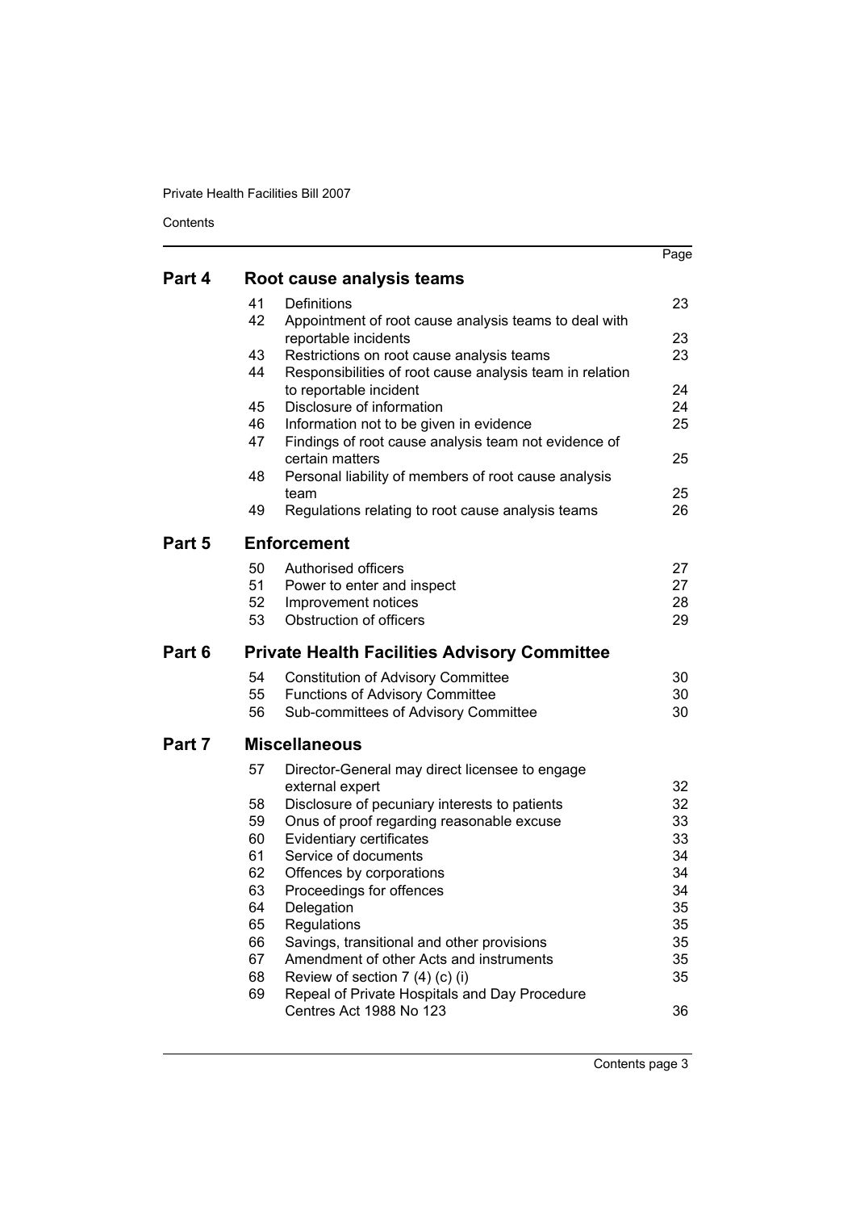| | | | Page |
|---|---|---|---|
| **Part 4** | **Root cause analysis teams** | | |
| | 41 | Definitions | 23 |
| | 42 | Appointment of root cause analysis teams to deal with reportable incidents | 23 |
| | 43 | Restrictions on root cause analysis teams | 23 |
| | 44 | Responsibilities of root cause analysis team in relation to reportable incident | 24 |
| | 45 | Disclosure of information | 24 |
| | 46 | Information not to be given in evidence | 25 |
| | 47 | Findings of root cause analysis team not evidence of certain matters | 25 |
| | 48 | Personal liability of members of root cause analysis team | 25 |
| | 49 | Regulations relating to root cause analysis teams | 26 |
| **Part 5** | **Enforcement** | | |
| | 50 | Authorised officers | 27 |
| | 51 | Power to enter and inspect | 27 |
| | 52 | Improvement notices | 28 |
| | 53 | Obstruction of officers | 29 |
| **Part 6** | **Private Health Facilities Advisory Committee** | | |
| | 54 | Constitution of Advisory Committee | 30 |
| | 55 | Functions of Advisory Committee | 30 |
| | 56 | Sub-committees of Advisory Committee | 30 |
| **Part 7** | **Miscellaneous** | | |
| | 57 | Director-General may direct licensee to engage external expert | 32 |
| | 58 | Disclosure of pecuniary interests to patients | 32 |
| | 59 | Onus of proof regarding reasonable excuse | 33 |
| | 60 | Evidentiary certificates | 33 |
| | 61 | Service of documents | 34 |
| | 62 | Offences by corporations | 34 |
| | 63 | Proceedings for offences | 34 |
| | 64 | Delegation | 35 |
| | 65 | Regulations | 35 |
| | 66 | Savings, transitional and other provisions | 35 |
| | 67 | Amendment of other Acts and instruments | 35 |
| | 68 | Review of section 7 (4) (c) (i) | 35 |
| | 69 | Repeal of Private Hospitals and Day Procedure Centres Act 1988 No 123 | 36 |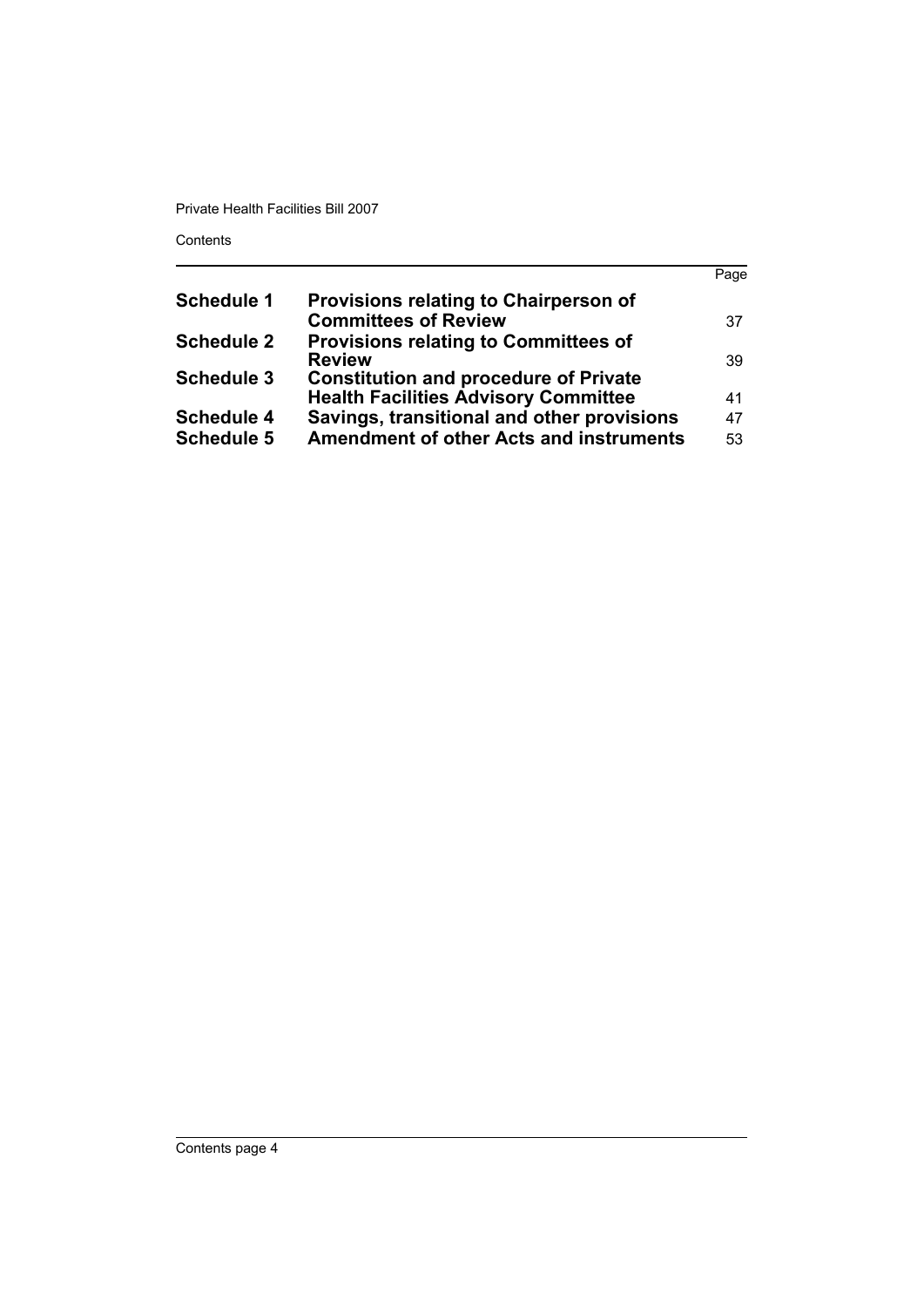| | | Page |
|---|---|---|
| **Schedule 1** | **Provisions relating to Chairperson of Committees of Review** | 37 |
| **Schedule 2** | **Provisions relating to Committees of Review** | 39 |
| **Schedule 3** | **Constitution and procedure of Private Health Facilities Advisory Committee** | 41 |
| **Schedule 4** | **Savings, transitional and other provisions** | 47 |
| **Schedule 5** | **Amendment of other Acts and instruments** | 53 |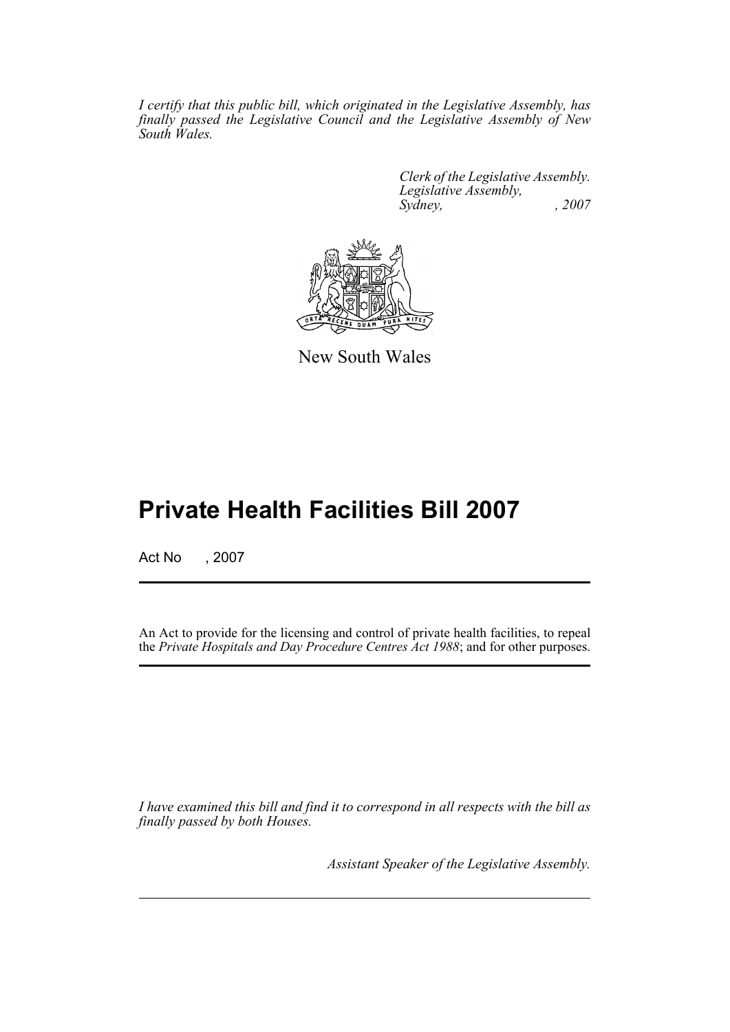*I certify that this public bill, which originated in the Legislative Assembly, has finally passed the Legislative Council and the Legislative Assembly of New South Wales.*

*Clerk of the Legislative Assembly.*
*Legislative Assembly,*
*Sydney, , 2007*

New South Wales

# Private Health Facilities Bill 2007

Act No , 2007

An Act to provide for the licensing and control of private health facilities, to repeal the *Private Hospitals and Day Procedure Centres Act 1988*; and for other purposes.

*I have examined this bill and find it to correspond in all respects with the bill as finally passed by both Houses.*

*Assistant Speaker of the Legislative Assembly.*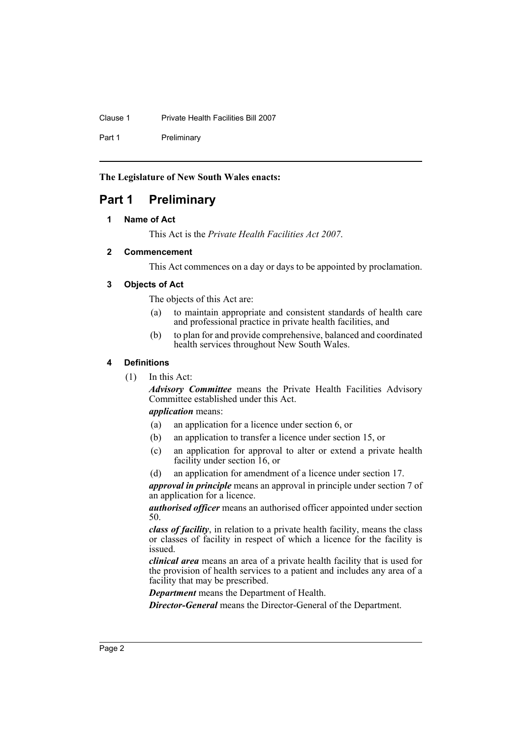**The Legislature of New South Wales enacts:**

# Part 1 Preliminary

## 1 Name of Act

This Act is the *Private Health Facilities Act 2007*.

## 2 Commencement

This Act commences on a day or days to be appointed by proclamation.

## 3 Objects of Act

The objects of this Act are:

- (a) to maintain appropriate and consistent standards of health care and professional practice in private health facilities, and
- (b) to plan for and provide comprehensive, balanced and coordinated health services throughout New South Wales.

## 4 Definitions

(1) In this Act:

***Advisory Committee*** means the Private Health Facilities Advisory Committee established under this Act.

***application*** means:

- (a) an application for a licence under section 6, or
- (b) an application to transfer a licence under section 15, or
- (c) an application for approval to alter or extend a private health facility under section 16, or
- (d) an application for amendment of a licence under section 17.

***approval in principle*** means an approval in principle under section 7 of an application for a licence.

***authorised officer*** means an authorised officer appointed under section 50.

***class of facility***, in relation to a private health facility, means the class or classes of facility in respect of which a licence for the facility is issued.

***clinical area*** means an area of a private health facility that is used for the provision of health services to a patient and includes any area of a facility that may be prescribed.

***Department*** means the Department of Health.

***Director-General*** means the Director-General of the Department.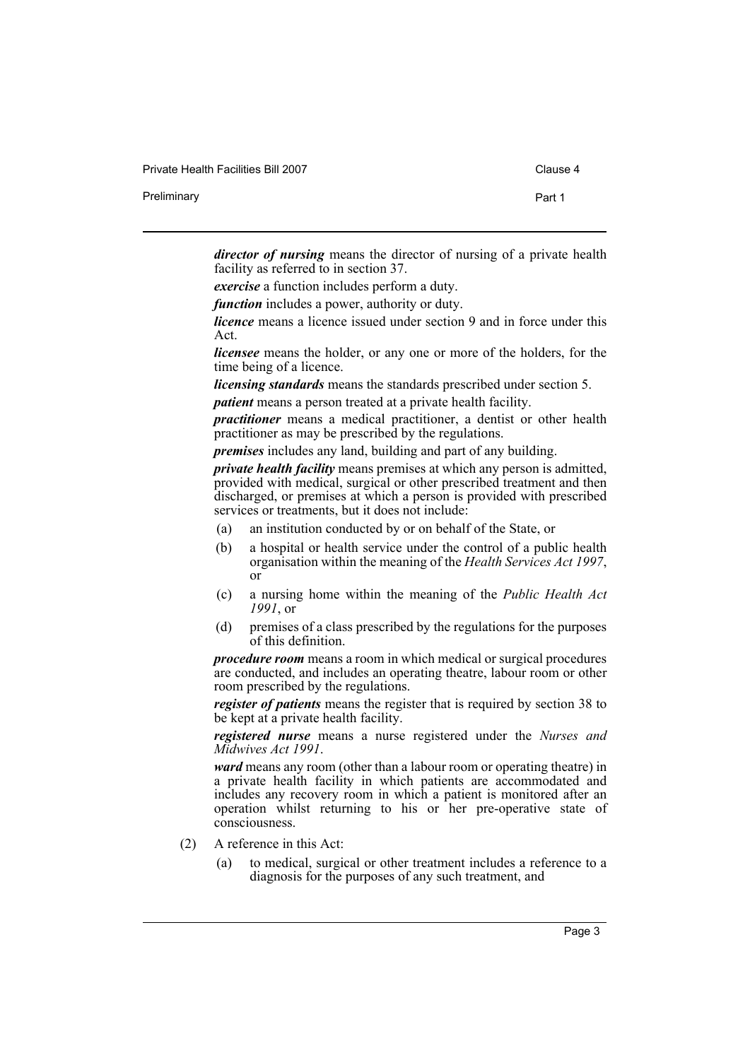***director of nursing*** means the director of nursing of a private health facility as referred to in section 37.

***exercise*** a function includes perform a duty.

***function*** includes a power, authority or duty.

***licence*** means a licence issued under section 9 and in force under this Act.

***licensee*** means the holder, or any one or more of the holders, for the time being of a licence.

***licensing standards*** means the standards prescribed under section 5.

***patient*** means a person treated at a private health facility.

***practitioner*** means a medical practitioner, a dentist or other health practitioner as may be prescribed by the regulations.

***premises*** includes any land, building and part of any building.

***private health facility*** means premises at which any person is admitted, provided with medical, surgical or other prescribed treatment and then discharged, or premises at which a person is provided with prescribed services or treatments, but it does not include:

- (a) an institution conducted by or on behalf of the State, or
- (b) a hospital or health service under the control of a public health organisation within the meaning of the *Health Services Act 1997*, or
- (c) a nursing home within the meaning of the *Public Health Act 1991*, or
- (d) premises of a class prescribed by the regulations for the purposes of this definition.

***procedure room*** means a room in which medical or surgical procedures are conducted, and includes an operating theatre, labour room or other room prescribed by the regulations.

***register of patients*** means the register that is required by section 38 to be kept at a private health facility.

***registered nurse*** means a nurse registered under the *Nurses and Midwives Act 1991*.

***ward*** means any room (other than a labour room or operating theatre) in a private health facility in which patients are accommodated and includes any recovery room in which a patient is monitored after an operation whilst returning to his or her pre-operative state of consciousness.

(2) A reference in this Act:

- (a) to medical, surgical or other treatment includes a reference to a diagnosis for the purposes of any such treatment, and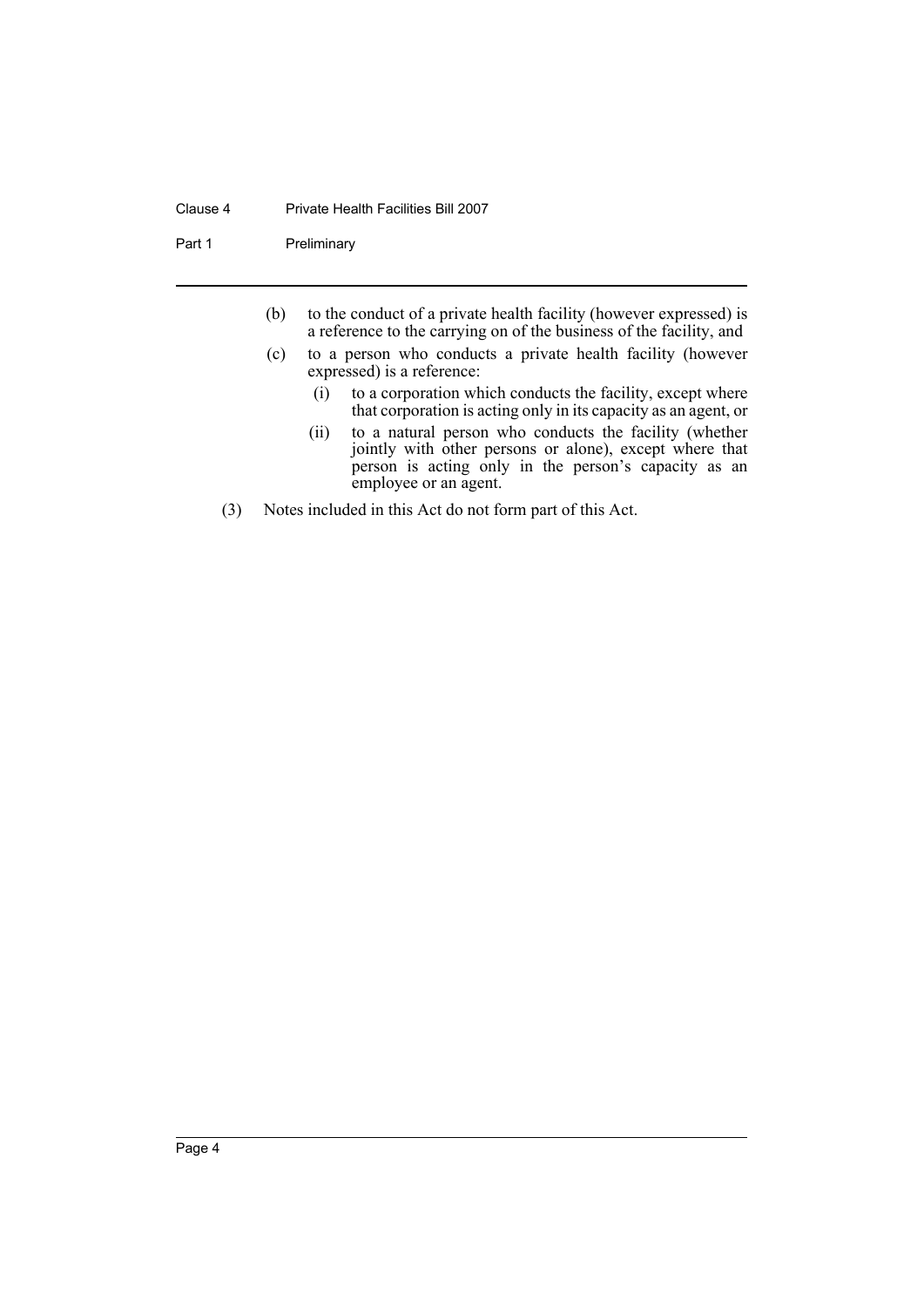(b) to the conduct of a private health facility (however expressed) is a reference to the carrying on of the business of the facility, and

(c) to a person who conducts a private health facility (however expressed) is a reference:

   (i) to a corporation which conducts the facility, except where that corporation is acting only in its capacity as an agent, or

   (ii) to a natural person who conducts the facility (whether jointly with other persons or alone), except where that person is acting only in the person's capacity as an employee or an agent.

(3) Notes included in this Act do not form part of this Act.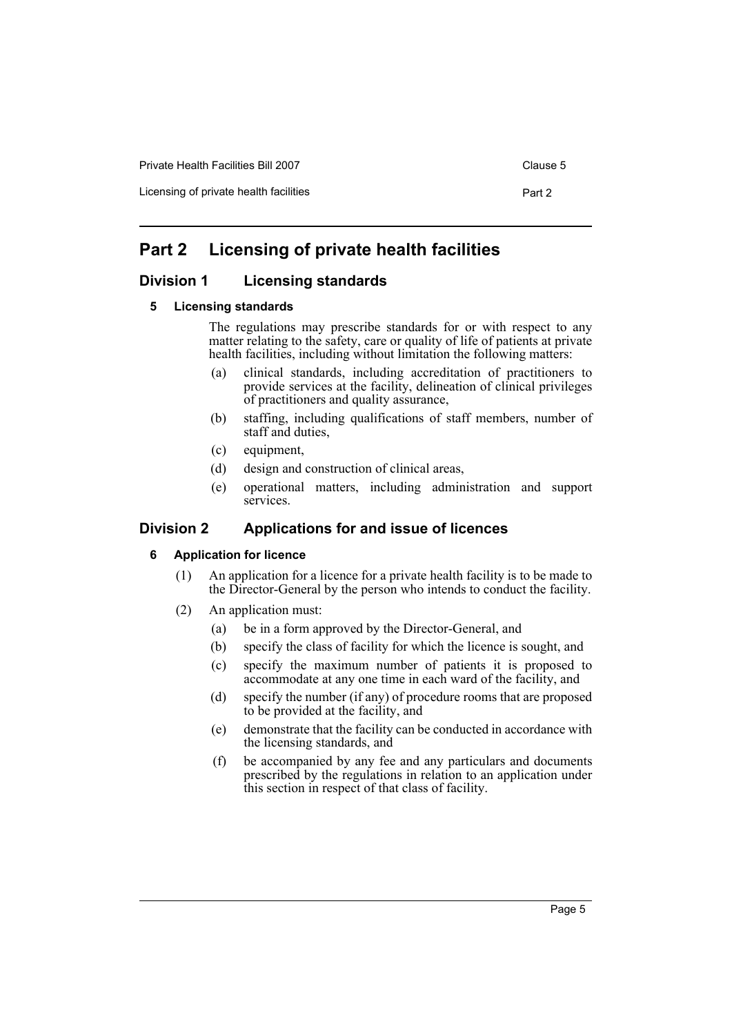# Part 2 Licensing of private health facilities

## Division 1 Licensing standards

### 5 Licensing standards

The regulations may prescribe standards for or with respect to any matter relating to the safety, care or quality of life of patients at private health facilities, including without limitation the following matters:

(a) clinical standards, including accreditation of practitioners to provide services at the facility, delineation of clinical privileges of practitioners and quality assurance,

(b) staffing, including qualifications of staff members, number of staff and duties,

(c) equipment,

(d) design and construction of clinical areas,

(e) operational matters, including administration and support services.

## Division 2 Applications for and issue of licences

### 6 Application for licence

(1) An application for a licence for a private health facility is to be made to the Director-General by the person who intends to conduct the facility.

(2) An application must:

(a) be in a form approved by the Director-General, and

(b) specify the class of facility for which the licence is sought, and

(c) specify the maximum number of patients it is proposed to accommodate at any one time in each ward of the facility, and

(d) specify the number (if any) of procedure rooms that are proposed to be provided at the facility, and

(e) demonstrate that the facility can be conducted in accordance with the licensing standards, and

(f) be accompanied by any fee and any particulars and documents prescribed by the regulations in relation to an application under this section in respect of that class of facility.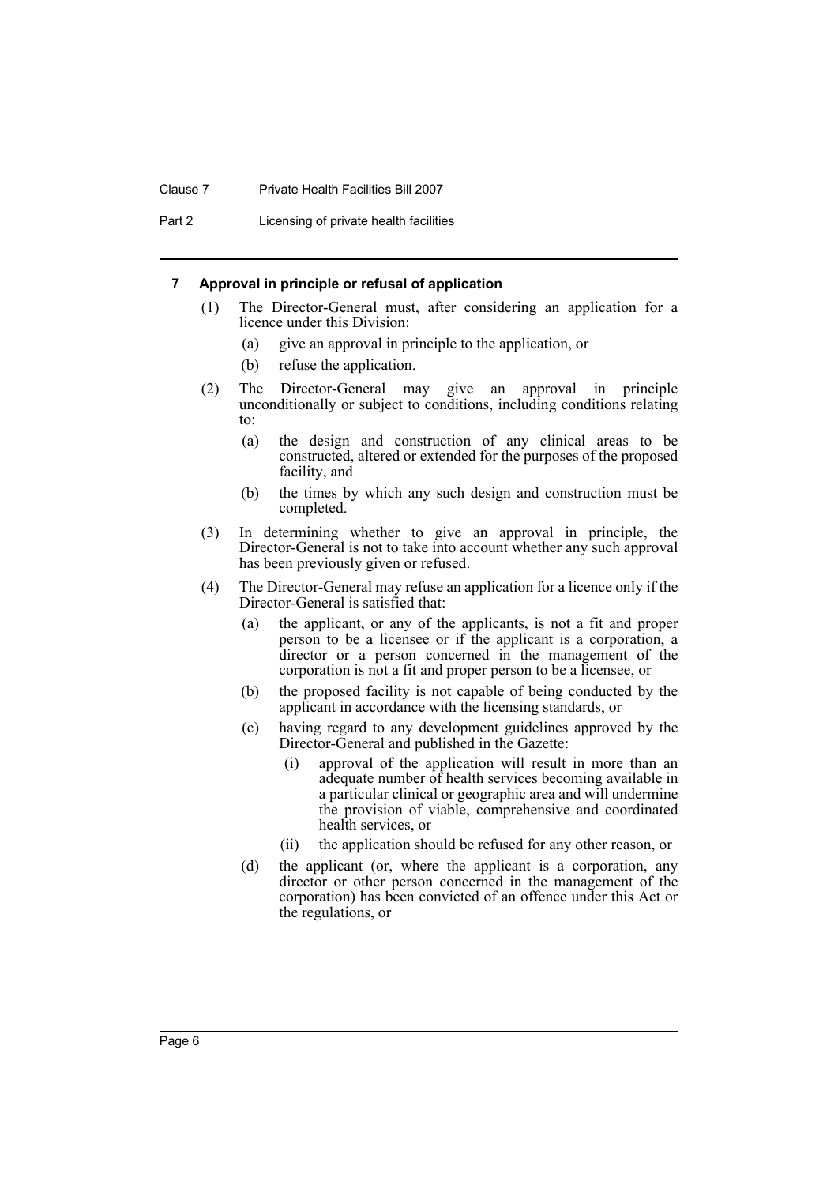#### 7 Approval in principle or refusal of application

(1) The Director-General must, after considering an application for a licence under this Division:

- (a) give an approval in principle to the application, or
- (b) refuse the application.

(2) The Director-General may give an approval in principle unconditionally or subject to conditions, including conditions relating to:

- (a) the design and construction of any clinical areas to be constructed, altered or extended for the purposes of the proposed facility, and
- (b) the times by which any such design and construction must be completed.

(3) In determining whether to give an approval in principle, the Director-General is not to take into account whether any such approval has been previously given or refused.

(4) The Director-General may refuse an application for a licence only if the Director-General is satisfied that:

- (a) the applicant, or any of the applicants, is not a fit and proper person to be a licensee or if the applicant is a corporation, a director or a person concerned in the management of the corporation is not a fit and proper person to be a licensee, or
- (b) the proposed facility is not capable of being conducted by the applicant in accordance with the licensing standards, or
- (c) having regard to any development guidelines approved by the Director-General and published in the Gazette:
  - (i) approval of the application will result in more than an adequate number of health services becoming available in a particular clinical or geographic area and will undermine the provision of viable, comprehensive and coordinated health services, or
  - (ii) the application should be refused for any other reason, or
- (d) the applicant (or, where the applicant is a corporation, any director or other person concerned in the management of the corporation) has been convicted of an offence under this Act or the regulations, or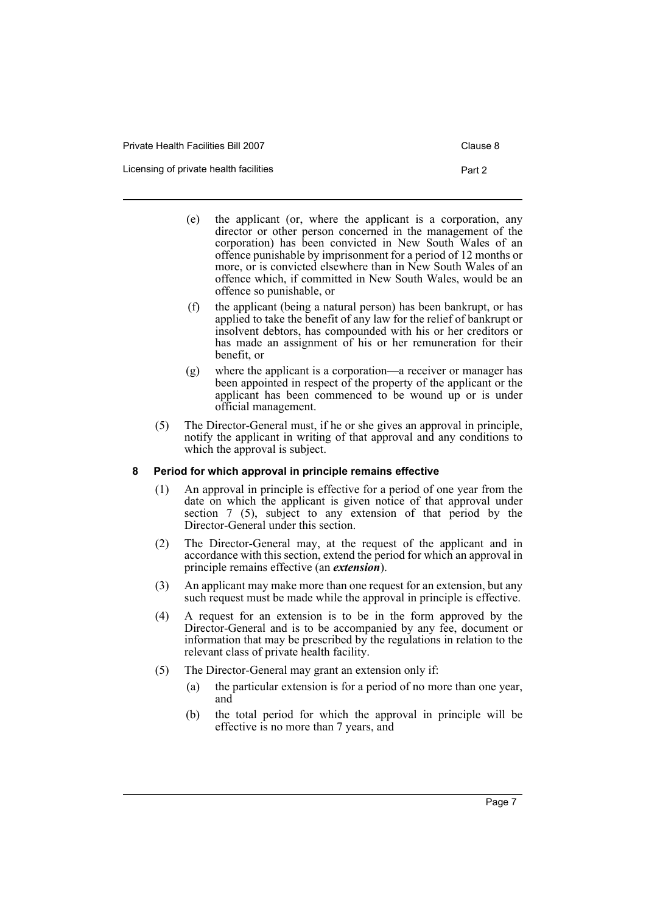- (e) the applicant (or, where the applicant is a corporation, any director or other person concerned in the management of the corporation) has been convicted in New South Wales of an offence punishable by imprisonment for a period of 12 months or more, or is convicted elsewhere than in New South Wales of an offence which, if committed in New South Wales, would be an offence so punishable, or
- (f) the applicant (being a natural person) has been bankrupt, or has applied to take the benefit of any law for the relief of bankrupt or insolvent debtors, has compounded with his or her creditors or has made an assignment of his or her remuneration for their benefit, or
- (g) where the applicant is a corporation—a receiver or manager has been appointed in respect of the property of the applicant or the applicant has been commenced to be wound up or is under official management.

(5) The Director-General must, if he or she gives an approval in principle, notify the applicant in writing of that approval and any conditions to which the approval is subject.

### 8 Period for which approval in principle remains effective

(1) An approval in principle is effective for a period of one year from the date on which the applicant is given notice of that approval under section 7 (5), subject to any extension of that period by the Director-General under this section.

(2) The Director-General may, at the request of the applicant and in accordance with this section, extend the period for which an approval in principle remains effective (an ***extension***).

(3) An applicant may make more than one request for an extension, but any such request must be made while the approval in principle is effective.

(4) A request for an extension is to be in the form approved by the Director-General and is to be accompanied by any fee, document or information that may be prescribed by the regulations in relation to the relevant class of private health facility.

(5) The Director-General may grant an extension only if:

- (a) the particular extension is for a period of no more than one year, and
- (b) the total period for which the approval in principle will be effective is no more than 7 years, and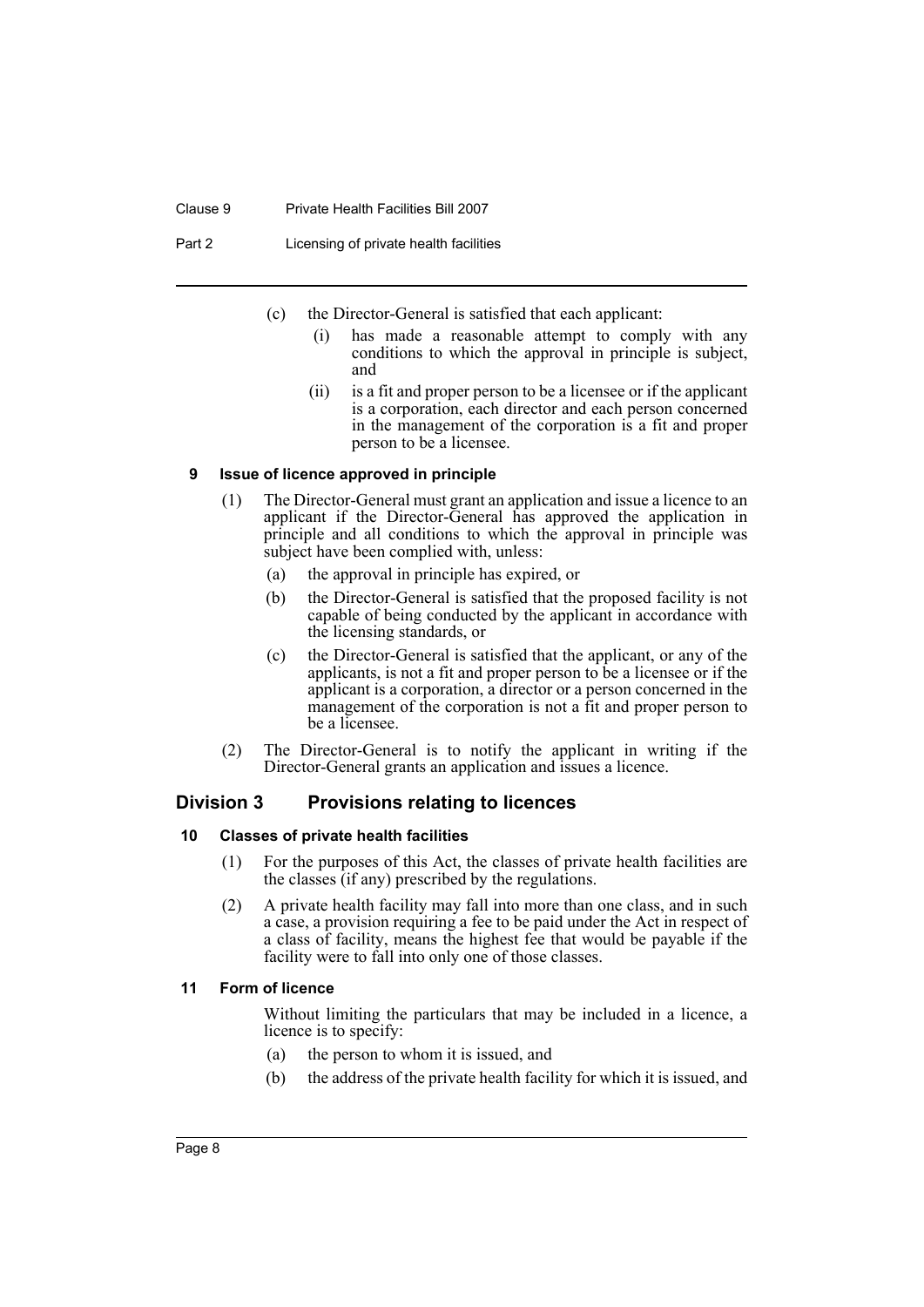(c) the Director-General is satisfied that each applicant:

 (i) has made a reasonable attempt to comply with any conditions to which the approval in principle is subject, and

 (ii) is a fit and proper person to be a licensee or if the applicant is a corporation, each director and each person concerned in the management of the corporation is a fit and proper person to be a licensee.

#### 9 Issue of licence approved in principle

(1) The Director-General must grant an application and issue a licence to an applicant if the Director-General has approved the application in principle and all conditions to which the approval in principle was subject have been complied with, unless:

 (a) the approval in principle has expired, or

 (b) the Director-General is satisfied that the proposed facility is not capable of being conducted by the applicant in accordance with the licensing standards, or

 (c) the Director-General is satisfied that the applicant, or any of the applicants, is not a fit and proper person to be a licensee or if the applicant is a corporation, a director or a person concerned in the management of the corporation is not a fit and proper person to be a licensee.

(2) The Director-General is to notify the applicant in writing if the Director-General grants an application and issues a licence.

### Division 3 Provisions relating to licences

#### 10 Classes of private health facilities

(1) For the purposes of this Act, the classes of private health facilities are the classes (if any) prescribed by the regulations.

(2) A private health facility may fall into more than one class, and in such a case, a provision requiring a fee to be paid under the Act in respect of a class of facility, means the highest fee that would be payable if the facility were to fall into only one of those classes.

#### 11 Form of licence

Without limiting the particulars that may be included in a licence, a licence is to specify:

 (a) the person to whom it is issued, and

 (b) the address of the private health facility for which it is issued, and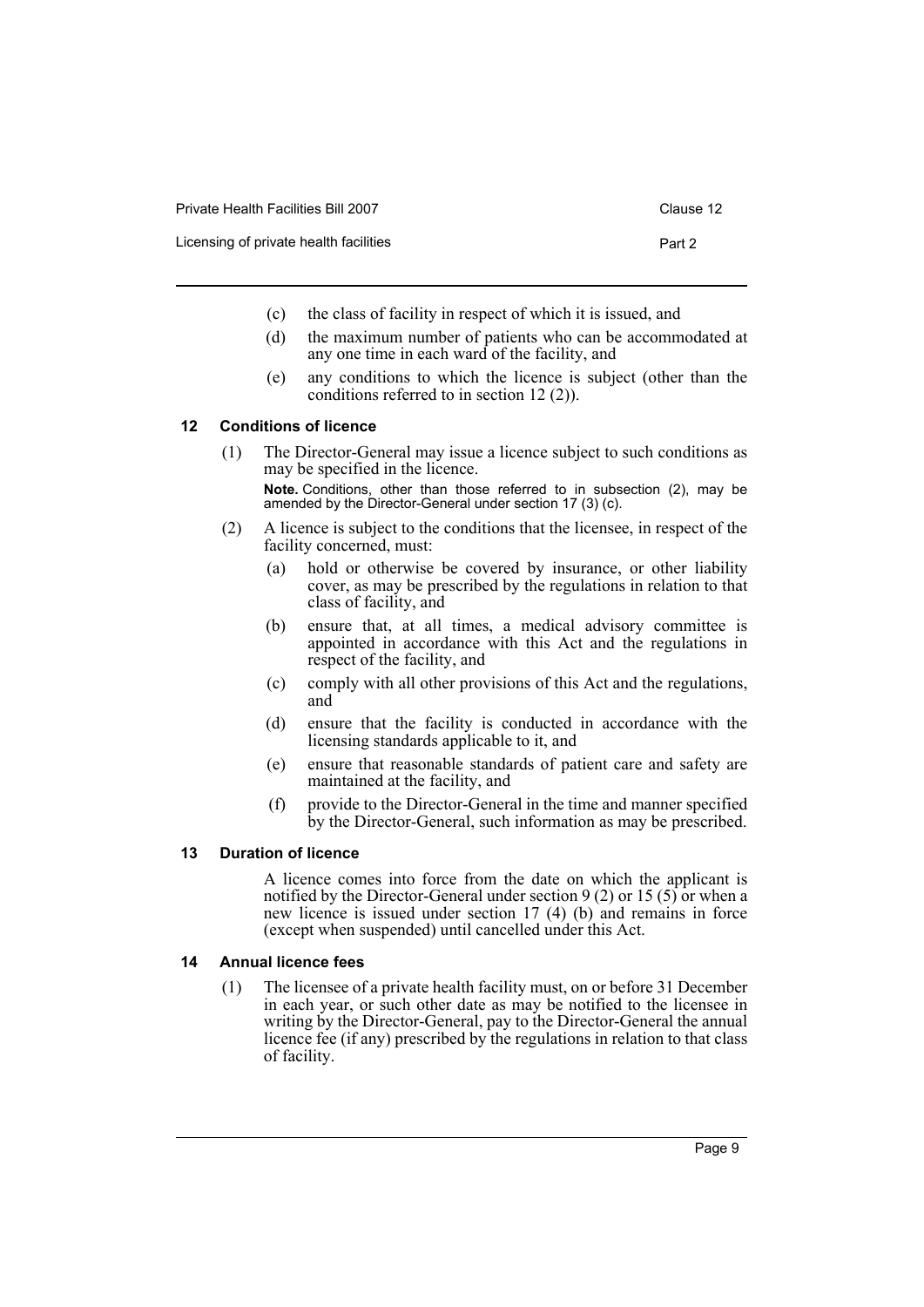(c) the class of facility in respect of which it is issued, and

(d) the maximum number of patients who can be accommodated at any one time in each ward of the facility, and

(e) any conditions to which the licence is subject (other than the conditions referred to in section 12 (2)).

### 12 Conditions of licence

(1) The Director-General may issue a licence subject to such conditions as may be specified in the licence.

**Note.** Conditions, other than those referred to in subsection (2), may be amended by the Director-General under section 17 (3) (c).

(2) A licence is subject to the conditions that the licensee, in respect of the facility concerned, must:

(a) hold or otherwise be covered by insurance, or other liability cover, as may be prescribed by the regulations in relation to that class of facility, and

(b) ensure that, at all times, a medical advisory committee is appointed in accordance with this Act and the regulations in respect of the facility, and

(c) comply with all other provisions of this Act and the regulations, and

(d) ensure that the facility is conducted in accordance with the licensing standards applicable to it, and

(e) ensure that reasonable standards of patient care and safety are maintained at the facility, and

(f) provide to the Director-General in the time and manner specified by the Director-General, such information as may be prescribed.

### 13 Duration of licence

A licence comes into force from the date on which the applicant is notified by the Director-General under section 9 (2) or 15 (5) or when a new licence is issued under section 17 (4) (b) and remains in force (except when suspended) until cancelled under this Act.

### 14 Annual licence fees

(1) The licensee of a private health facility must, on or before 31 December in each year, or such other date as may be notified to the licensee in writing by the Director-General, pay to the Director-General the annual licence fee (if any) prescribed by the regulations in relation to that class of facility.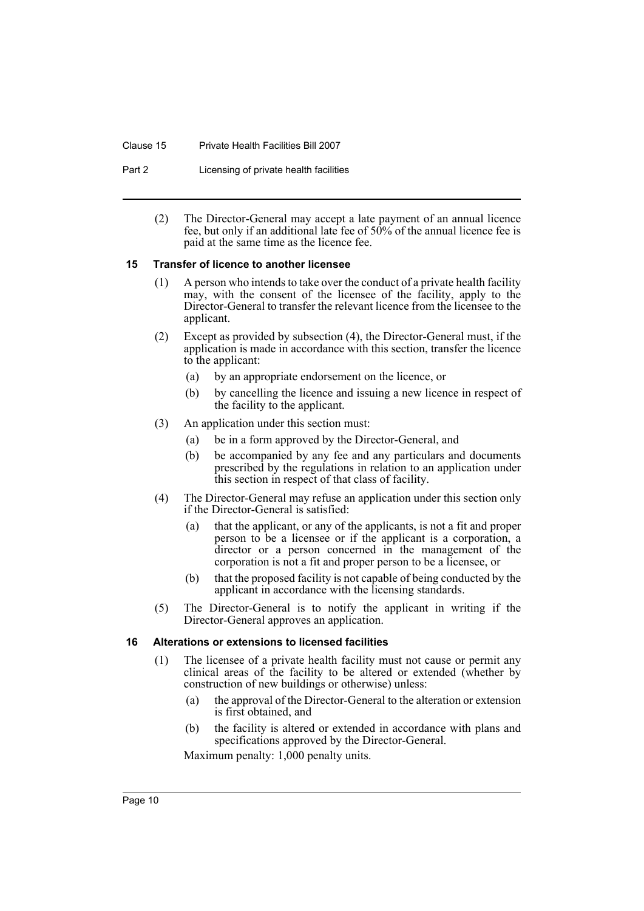(2) The Director-General may accept a late payment of an annual licence fee, but only if an additional late fee of 50% of the annual licence fee is paid at the same time as the licence fee.

### 15 Transfer of licence to another licensee

(1) A person who intends to take over the conduct of a private health facility may, with the consent of the licensee of the facility, apply to the Director-General to transfer the relevant licence from the licensee to the applicant.

(2) Except as provided by subsection (4), the Director-General must, if the application is made in accordance with this section, transfer the licence to the applicant:

- (a) by an appropriate endorsement on the licence, or
- (b) by cancelling the licence and issuing a new licence in respect of the facility to the applicant.

(3) An application under this section must:

- (a) be in a form approved by the Director-General, and
- (b) be accompanied by any fee and any particulars and documents prescribed by the regulations in relation to an application under this section in respect of that class of facility.

(4) The Director-General may refuse an application under this section only if the Director-General is satisfied:

- (a) that the applicant, or any of the applicants, is not a fit and proper person to be a licensee or if the applicant is a corporation, a director or a person concerned in the management of the corporation is not a fit and proper person to be a licensee, or
- (b) that the proposed facility is not capable of being conducted by the applicant in accordance with the licensing standards.

(5) The Director-General is to notify the applicant in writing if the Director-General approves an application.

### 16 Alterations or extensions to licensed facilities

(1) The licensee of a private health facility must not cause or permit any clinical areas of the facility to be altered or extended (whether by construction of new buildings or otherwise) unless:

- (a) the approval of the Director-General to the alteration or extension is first obtained, and
- (b) the facility is altered or extended in accordance with plans and specifications approved by the Director-General.

Maximum penalty: 1,000 penalty units.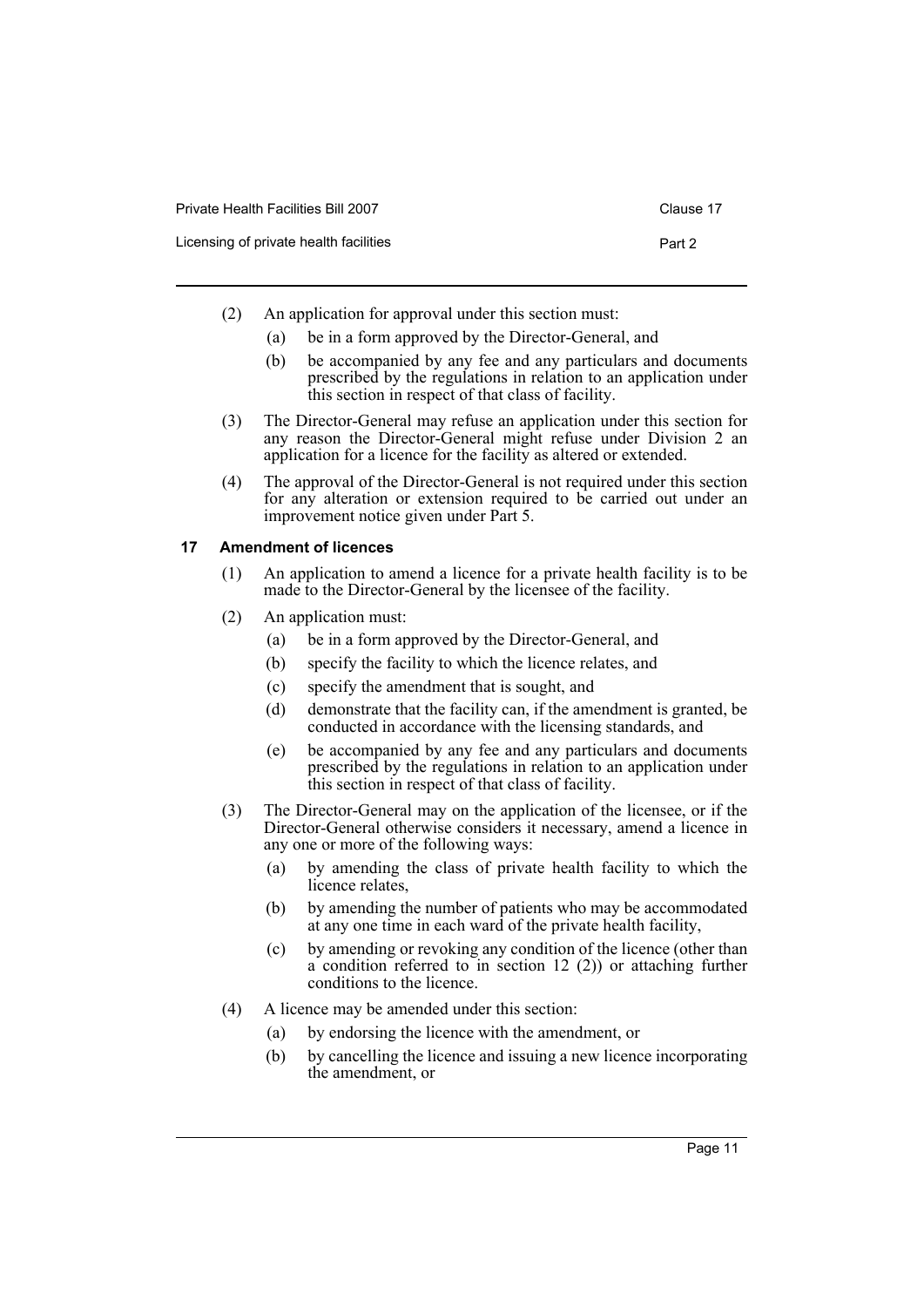(2) An application for approval under this section must:

(a) be in a form approved by the Director-General, and

(b) be accompanied by any fee and any particulars and documents prescribed by the regulations in relation to an application under this section in respect of that class of facility.

(3) The Director-General may refuse an application under this section for any reason the Director-General might refuse under Division 2 an application for a licence for the facility as altered or extended.

(4) The approval of the Director-General is not required under this section for any alteration or extension required to be carried out under an improvement notice given under Part 5.

#### 17 Amendment of licences

(1) An application to amend a licence for a private health facility is to be made to the Director-General by the licensee of the facility.

(2) An application must:

(a) be in a form approved by the Director-General, and

(b) specify the facility to which the licence relates, and

(c) specify the amendment that is sought, and

(d) demonstrate that the facility can, if the amendment is granted, be conducted in accordance with the licensing standards, and

(e) be accompanied by any fee and any particulars and documents prescribed by the regulations in relation to an application under this section in respect of that class of facility.

(3) The Director-General may on the application of the licensee, or if the Director-General otherwise considers it necessary, amend a licence in any one or more of the following ways:

(a) by amending the class of private health facility to which the licence relates,

(b) by amending the number of patients who may be accommodated at any one time in each ward of the private health facility,

(c) by amending or revoking any condition of the licence (other than a condition referred to in section 12 (2)) or attaching further conditions to the licence.

(4) A licence may be amended under this section:

(a) by endorsing the licence with the amendment, or

(b) by cancelling the licence and issuing a new licence incorporating the amendment, or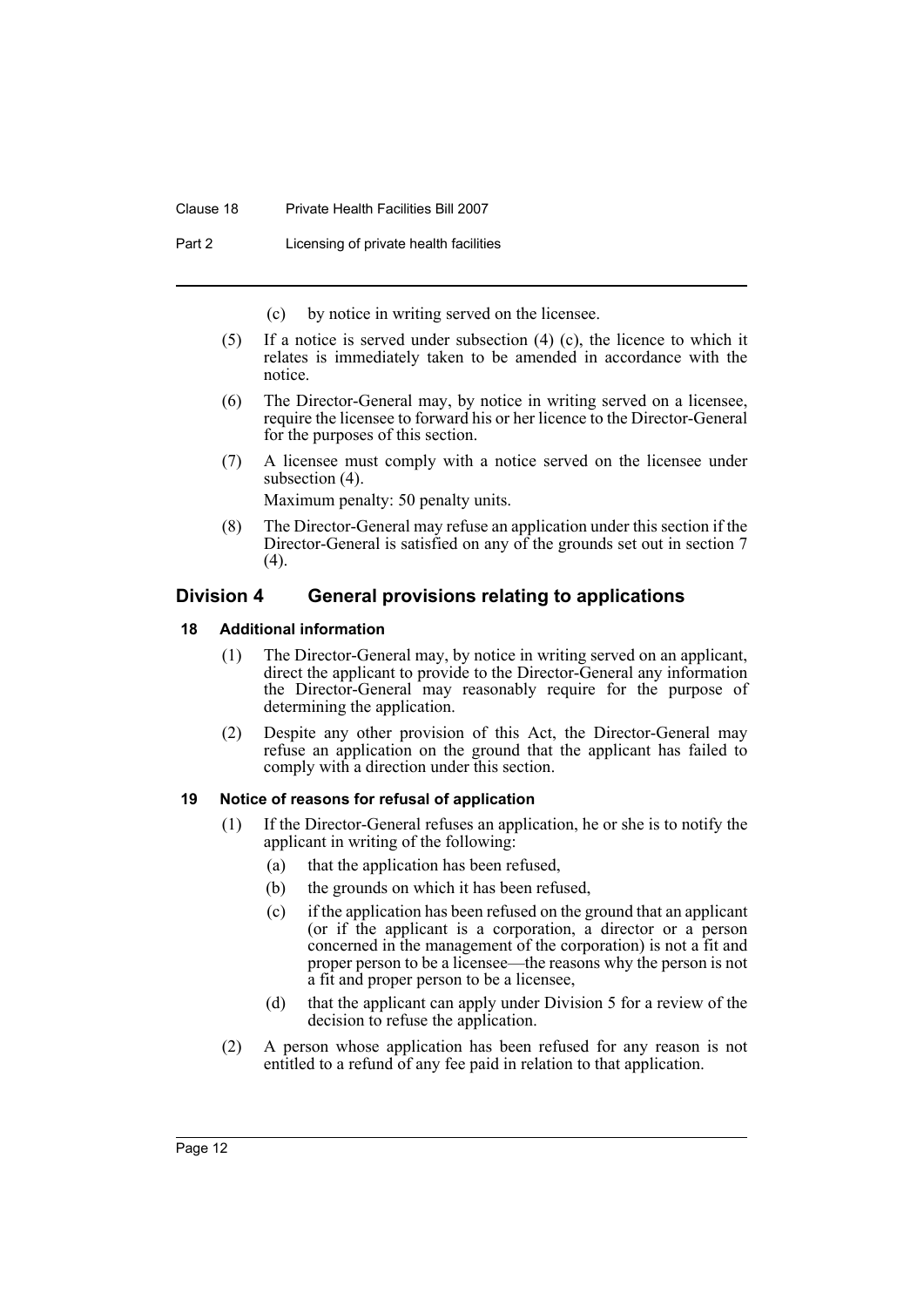(c) by notice in writing served on the licensee.

(5) If a notice is served under subsection (4) (c), the licence to which it relates is immediately taken to be amended in accordance with the notice.

(6) The Director-General may, by notice in writing served on a licensee, require the licensee to forward his or her licence to the Director-General for the purposes of this section.

(7) A licensee must comply with a notice served on the licensee under subsection (4).

Maximum penalty: 50 penalty units.

(8) The Director-General may refuse an application under this section if the Director-General is satisfied on any of the grounds set out in section 7 (4).

## Division 4 General provisions relating to applications

### 18 Additional information

(1) The Director-General may, by notice in writing served on an applicant, direct the applicant to provide to the Director-General any information the Director-General may reasonably require for the purpose of determining the application.

(2) Despite any other provision of this Act, the Director-General may refuse an application on the ground that the applicant has failed to comply with a direction under this section.

### 19 Notice of reasons for refusal of application

(1) If the Director-General refuses an application, he or she is to notify the applicant in writing of the following:

(a) that the application has been refused,

(b) the grounds on which it has been refused,

(c) if the application has been refused on the ground that an applicant (or if the applicant is a corporation, a director or a person concerned in the management of the corporation) is not a fit and proper person to be a licensee—the reasons why the person is not a fit and proper person to be a licensee,

(d) that the applicant can apply under Division 5 for a review of the decision to refuse the application.

(2) A person whose application has been refused for any reason is not entitled to a refund of any fee paid in relation to that application.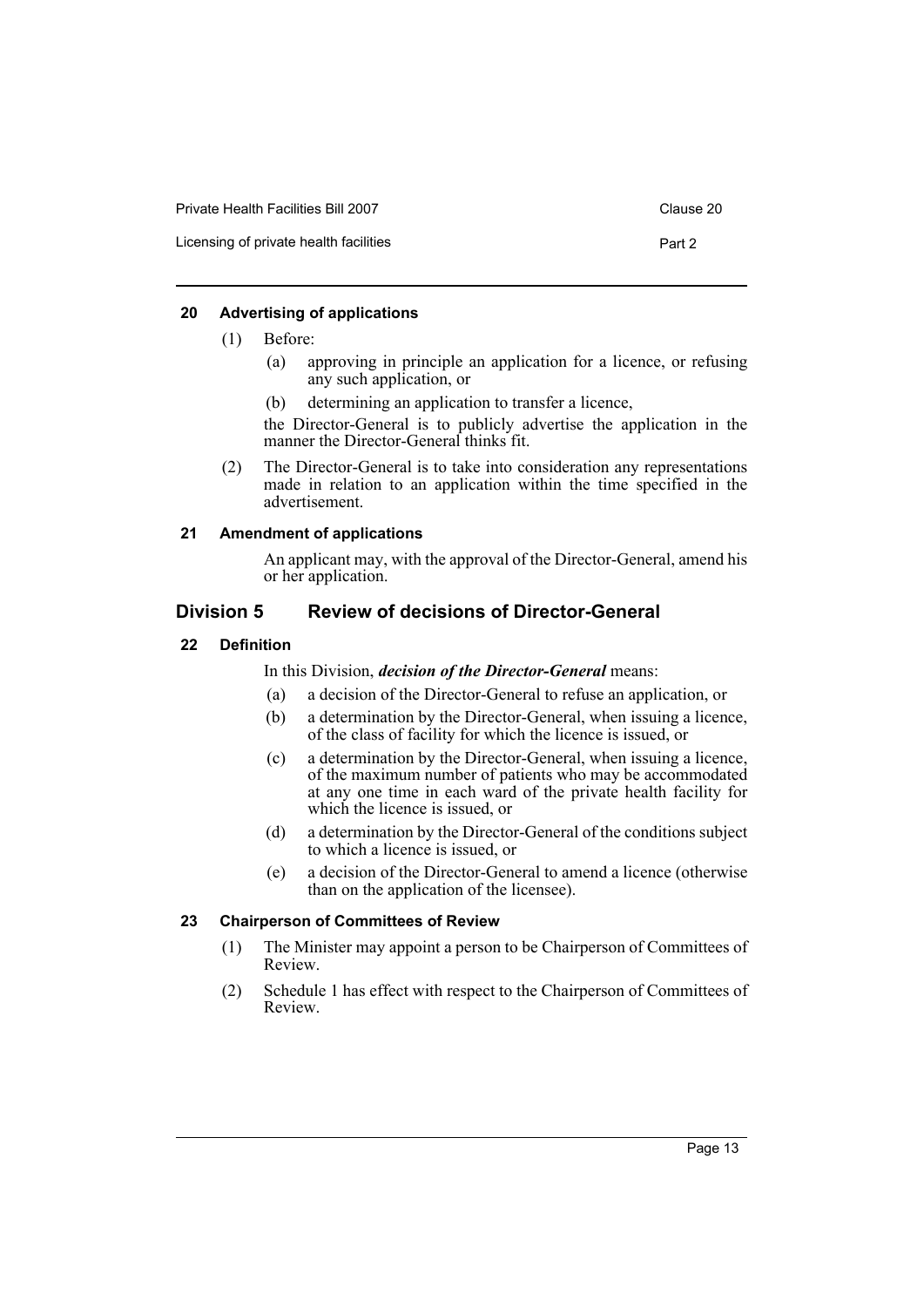#### 20 Advertising of applications

(1) Before:

(a) approving in principle an application for a licence, or refusing any such application, or

(b) determining an application to transfer a licence,

the Director-General is to publicly advertise the application in the manner the Director-General thinks fit.

(2) The Director-General is to take into consideration any representations made in relation to an application within the time specified in the advertisement.

#### 21 Amendment of applications

An applicant may, with the approval of the Director-General, amend his or her application.

### Division 5 Review of decisions of Director-General

#### 22 Definition

In this Division, ***decision of the Director-General*** means:

(a) a decision of the Director-General to refuse an application, or

(b) a determination by the Director-General, when issuing a licence, of the class of facility for which the licence is issued, or

(c) a determination by the Director-General, when issuing a licence, of the maximum number of patients who may be accommodated at any one time in each ward of the private health facility for which the licence is issued, or

(d) a determination by the Director-General of the conditions subject to which a licence is issued, or

(e) a decision of the Director-General to amend a licence (otherwise than on the application of the licensee).

#### 23 Chairperson of Committees of Review

(1) The Minister may appoint a person to be Chairperson of Committees of Review.

(2) Schedule 1 has effect with respect to the Chairperson of Committees of Review.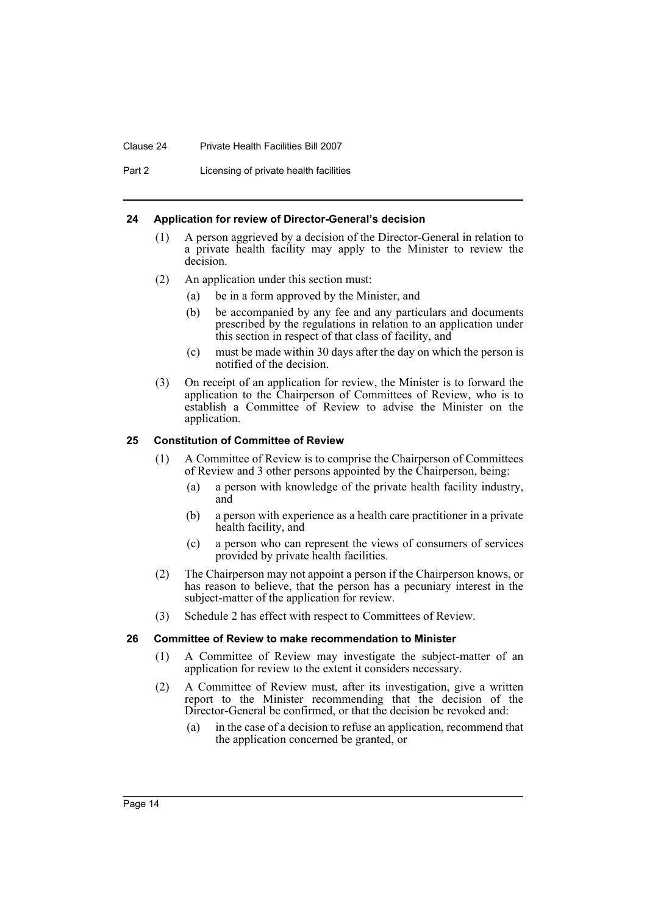#### 24 Application for review of Director-General's decision

(1) A person aggrieved by a decision of the Director-General in relation to a private health facility may apply to the Minister to review the decision.

(2) An application under this section must:

- (a) be in a form approved by the Minister, and
- (b) be accompanied by any fee and any particulars and documents prescribed by the regulations in relation to an application under this section in respect of that class of facility, and
- (c) must be made within 30 days after the day on which the person is notified of the decision.

(3) On receipt of an application for review, the Minister is to forward the application to the Chairperson of Committees of Review, who is to establish a Committee of Review to advise the Minister on the application.

#### 25 Constitution of Committee of Review

(1) A Committee of Review is to comprise the Chairperson of Committees of Review and 3 other persons appointed by the Chairperson, being:

- (a) a person with knowledge of the private health facility industry, and
- (b) a person with experience as a health care practitioner in a private health facility, and
- (c) a person who can represent the views of consumers of services provided by private health facilities.

(2) The Chairperson may not appoint a person if the Chairperson knows, or has reason to believe, that the person has a pecuniary interest in the subject-matter of the application for review.

(3) Schedule 2 has effect with respect to Committees of Review.

#### 26 Committee of Review to make recommendation to Minister

(1) A Committee of Review may investigate the subject-matter of an application for review to the extent it considers necessary.

(2) A Committee of Review must, after its investigation, give a written report to the Minister recommending that the decision of the Director-General be confirmed, or that the decision be revoked and:

- (a) in the case of a decision to refuse an application, recommend that the application concerned be granted, or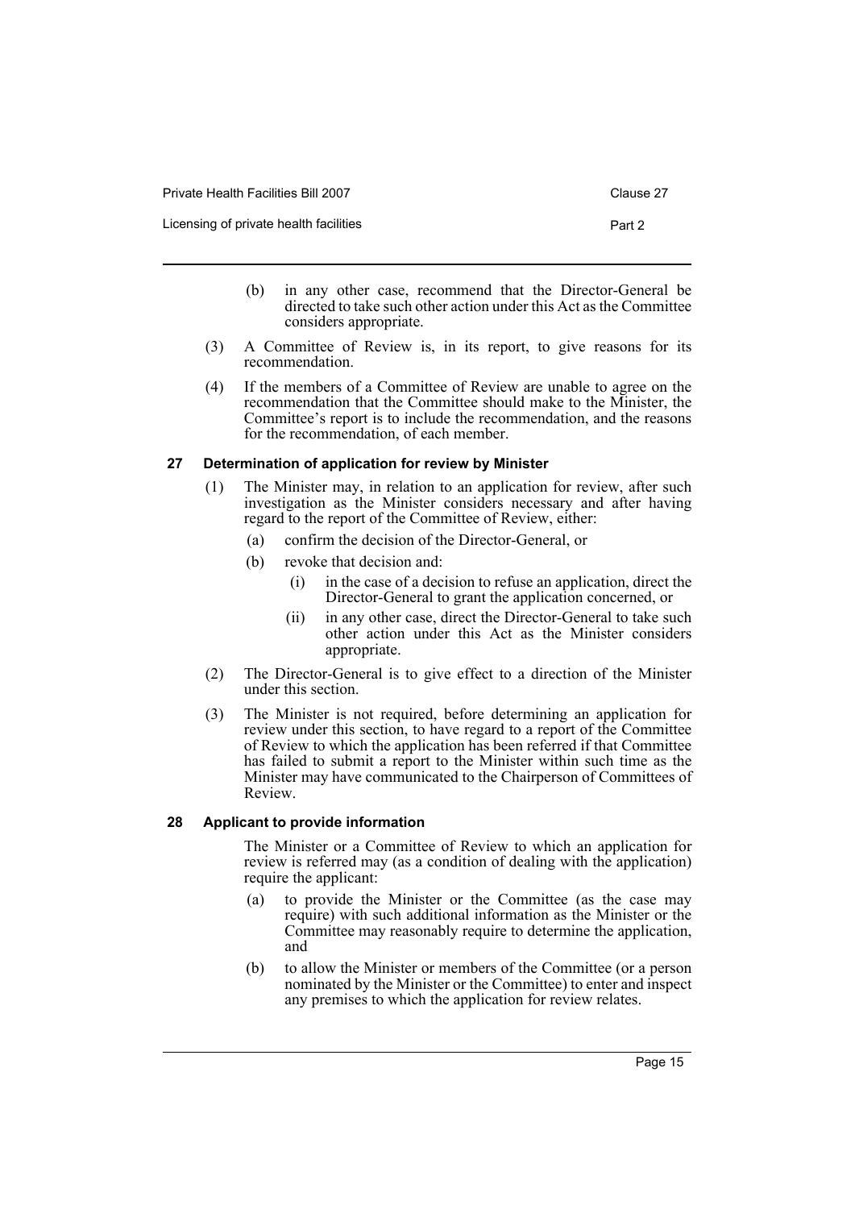(b) in any other case, recommend that the Director-General be directed to take such other action under this Act as the Committee considers appropriate.

(3) A Committee of Review is, in its report, to give reasons for its recommendation.

(4) If the members of a Committee of Review are unable to agree on the recommendation that the Committee should make to the Minister, the Committee's report is to include the recommendation, and the reasons for the recommendation, of each member.

### 27 Determination of application for review by Minister

(1) The Minister may, in relation to an application for review, after such investigation as the Minister considers necessary and after having regard to the report of the Committee of Review, either:

(a) confirm the decision of the Director-General, or

(b) revoke that decision and:

(i) in the case of a decision to refuse an application, direct the Director-General to grant the application concerned, or

(ii) in any other case, direct the Director-General to take such other action under this Act as the Minister considers appropriate.

(2) The Director-General is to give effect to a direction of the Minister under this section.

(3) The Minister is not required, before determining an application for review under this section, to have regard to a report of the Committee of Review to which the application has been referred if that Committee has failed to submit a report to the Minister within such time as the Minister may have communicated to the Chairperson of Committees of Review.

### 28 Applicant to provide information

The Minister or a Committee of Review to which an application for review is referred may (as a condition of dealing with the application) require the applicant:

(a) to provide the Minister or the Committee (as the case may require) with such additional information as the Minister or the Committee may reasonably require to determine the application, and

(b) to allow the Minister or members of the Committee (or a person nominated by the Minister or the Committee) to enter and inspect any premises to which the application for review relates.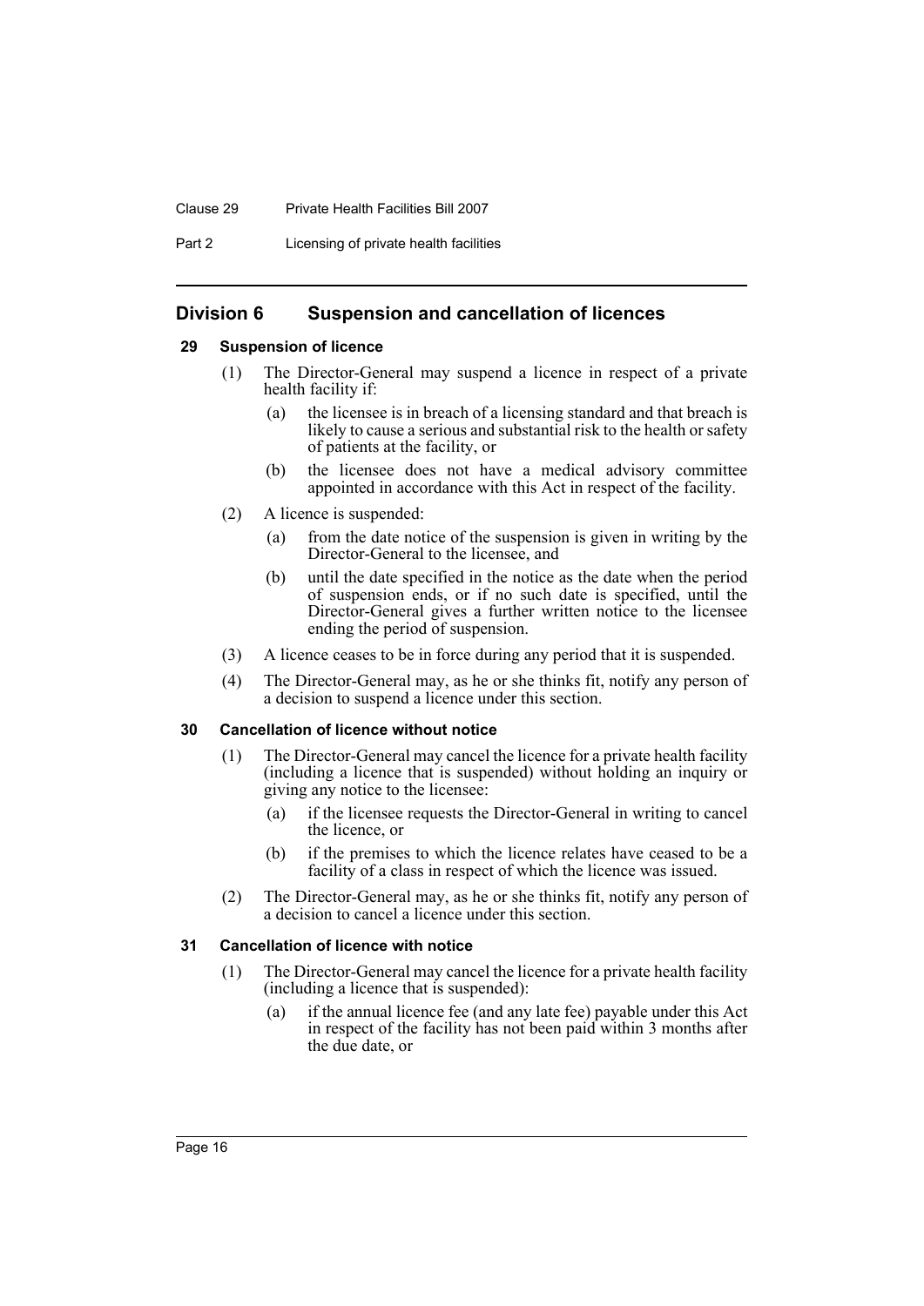## Division 6 Suspension and cancellation of licences

### 29 Suspension of licence

(1) The Director-General may suspend a licence in respect of a private health facility if:

(a) the licensee is in breach of a licensing standard and that breach is likely to cause a serious and substantial risk to the health or safety of patients at the facility, or

(b) the licensee does not have a medical advisory committee appointed in accordance with this Act in respect of the facility.

(2) A licence is suspended:

(a) from the date notice of the suspension is given in writing by the Director-General to the licensee, and

(b) until the date specified in the notice as the date when the period of suspension ends, or if no such date is specified, until the Director-General gives a further written notice to the licensee ending the period of suspension.

(3) A licence ceases to be in force during any period that it is suspended.

(4) The Director-General may, as he or she thinks fit, notify any person of a decision to suspend a licence under this section.

### 30 Cancellation of licence without notice

(1) The Director-General may cancel the licence for a private health facility (including a licence that is suspended) without holding an inquiry or giving any notice to the licensee:

(a) if the licensee requests the Director-General in writing to cancel the licence, or

(b) if the premises to which the licence relates have ceased to be a facility of a class in respect of which the licence was issued.

(2) The Director-General may, as he or she thinks fit, notify any person of a decision to cancel a licence under this section.

### 31 Cancellation of licence with notice

(1) The Director-General may cancel the licence for a private health facility (including a licence that is suspended):

(a) if the annual licence fee (and any late fee) payable under this Act in respect of the facility has not been paid within 3 months after the due date, or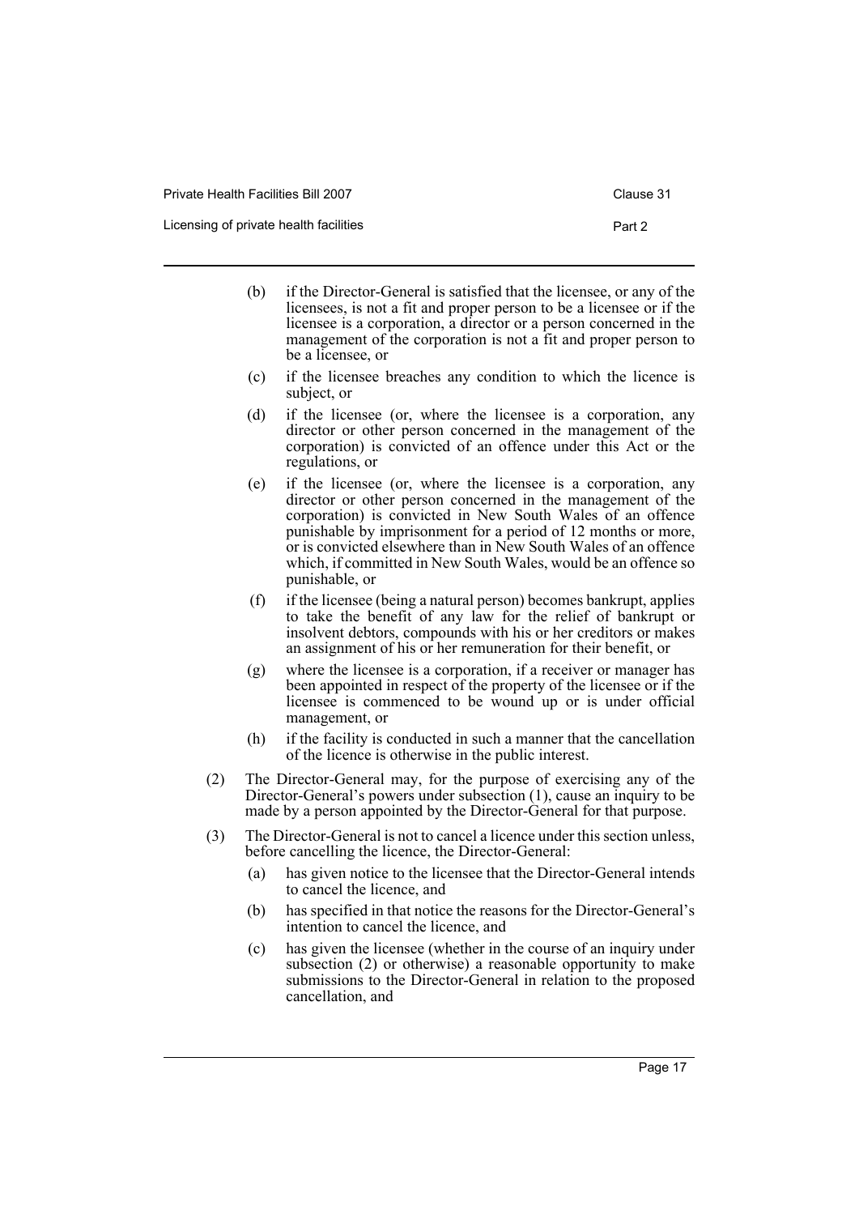(b) if the Director-General is satisfied that the licensee, or any of the licensees, is not a fit and proper person to be a licensee or if the licensee is a corporation, a director or a person concerned in the management of the corporation is not a fit and proper person to be a licensee, or

(c) if the licensee breaches any condition to which the licence is subject, or

(d) if the licensee (or, where the licensee is a corporation, any director or other person concerned in the management of the corporation) is convicted of an offence under this Act or the regulations, or

(e) if the licensee (or, where the licensee is a corporation, any director or other person concerned in the management of the corporation) is convicted in New South Wales of an offence punishable by imprisonment for a period of 12 months or more, or is convicted elsewhere than in New South Wales of an offence which, if committed in New South Wales, would be an offence so punishable, or

(f) if the licensee (being a natural person) becomes bankrupt, applies to take the benefit of any law for the relief of bankrupt or insolvent debtors, compounds with his or her creditors or makes an assignment of his or her remuneration for their benefit, or

(g) where the licensee is a corporation, if a receiver or manager has been appointed in respect of the property of the licensee or if the licensee is commenced to be wound up or is under official management, or

(h) if the facility is conducted in such a manner that the cancellation of the licence is otherwise in the public interest.

(2) The Director-General may, for the purpose of exercising any of the Director-General's powers under subsection (1), cause an inquiry to be made by a person appointed by the Director-General for that purpose.

(3) The Director-General is not to cancel a licence under this section unless, before cancelling the licence, the Director-General:

(a) has given notice to the licensee that the Director-General intends to cancel the licence, and

(b) has specified in that notice the reasons for the Director-General's intention to cancel the licence, and

(c) has given the licensee (whether in the course of an inquiry under subsection (2) or otherwise) a reasonable opportunity to make submissions to the Director-General in relation to the proposed cancellation, and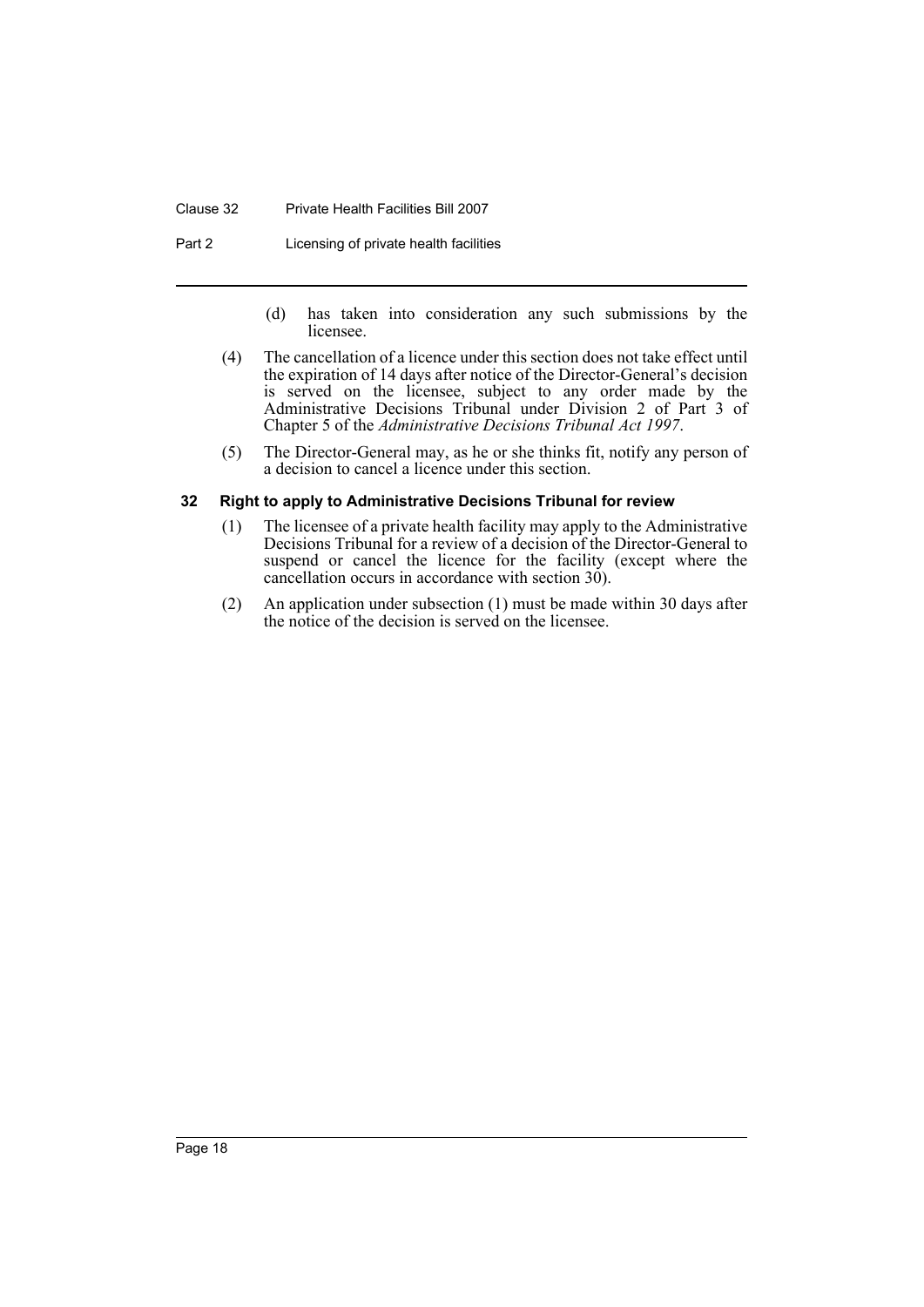(d) has taken into consideration any such submissions by the licensee.

(4) The cancellation of a licence under this section does not take effect until the expiration of 14 days after notice of the Director-General's decision is served on the licensee, subject to any order made by the Administrative Decisions Tribunal under Division 2 of Part 3 of Chapter 5 of the *Administrative Decisions Tribunal Act 1997*.

(5) The Director-General may, as he or she thinks fit, notify any person of a decision to cancel a licence under this section.

### 32 Right to apply to Administrative Decisions Tribunal for review

(1) The licensee of a private health facility may apply to the Administrative Decisions Tribunal for a review of a decision of the Director-General to suspend or cancel the licence for the facility (except where the cancellation occurs in accordance with section 30).

(2) An application under subsection (1) must be made within 30 days after the notice of the decision is served on the licensee.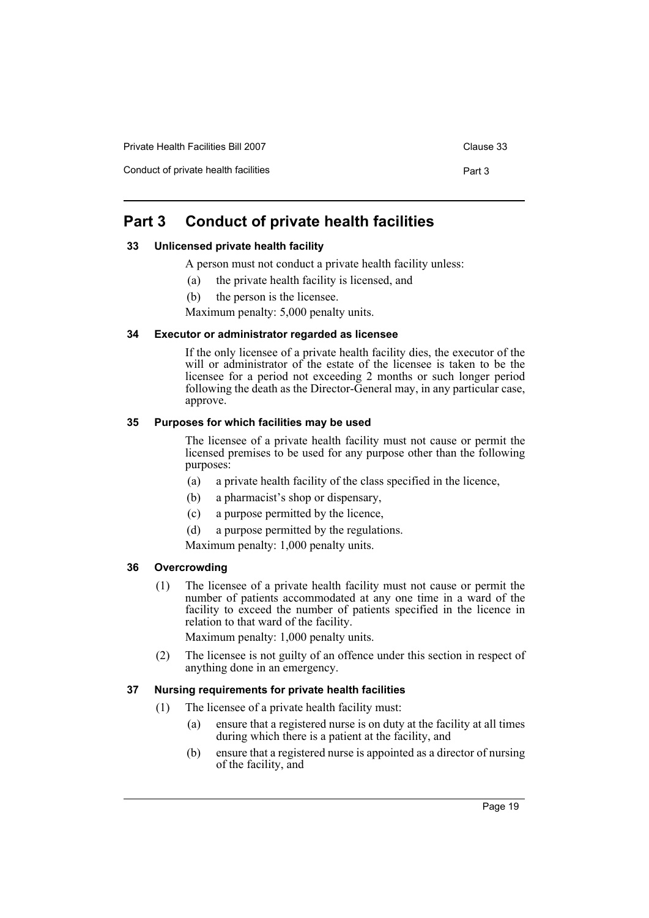# Part 3 Conduct of private health facilities

### 33 Unlicensed private health facility

A person must not conduct a private health facility unless:

(a) the private health facility is licensed, and

(b) the person is the licensee.

Maximum penalty: 5,000 penalty units.

### 34 Executor or administrator regarded as licensee

If the only licensee of a private health facility dies, the executor of the will or administrator of the estate of the licensee is taken to be the licensee for a period not exceeding 2 months or such longer period following the death as the Director-General may, in any particular case, approve.

### 35 Purposes for which facilities may be used

The licensee of a private health facility must not cause or permit the licensed premises to be used for any purpose other than the following purposes:

(a) a private health facility of the class specified in the licence,

(b) a pharmacist's shop or dispensary,

(c) a purpose permitted by the licence,

(d) a purpose permitted by the regulations.

Maximum penalty: 1,000 penalty units.

### 36 Overcrowding

(1) The licensee of a private health facility must not cause or permit the number of patients accommodated at any one time in a ward of the facility to exceed the number of patients specified in the licence in relation to that ward of the facility.

Maximum penalty: 1,000 penalty units.

(2) The licensee is not guilty of an offence under this section in respect of anything done in an emergency.

### 37 Nursing requirements for private health facilities

(1) The licensee of a private health facility must:

(a) ensure that a registered nurse is on duty at the facility at all times during which there is a patient at the facility, and

(b) ensure that a registered nurse is appointed as a director of nursing of the facility, and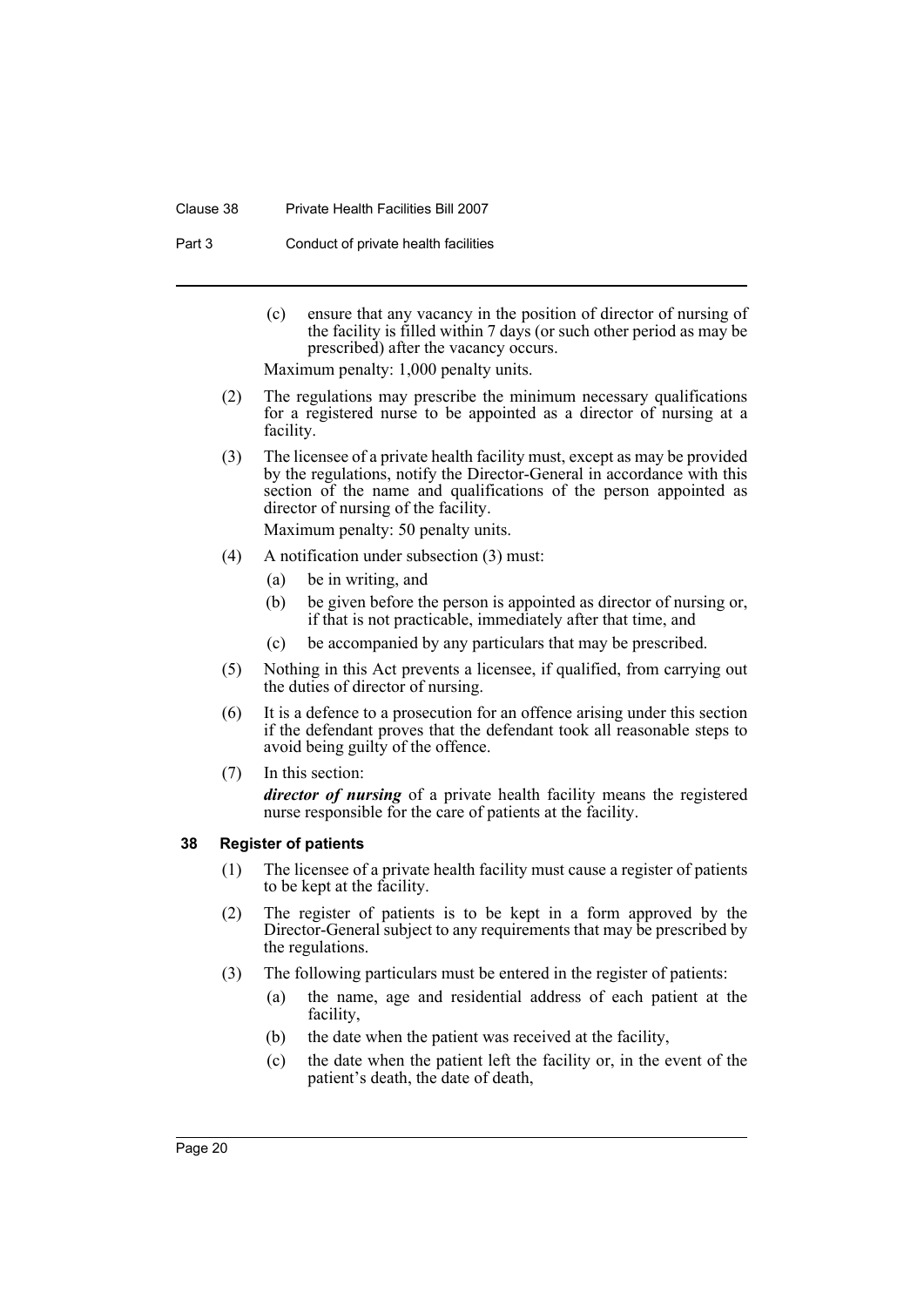(c) ensure that any vacancy in the position of director of nursing of the facility is filled within 7 days (or such other period as may be prescribed) after the vacancy occurs.

Maximum penalty: 1,000 penalty units.

(2) The regulations may prescribe the minimum necessary qualifications for a registered nurse to be appointed as a director of nursing at a facility.

(3) The licensee of a private health facility must, except as may be provided by the regulations, notify the Director-General in accordance with this section of the name and qualifications of the person appointed as director of nursing of the facility.

Maximum penalty: 50 penalty units.

(4) A notification under subsection (3) must:

(a) be in writing, and

(b) be given before the person is appointed as director of nursing or, if that is not practicable, immediately after that time, and

(c) be accompanied by any particulars that may be prescribed.

(5) Nothing in this Act prevents a licensee, if qualified, from carrying out the duties of director of nursing.

(6) It is a defence to a prosecution for an offence arising under this section if the defendant proves that the defendant took all reasonable steps to avoid being guilty of the offence.

(7) In this section:

***director of nursing*** of a private health facility means the registered nurse responsible for the care of patients at the facility.

### 38 Register of patients

(1) The licensee of a private health facility must cause a register of patients to be kept at the facility.

(2) The register of patients is to be kept in a form approved by the Director-General subject to any requirements that may be prescribed by the regulations.

(3) The following particulars must be entered in the register of patients:

(a) the name, age and residential address of each patient at the facility,

(b) the date when the patient was received at the facility,

(c) the date when the patient left the facility or, in the event of the patient's death, the date of death,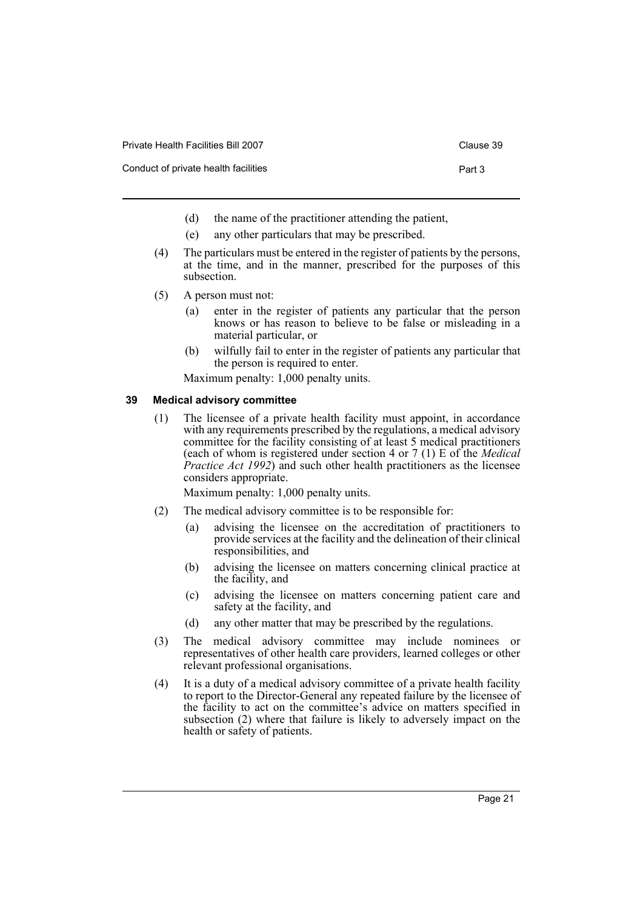(d) the name of the practitioner attending the patient,

(e) any other particulars that may be prescribed.

(4) The particulars must be entered in the register of patients by the persons, at the time, and in the manner, prescribed for the purposes of this subsection.

(5) A person must not:

(a) enter in the register of patients any particular that the person knows or has reason to believe to be false or misleading in a material particular, or

(b) wilfully fail to enter in the register of patients any particular that the person is required to enter.

Maximum penalty: 1,000 penalty units.

### 39 Medical advisory committee

(1) The licensee of a private health facility must appoint, in accordance with any requirements prescribed by the regulations, a medical advisory committee for the facility consisting of at least 5 medical practitioners (each of whom is registered under section 4 or 7 (1) E of the *Medical Practice Act 1992*) and such other health practitioners as the licensee considers appropriate.

Maximum penalty: 1,000 penalty units.

(2) The medical advisory committee is to be responsible for:

(a) advising the licensee on the accreditation of practitioners to provide services at the facility and the delineation of their clinical responsibilities, and

(b) advising the licensee on matters concerning clinical practice at the facility, and

(c) advising the licensee on matters concerning patient care and safety at the facility, and

(d) any other matter that may be prescribed by the regulations.

(3) The medical advisory committee may include nominees or representatives of other health care providers, learned colleges or other relevant professional organisations.

(4) It is a duty of a medical advisory committee of a private health facility to report to the Director-General any repeated failure by the licensee of the facility to act on the committee's advice on matters specified in subsection (2) where that failure is likely to adversely impact on the health or safety of patients.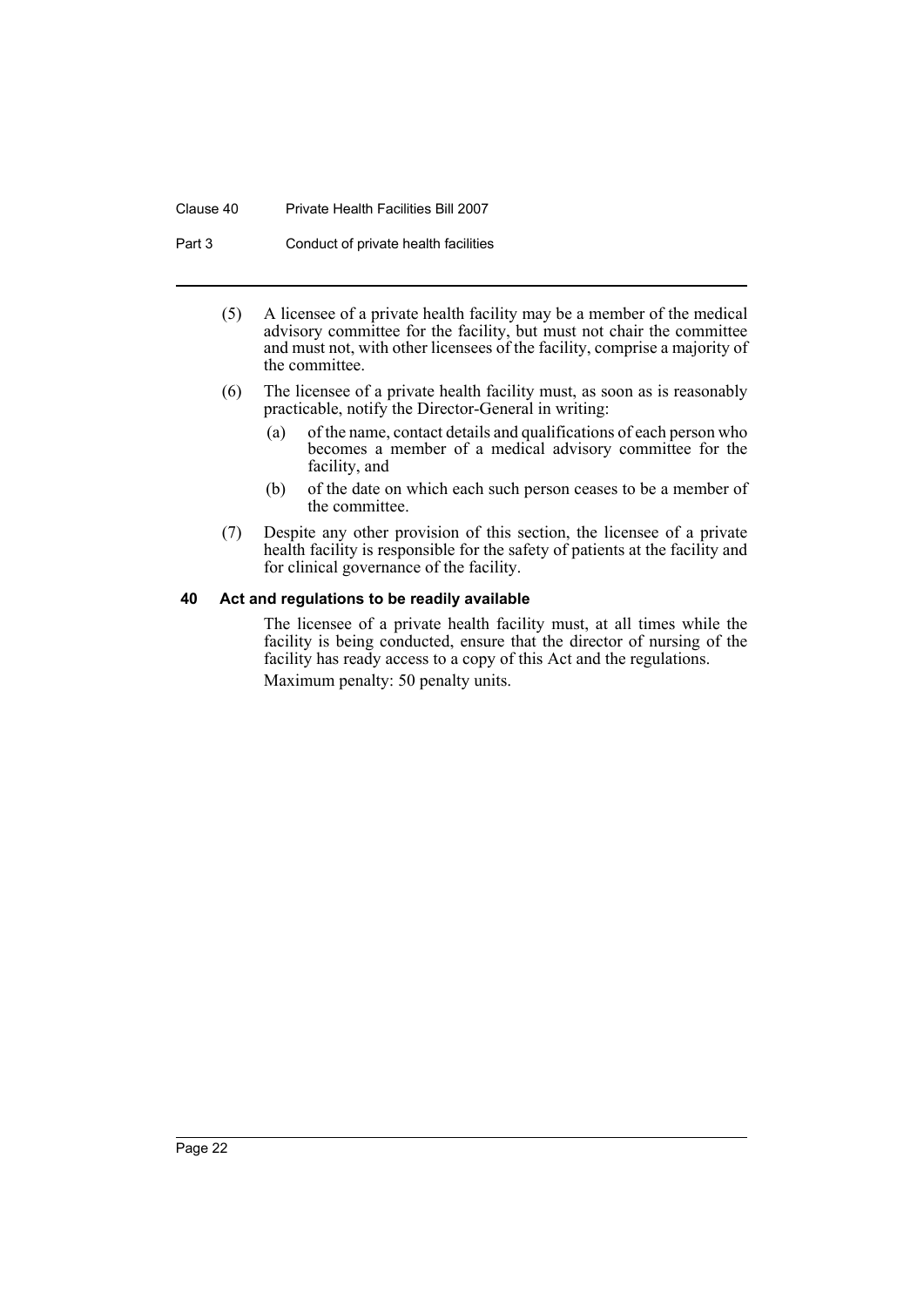(5) A licensee of a private health facility may be a member of the medical advisory committee for the facility, but must not chair the committee and must not, with other licensees of the facility, comprise a majority of the committee.

(6) The licensee of a private health facility must, as soon as is reasonably practicable, notify the Director-General in writing:

- (a) of the name, contact details and qualifications of each person who becomes a member of a medical advisory committee for the facility, and
- (b) of the date on which each such person ceases to be a member of the committee.

(7) Despite any other provision of this section, the licensee of a private health facility is responsible for the safety of patients at the facility and for clinical governance of the facility.

### 40 Act and regulations to be readily available

The licensee of a private health facility must, at all times while the facility is being conducted, ensure that the director of nursing of the facility has ready access to a copy of this Act and the regulations.

Maximum penalty: 50 penalty units.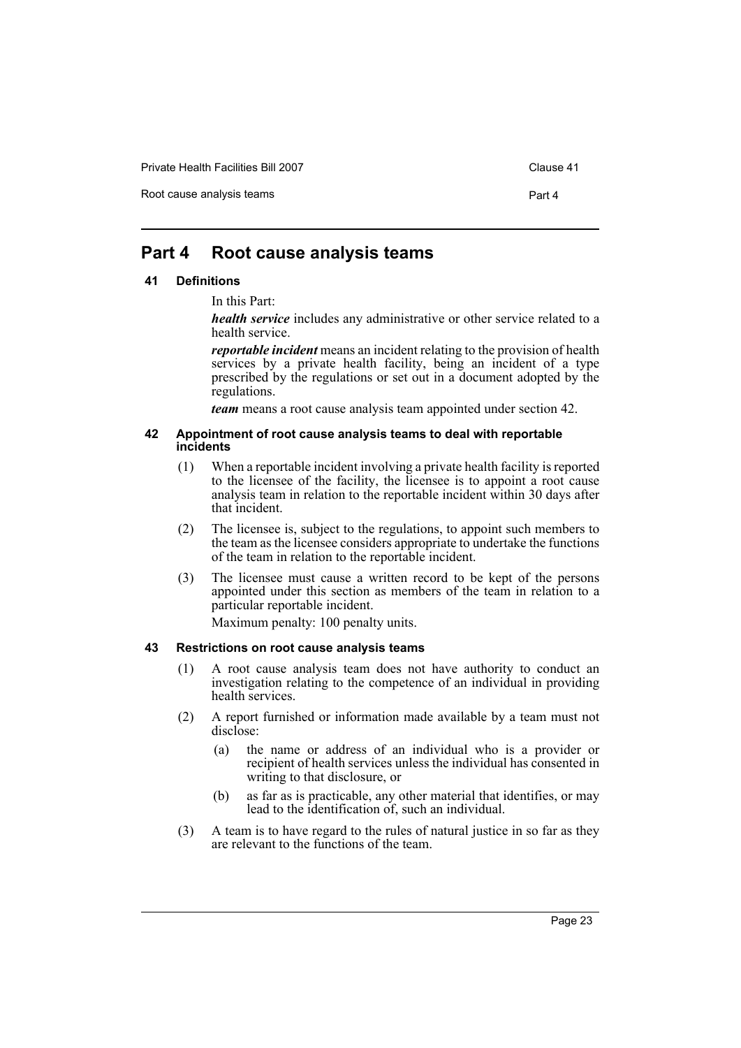# Part 4 Root cause analysis teams

### 41 Definitions

In this Part:

***health service*** includes any administrative or other service related to a health service.

***reportable incident*** means an incident relating to the provision of health services by a private health facility, being an incident of a type prescribed by the regulations or set out in a document adopted by the regulations.

***team*** means a root cause analysis team appointed under section 42.

### 42 Appointment of root cause analysis teams to deal with reportable incidents

(1) When a reportable incident involving a private health facility is reported to the licensee of the facility, the licensee is to appoint a root cause analysis team in relation to the reportable incident within 30 days after that incident.

(2) The licensee is, subject to the regulations, to appoint such members to the team as the licensee considers appropriate to undertake the functions of the team in relation to the reportable incident.

(3) The licensee must cause a written record to be kept of the persons appointed under this section as members of the team in relation to a particular reportable incident.

Maximum penalty: 100 penalty units.

### 43 Restrictions on root cause analysis teams

(1) A root cause analysis team does not have authority to conduct an investigation relating to the competence of an individual in providing health services.

(2) A report furnished or information made available by a team must not disclose:

(a) the name or address of an individual who is a provider or recipient of health services unless the individual has consented in writing to that disclosure, or

(b) as far as is practicable, any other material that identifies, or may lead to the identification of, such an individual.

(3) A team is to have regard to the rules of natural justice in so far as they are relevant to the functions of the team.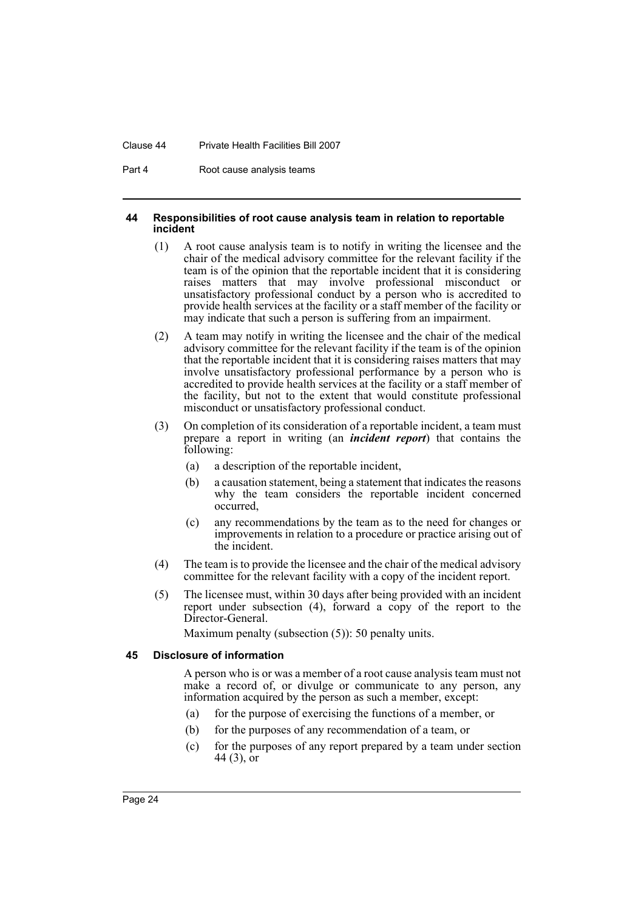#### 44 Responsibilities of root cause analysis team in relation to reportable incident

(1) A root cause analysis team is to notify in writing the licensee and the chair of the medical advisory committee for the relevant facility if the team is of the opinion that the reportable incident that it is considering raises matters that may involve professional misconduct or unsatisfactory professional conduct by a person who is accredited to provide health services at the facility or a staff member of the facility or may indicate that such a person is suffering from an impairment.

(2) A team may notify in writing the licensee and the chair of the medical advisory committee for the relevant facility if the team is of the opinion that the reportable incident that it is considering raises matters that may involve unsatisfactory professional performance by a person who is accredited to provide health services at the facility or a staff member of the facility, but not to the extent that would constitute professional misconduct or unsatisfactory professional conduct.

(3) On completion of its consideration of a reportable incident, a team must prepare a report in writing (an ***incident report***) that contains the following:

- (a) a description of the reportable incident,
- (b) a causation statement, being a statement that indicates the reasons why the team considers the reportable incident concerned occurred,
- (c) any recommendations by the team as to the need for changes or improvements in relation to a procedure or practice arising out of the incident.

(4) The team is to provide the licensee and the chair of the medical advisory committee for the relevant facility with a copy of the incident report.

(5) The licensee must, within 30 days after being provided with an incident report under subsection (4), forward a copy of the report to the Director-General.

Maximum penalty (subsection (5)): 50 penalty units.

#### 45 Disclosure of information

A person who is or was a member of a root cause analysis team must not make a record of, or divulge or communicate to any person, any information acquired by the person as such a member, except:

- (a) for the purpose of exercising the functions of a member, or
- (b) for the purposes of any recommendation of a team, or
- (c) for the purposes of any report prepared by a team under section 44 (3), or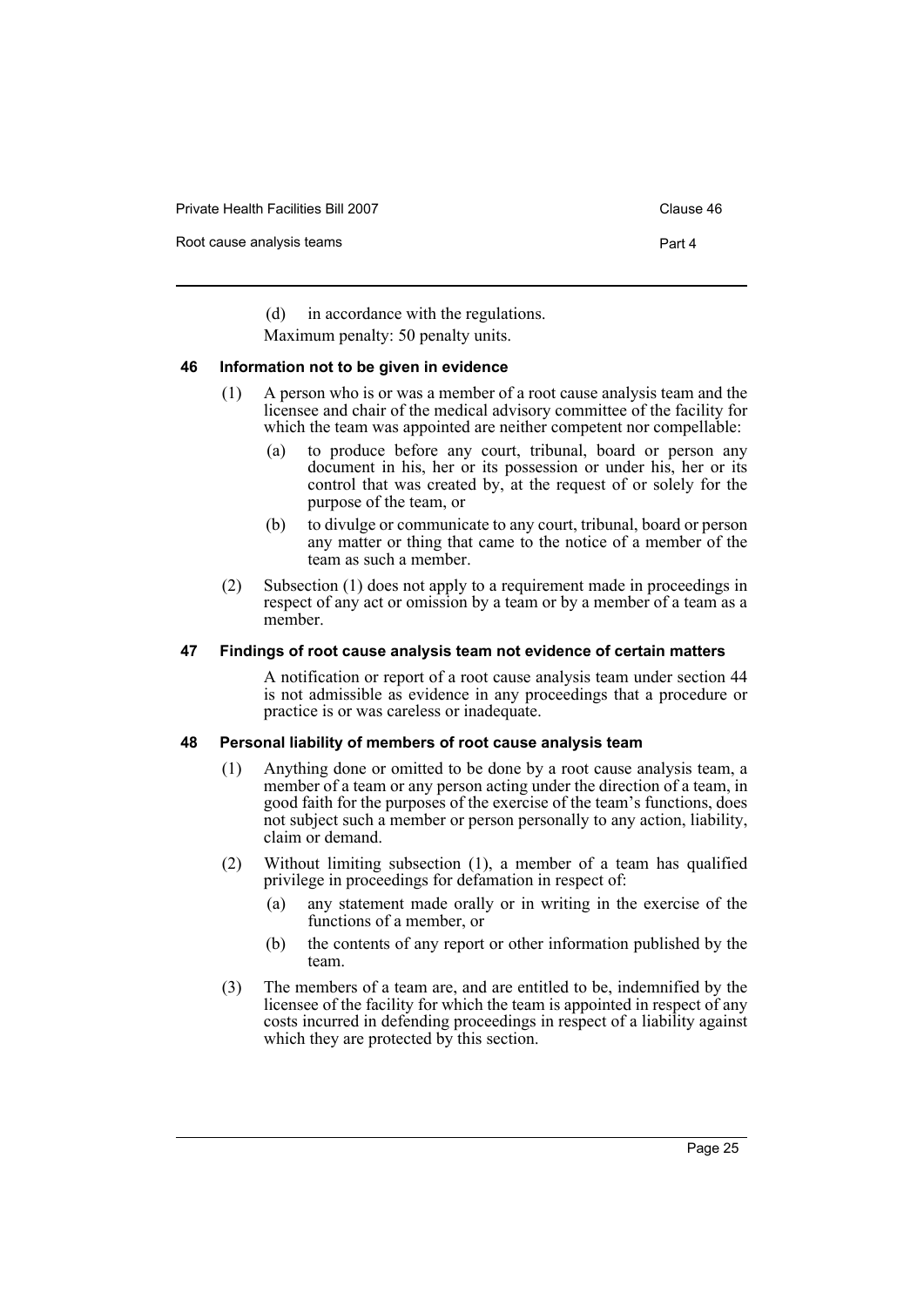(d) in accordance with the regulations.

Maximum penalty: 50 penalty units.

### 46 Information not to be given in evidence

(1) A person who is or was a member of a root cause analysis team and the licensee and chair of the medical advisory committee of the facility for which the team was appointed are neither competent nor compellable:

(a) to produce before any court, tribunal, board or person any document in his, her or its possession or under his, her or its control that was created by, at the request of or solely for the purpose of the team, or

(b) to divulge or communicate to any court, tribunal, board or person any matter or thing that came to the notice of a member of the team as such a member.

(2) Subsection (1) does not apply to a requirement made in proceedings in respect of any act or omission by a team or by a member of a team as a member.

### 47 Findings of root cause analysis team not evidence of certain matters

A notification or report of a root cause analysis team under section 44 is not admissible as evidence in any proceedings that a procedure or practice is or was careless or inadequate.

### 48 Personal liability of members of root cause analysis team

(1) Anything done or omitted to be done by a root cause analysis team, a member of a team or any person acting under the direction of a team, in good faith for the purposes of the exercise of the team's functions, does not subject such a member or person personally to any action, liability, claim or demand.

(2) Without limiting subsection (1), a member of a team has qualified privilege in proceedings for defamation in respect of:

(a) any statement made orally or in writing in the exercise of the functions of a member, or

(b) the contents of any report or other information published by the team.

(3) The members of a team are, and are entitled to be, indemnified by the licensee of the facility for which the team is appointed in respect of any costs incurred in defending proceedings in respect of a liability against which they are protected by this section.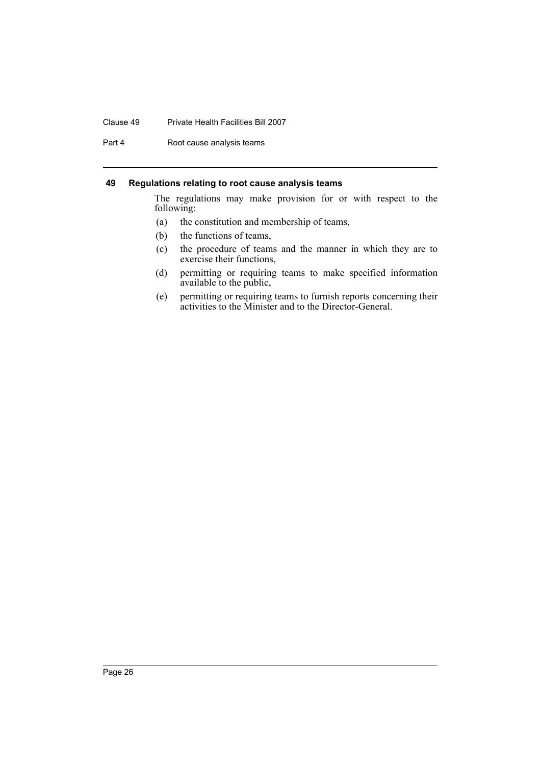## 49 Regulations relating to root cause analysis teams

The regulations may make provision for or with respect to the following:

(a) the constitution and membership of teams,

(b) the functions of teams,

(c) the procedure of teams and the manner in which they are to exercise their functions,

(d) permitting or requiring teams to make specified information available to the public,

(e) permitting or requiring teams to furnish reports concerning their activities to the Minister and to the Director-General.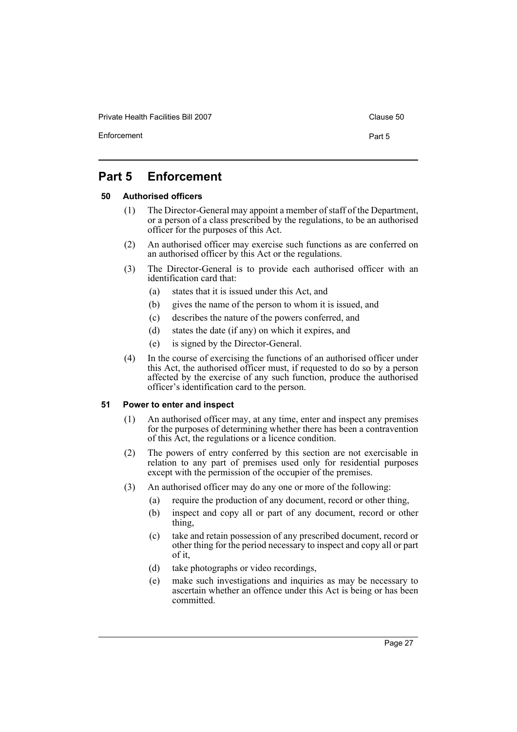# Part 5 Enforcement

### 50 Authorised officers

(1) The Director-General may appoint a member of staff of the Department, or a person of a class prescribed by the regulations, to be an authorised officer for the purposes of this Act.

(2) An authorised officer may exercise such functions as are conferred on an authorised officer by this Act or the regulations.

(3) The Director-General is to provide each authorised officer with an identification card that:

- (a) states that it is issued under this Act, and
- (b) gives the name of the person to whom it is issued, and
- (c) describes the nature of the powers conferred, and
- (d) states the date (if any) on which it expires, and
- (e) is signed by the Director-General.

(4) In the course of exercising the functions of an authorised officer under this Act, the authorised officer must, if requested to do so by a person affected by the exercise of any such function, produce the authorised officer's identification card to the person.

### 51 Power to enter and inspect

(1) An authorised officer may, at any time, enter and inspect any premises for the purposes of determining whether there has been a contravention of this Act, the regulations or a licence condition.

(2) The powers of entry conferred by this section are not exercisable in relation to any part of premises used only for residential purposes except with the permission of the occupier of the premises.

(3) An authorised officer may do any one or more of the following:

- (a) require the production of any document, record or other thing,
- (b) inspect and copy all or part of any document, record or other thing,
- (c) take and retain possession of any prescribed document, record or other thing for the period necessary to inspect and copy all or part of it,
- (d) take photographs or video recordings,
- (e) make such investigations and inquiries as may be necessary to ascertain whether an offence under this Act is being or has been committed.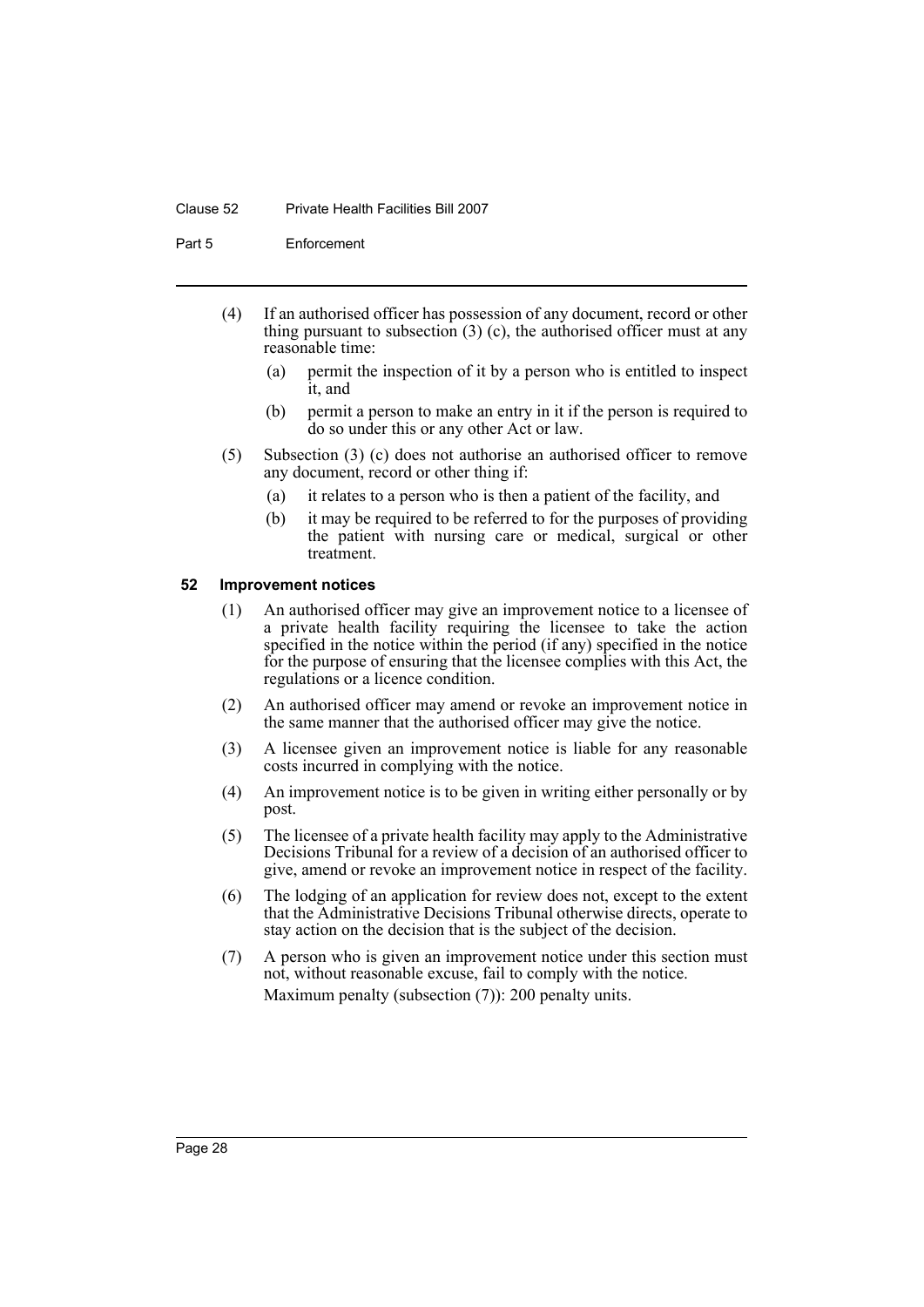(4) If an authorised officer has possession of any document, record or other thing pursuant to subsection (3) (c), the authorised officer must at any reasonable time:

(a) permit the inspection of it by a person who is entitled to inspect it, and

(b) permit a person to make an entry in it if the person is required to do so under this or any other Act or law.

(5) Subsection (3) (c) does not authorise an authorised officer to remove any document, record or other thing if:

(a) it relates to a person who is then a patient of the facility, and

(b) it may be required to be referred to for the purposes of providing the patient with nursing care or medical, surgical or other treatment.

### 52 Improvement notices

(1) An authorised officer may give an improvement notice to a licensee of a private health facility requiring the licensee to take the action specified in the notice within the period (if any) specified in the notice for the purpose of ensuring that the licensee complies with this Act, the regulations or a licence condition.

(2) An authorised officer may amend or revoke an improvement notice in the same manner that the authorised officer may give the notice.

(3) A licensee given an improvement notice is liable for any reasonable costs incurred in complying with the notice.

(4) An improvement notice is to be given in writing either personally or by post.

(5) The licensee of a private health facility may apply to the Administrative Decisions Tribunal for a review of a decision of an authorised officer to give, amend or revoke an improvement notice in respect of the facility.

(6) The lodging of an application for review does not, except to the extent that the Administrative Decisions Tribunal otherwise directs, operate to stay action on the decision that is the subject of the decision.

(7) A person who is given an improvement notice under this section must not, without reasonable excuse, fail to comply with the notice.

Maximum penalty (subsection (7)): 200 penalty units.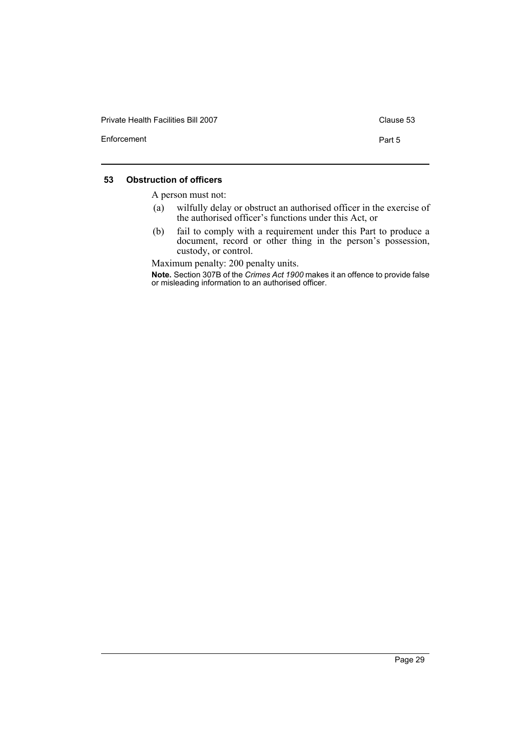### 53 Obstruction of officers

A person must not:

(a) wilfully delay or obstruct an authorised officer in the exercise of the authorised officer's functions under this Act, or

(b) fail to comply with a requirement under this Part to produce a document, record or other thing in the person's possession, custody, or control.

Maximum penalty: 200 penalty units.

**Note.** Section 307B of the *Crimes Act 1900* makes it an offence to provide false or misleading information to an authorised officer.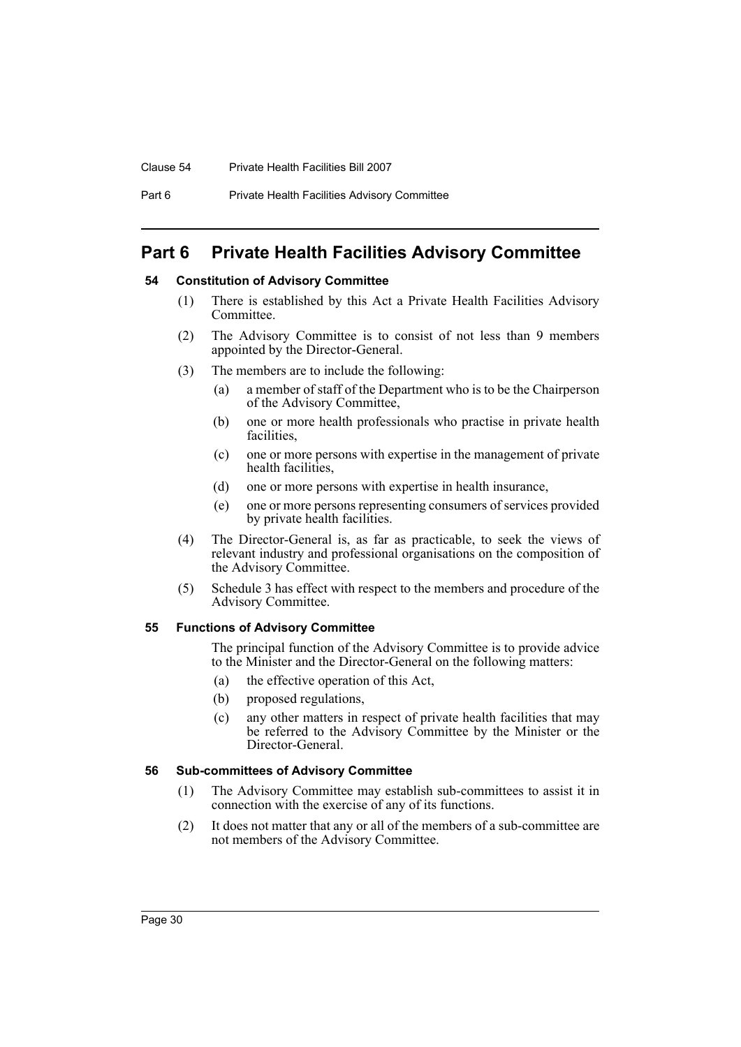# Part 6 Private Health Facilities Advisory Committee

### 54 Constitution of Advisory Committee

(1) There is established by this Act a Private Health Facilities Advisory Committee.

(2) The Advisory Committee is to consist of not less than 9 members appointed by the Director-General.

(3) The members are to include the following:

- (a) a member of staff of the Department who is to be the Chairperson of the Advisory Committee,
- (b) one or more health professionals who practise in private health facilities,
- (c) one or more persons with expertise in the management of private health facilities,
- (d) one or more persons with expertise in health insurance,
- (e) one or more persons representing consumers of services provided by private health facilities.

(4) The Director-General is, as far as practicable, to seek the views of relevant industry and professional organisations on the composition of the Advisory Committee.

(5) Schedule 3 has effect with respect to the members and procedure of the Advisory Committee.

### 55 Functions of Advisory Committee

The principal function of the Advisory Committee is to provide advice to the Minister and the Director-General on the following matters:

- (a) the effective operation of this Act,
- (b) proposed regulations,
- (c) any other matters in respect of private health facilities that may be referred to the Advisory Committee by the Minister or the Director-General.

### 56 Sub-committees of Advisory Committee

(1) The Advisory Committee may establish sub-committees to assist it in connection with the exercise of any of its functions.

(2) It does not matter that any or all of the members of a sub-committee are not members of the Advisory Committee.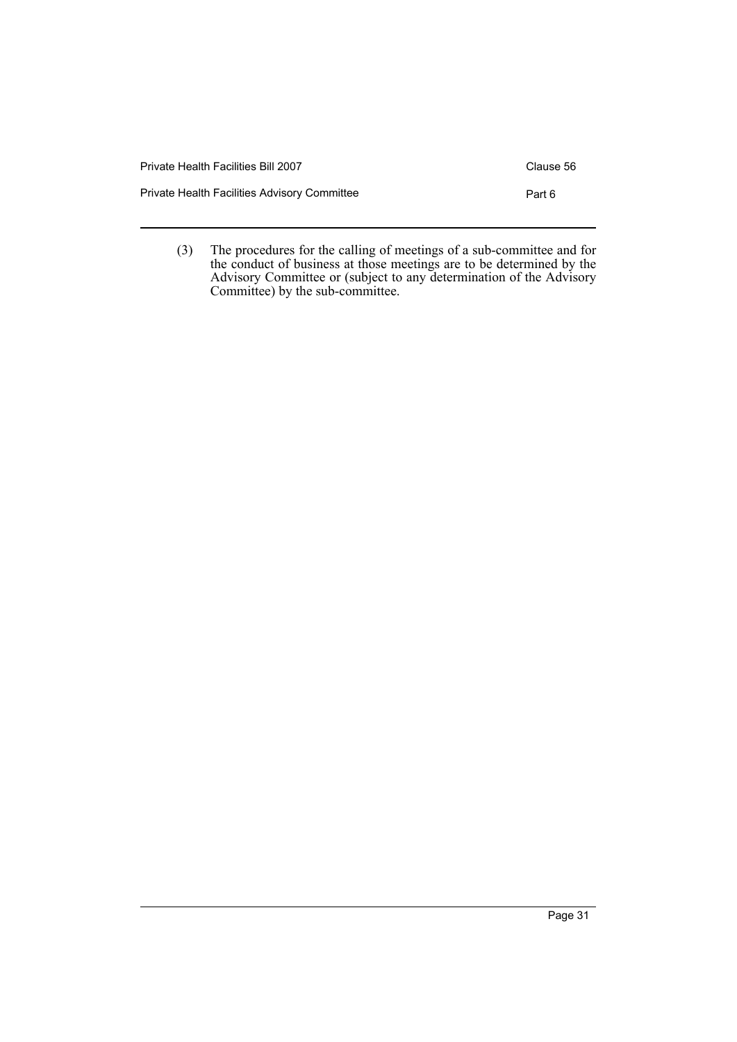(3) The procedures for the calling of meetings of a sub-committee and for the conduct of business at those meetings are to be determined by the Advisory Committee or (subject to any determination of the Advisory Committee) by the sub-committee.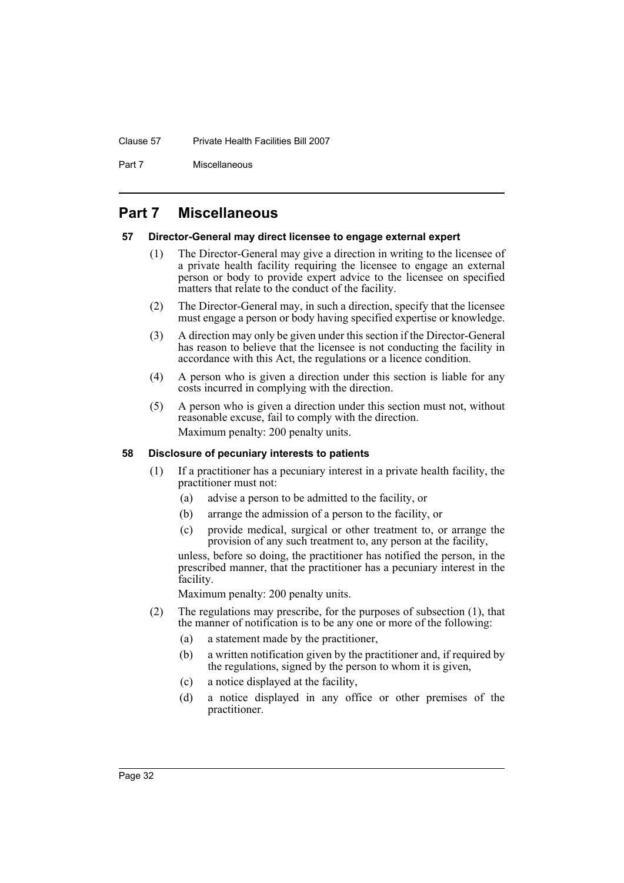# Part 7 Miscellaneous

### 57 Director-General may direct licensee to engage external expert

(1) The Director-General may give a direction in writing to the licensee of a private health facility requiring the licensee to engage an external person or body to provide expert advice to the licensee on specified matters that relate to the conduct of the facility.

(2) The Director-General may, in such a direction, specify that the licensee must engage a person or body having specified expertise or knowledge.

(3) A direction may only be given under this section if the Director-General has reason to believe that the licensee is not conducting the facility in accordance with this Act, the regulations or a licence condition.

(4) A person who is given a direction under this section is liable for any costs incurred in complying with the direction.

(5) A person who is given a direction under this section must not, without reasonable excuse, fail to comply with the direction.

Maximum penalty: 200 penalty units.

### 58 Disclosure of pecuniary interests to patients

(1) If a practitioner has a pecuniary interest in a private health facility, the practitioner must not:

- (a) advise a person to be admitted to the facility, or
- (b) arrange the admission of a person to the facility, or
- (c) provide medical, surgical or other treatment to, or arrange the provision of any such treatment to, any person at the facility,

unless, before so doing, the practitioner has notified the person, in the prescribed manner, that the practitioner has a pecuniary interest in the facility.

Maximum penalty: 200 penalty units.

(2) The regulations may prescribe, for the purposes of subsection (1), that the manner of notification is to be any one or more of the following:

- (a) a statement made by the practitioner,
- (b) a written notification given by the practitioner and, if required by the regulations, signed by the person to whom it is given,
- (c) a notice displayed at the facility,
- (d) a notice displayed in any office or other premises of the practitioner.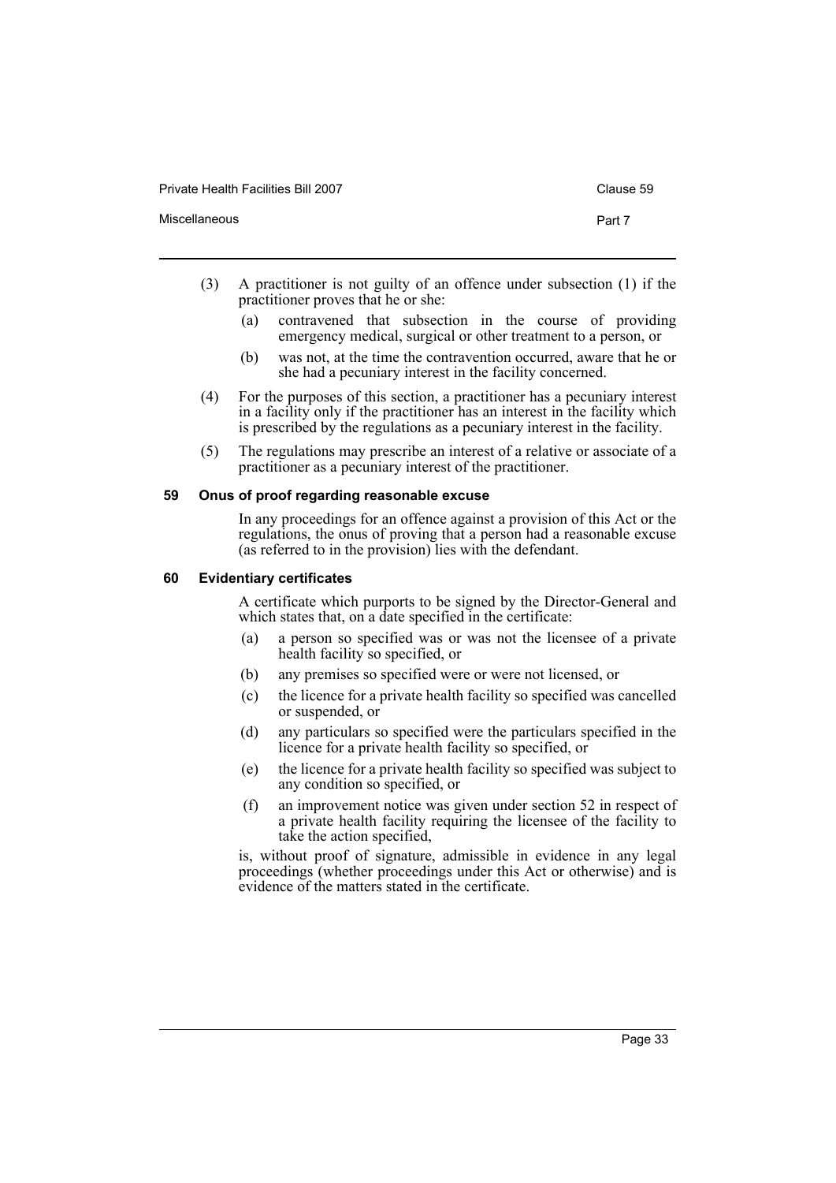(3) A practitioner is not guilty of an offence under subsection (1) if the practitioner proves that he or she:

- (a) contravened that subsection in the course of providing emergency medical, surgical or other treatment to a person, or
- (b) was not, at the time the contravention occurred, aware that he or she had a pecuniary interest in the facility concerned.

(4) For the purposes of this section, a practitioner has a pecuniary interest in a facility only if the practitioner has an interest in the facility which is prescribed by the regulations as a pecuniary interest in the facility.

(5) The regulations may prescribe an interest of a relative or associate of a practitioner as a pecuniary interest of the practitioner.

### 59 Onus of proof regarding reasonable excuse

In any proceedings for an offence against a provision of this Act or the regulations, the onus of proving that a person had a reasonable excuse (as referred to in the provision) lies with the defendant.

### 60 Evidentiary certificates

A certificate which purports to be signed by the Director-General and which states that, on a date specified in the certificate:

- (a) a person so specified was or was not the licensee of a private health facility so specified, or
- (b) any premises so specified were or were not licensed, or
- (c) the licence for a private health facility so specified was cancelled or suspended, or
- (d) any particulars so specified were the particulars specified in the licence for a private health facility so specified, or
- (e) the licence for a private health facility so specified was subject to any condition so specified, or
- (f) an improvement notice was given under section 52 in respect of a private health facility requiring the licensee of the facility to take the action specified,

is, without proof of signature, admissible in evidence in any legal proceedings (whether proceedings under this Act or otherwise) and is evidence of the matters stated in the certificate.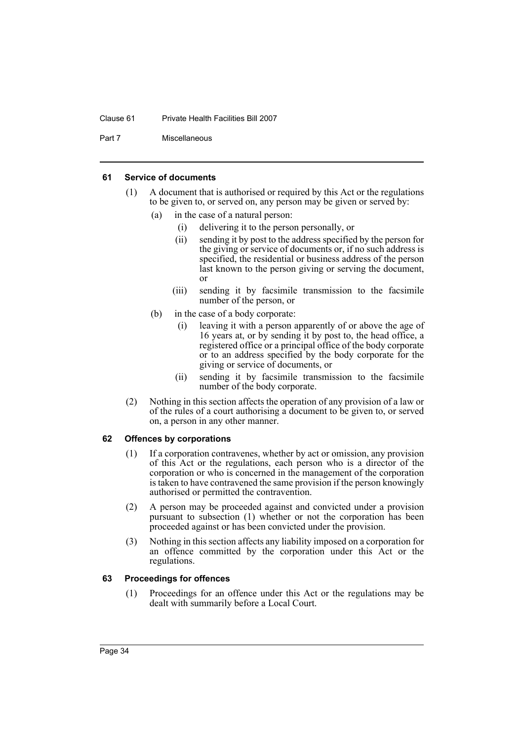### 61 Service of documents

(1) A document that is authorised or required by this Act or the regulations to be given to, or served on, any person may be given or served by:

- (a) in the case of a natural person:
  - (i) delivering it to the person personally, or
  - (ii) sending it by post to the address specified by the person for the giving or service of documents or, if no such address is specified, the residential or business address of the person last known to the person giving or serving the document, or
  - (iii) sending it by facsimile transmission to the facsimile number of the person, or
- (b) in the case of a body corporate:
  - (i) leaving it with a person apparently of or above the age of 16 years at, or by sending it by post to, the head office, a registered office or a principal office of the body corporate or to an address specified by the body corporate for the giving or service of documents, or
  - (ii) sending it by facsimile transmission to the facsimile number of the body corporate.

(2) Nothing in this section affects the operation of any provision of a law or of the rules of a court authorising a document to be given to, or served on, a person in any other manner.

### 62 Offences by corporations

(1) If a corporation contravenes, whether by act or omission, any provision of this Act or the regulations, each person who is a director of the corporation or who is concerned in the management of the corporation is taken to have contravened the same provision if the person knowingly authorised or permitted the contravention.

(2) A person may be proceeded against and convicted under a provision pursuant to subsection (1) whether or not the corporation has been proceeded against or has been convicted under the provision.

(3) Nothing in this section affects any liability imposed on a corporation for an offence committed by the corporation under this Act or the regulations.

### 63 Proceedings for offences

(1) Proceedings for an offence under this Act or the regulations may be dealt with summarily before a Local Court.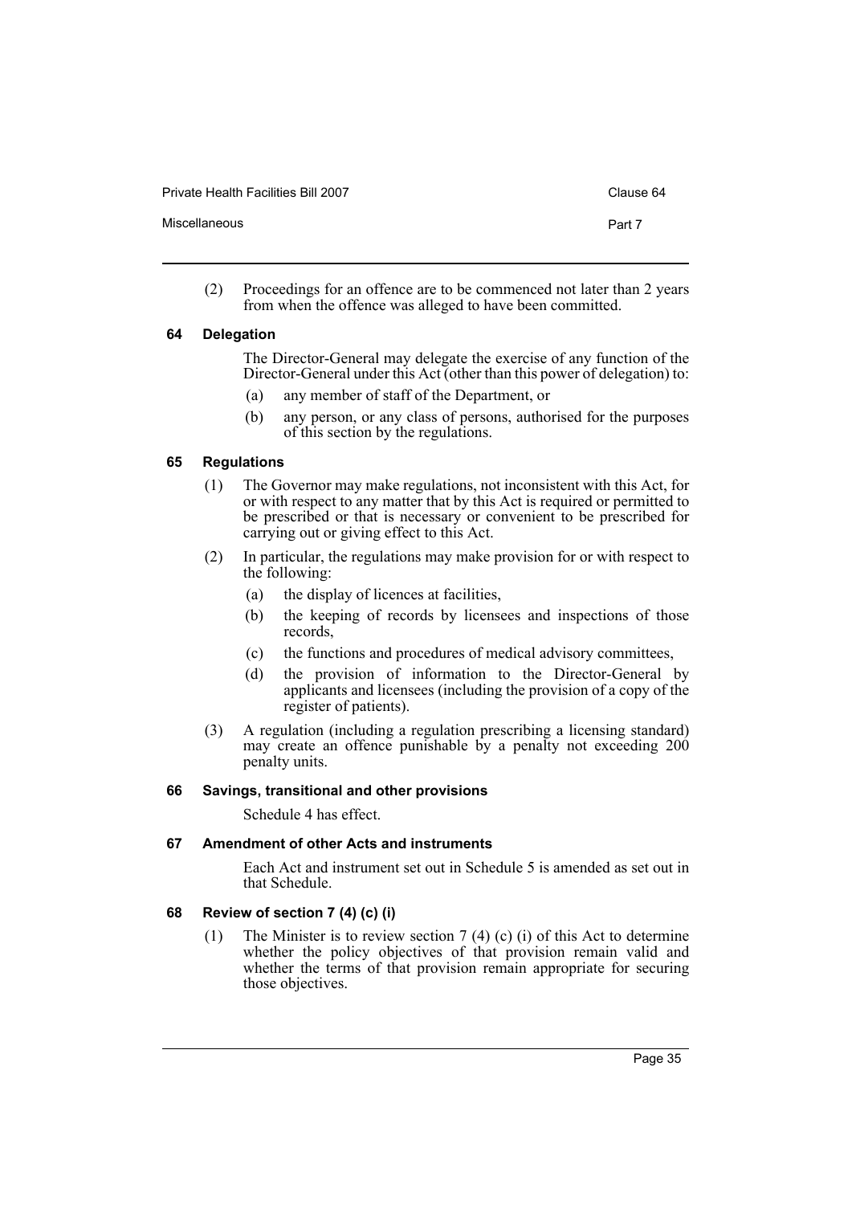(2) Proceedings for an offence are to be commenced not later than 2 years from when the offence was alleged to have been committed.

### 64 Delegation

The Director-General may delegate the exercise of any function of the Director-General under this Act (other than this power of delegation) to:

(a) any member of staff of the Department, or

(b) any person, or any class of persons, authorised for the purposes of this section by the regulations.

### 65 Regulations

(1) The Governor may make regulations, not inconsistent with this Act, for or with respect to any matter that by this Act is required or permitted to be prescribed or that is necessary or convenient to be prescribed for carrying out or giving effect to this Act.

(2) In particular, the regulations may make provision for or with respect to the following:

(a) the display of licences at facilities,

(b) the keeping of records by licensees and inspections of those records,

(c) the functions and procedures of medical advisory committees,

(d) the provision of information to the Director-General by applicants and licensees (including the provision of a copy of the register of patients).

(3) A regulation (including a regulation prescribing a licensing standard) may create an offence punishable by a penalty not exceeding 200 penalty units.

### 66 Savings, transitional and other provisions

Schedule 4 has effect.

### 67 Amendment of other Acts and instruments

Each Act and instrument set out in Schedule 5 is amended as set out in that Schedule.

### 68 Review of section 7 (4) (c) (i)

(1) The Minister is to review section 7 (4) (c) (i) of this Act to determine whether the policy objectives of that provision remain valid and whether the terms of that provision remain appropriate for securing those objectives.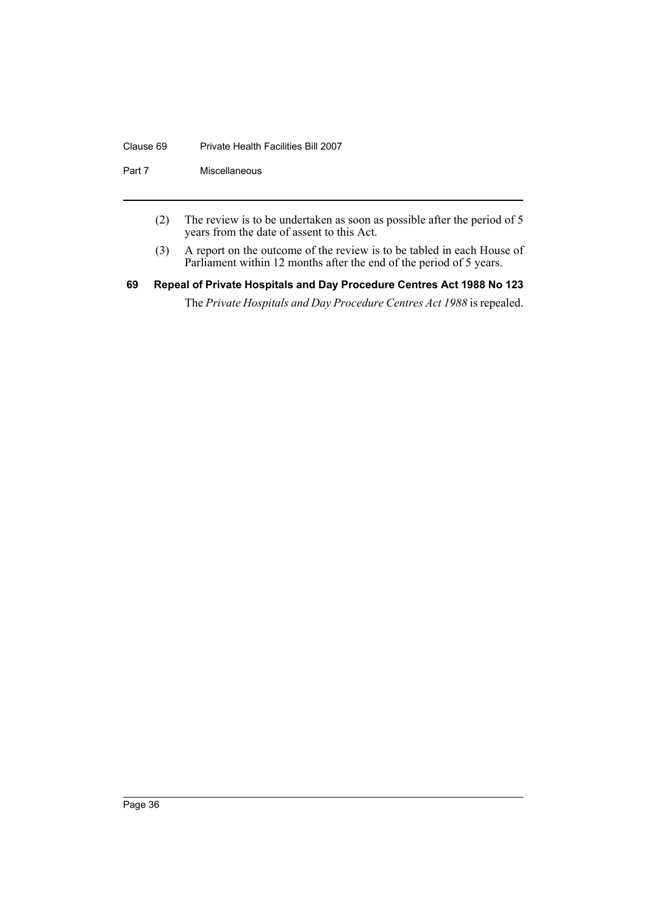(2) The review is to be undertaken as soon as possible after the period of 5 years from the date of assent to this Act.

(3) A report on the outcome of the review is to be tabled in each House of Parliament within 12 months after the end of the period of 5 years.

### 69 Repeal of Private Hospitals and Day Procedure Centres Act 1988 No 123

The *Private Hospitals and Day Procedure Centres Act 1988* is repealed.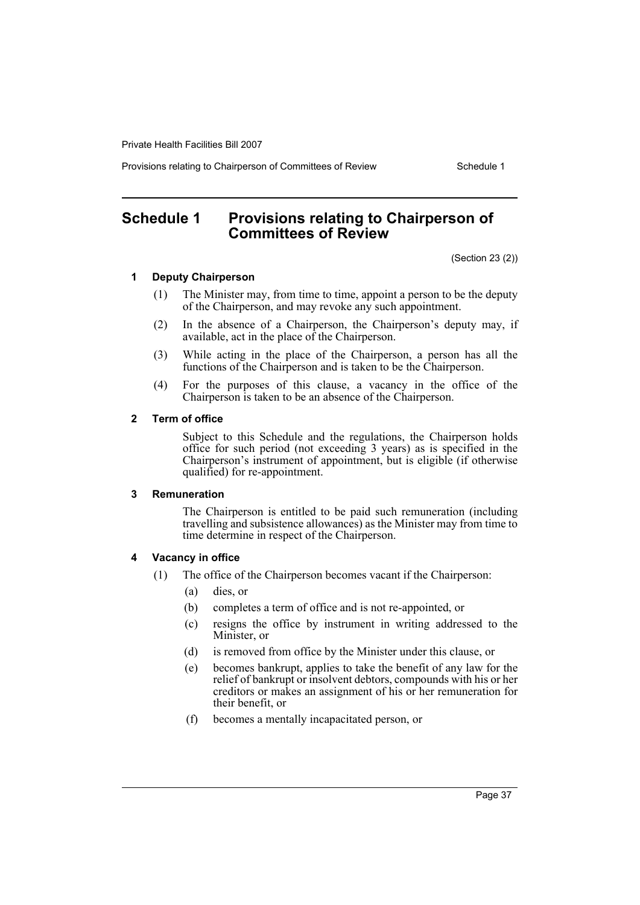# Schedule 1 Provisions relating to Chairperson of Committees of Review

(Section 23 (2))

### 1 Deputy Chairperson

(1) The Minister may, from time to time, appoint a person to be the deputy of the Chairperson, and may revoke any such appointment.

(2) In the absence of a Chairperson, the Chairperson's deputy may, if available, act in the place of the Chairperson.

(3) While acting in the place of the Chairperson, a person has all the functions of the Chairperson and is taken to be the Chairperson.

(4) For the purposes of this clause, a vacancy in the office of the Chairperson is taken to be an absence of the Chairperson.

### 2 Term of office

Subject to this Schedule and the regulations, the Chairperson holds office for such period (not exceeding 3 years) as is specified in the Chairperson's instrument of appointment, but is eligible (if otherwise qualified) for re-appointment.

### 3 Remuneration

The Chairperson is entitled to be paid such remuneration (including travelling and subsistence allowances) as the Minister may from time to time determine in respect of the Chairperson.

### 4 Vacancy in office

(1) The office of the Chairperson becomes vacant if the Chairperson:

(a) dies, or

(b) completes a term of office and is not re-appointed, or

(c) resigns the office by instrument in writing addressed to the Minister, or

(d) is removed from office by the Minister under this clause, or

(e) becomes bankrupt, applies to take the benefit of any law for the relief of bankrupt or insolvent debtors, compounds with his or her creditors or makes an assignment of his or her remuneration for their benefit, or

(f) becomes a mentally incapacitated person, or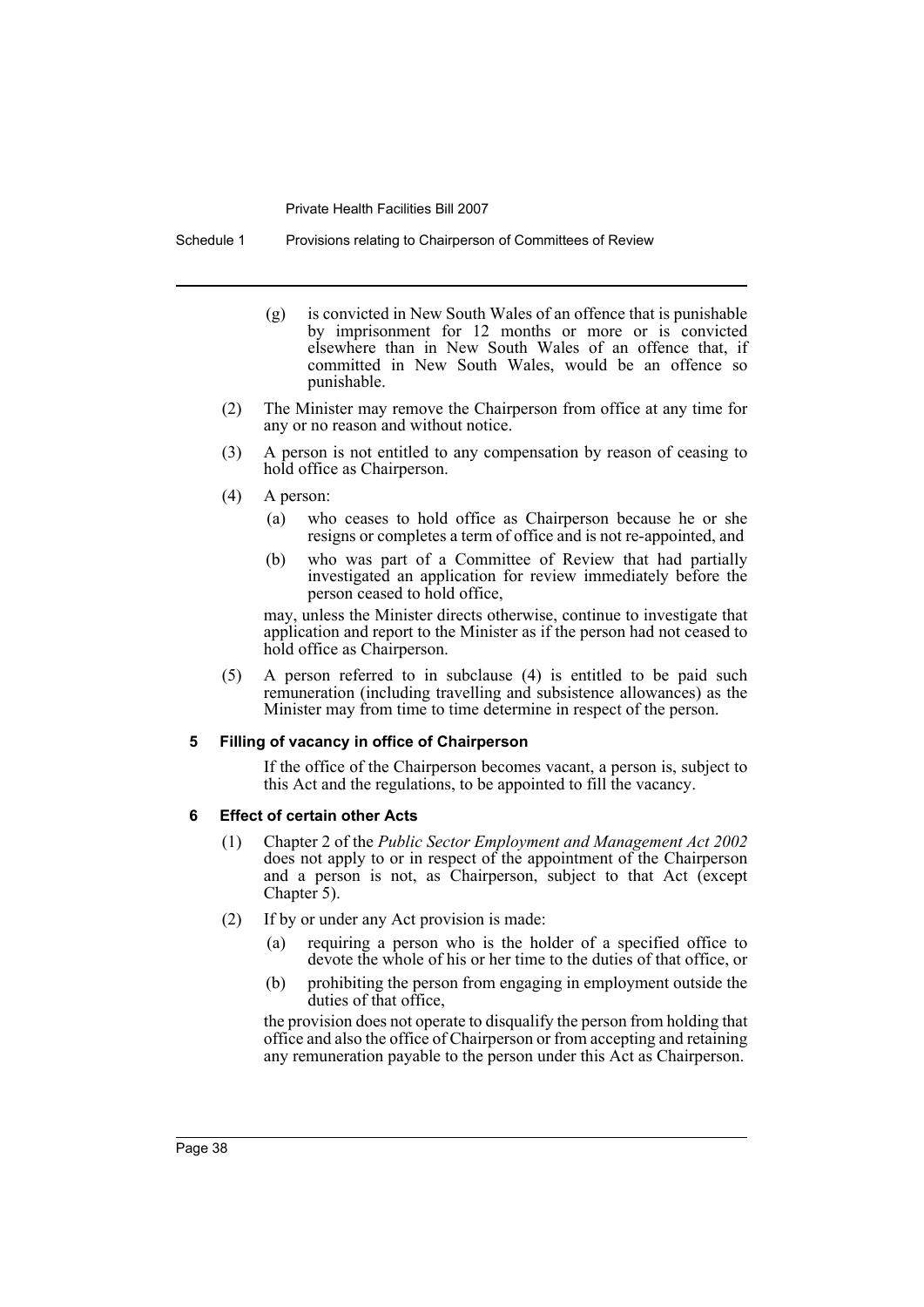(g) is convicted in New South Wales of an offence that is punishable by imprisonment for 12 months or more or is convicted elsewhere than in New South Wales of an offence that, if committed in New South Wales, would be an offence so punishable.

(2) The Minister may remove the Chairperson from office at any time for any or no reason and without notice.

(3) A person is not entitled to any compensation by reason of ceasing to hold office as Chairperson.

(4) A person:

(a) who ceases to hold office as Chairperson because he or she resigns or completes a term of office and is not re-appointed, and

(b) who was part of a Committee of Review that had partially investigated an application for review immediately before the person ceased to hold office,

may, unless the Minister directs otherwise, continue to investigate that application and report to the Minister as if the person had not ceased to hold office as Chairperson.

(5) A person referred to in subclause (4) is entitled to be paid such remuneration (including travelling and subsistence allowances) as the Minister may from time to time determine in respect of the person.

**5 Filling of vacancy in office of Chairperson**

If the office of the Chairperson becomes vacant, a person is, subject to this Act and the regulations, to be appointed to fill the vacancy.

**6 Effect of certain other Acts**

(1) Chapter 2 of the *Public Sector Employment and Management Act 2002* does not apply to or in respect of the appointment of the Chairperson and a person is not, as Chairperson, subject to that Act (except Chapter 5).

(2) If by or under any Act provision is made:

(a) requiring a person who is the holder of a specified office to devote the whole of his or her time to the duties of that office, or

(b) prohibiting the person from engaging in employment outside the duties of that office,

the provision does not operate to disqualify the person from holding that office and also the office of Chairperson or from accepting and retaining any remuneration payable to the person under this Act as Chairperson.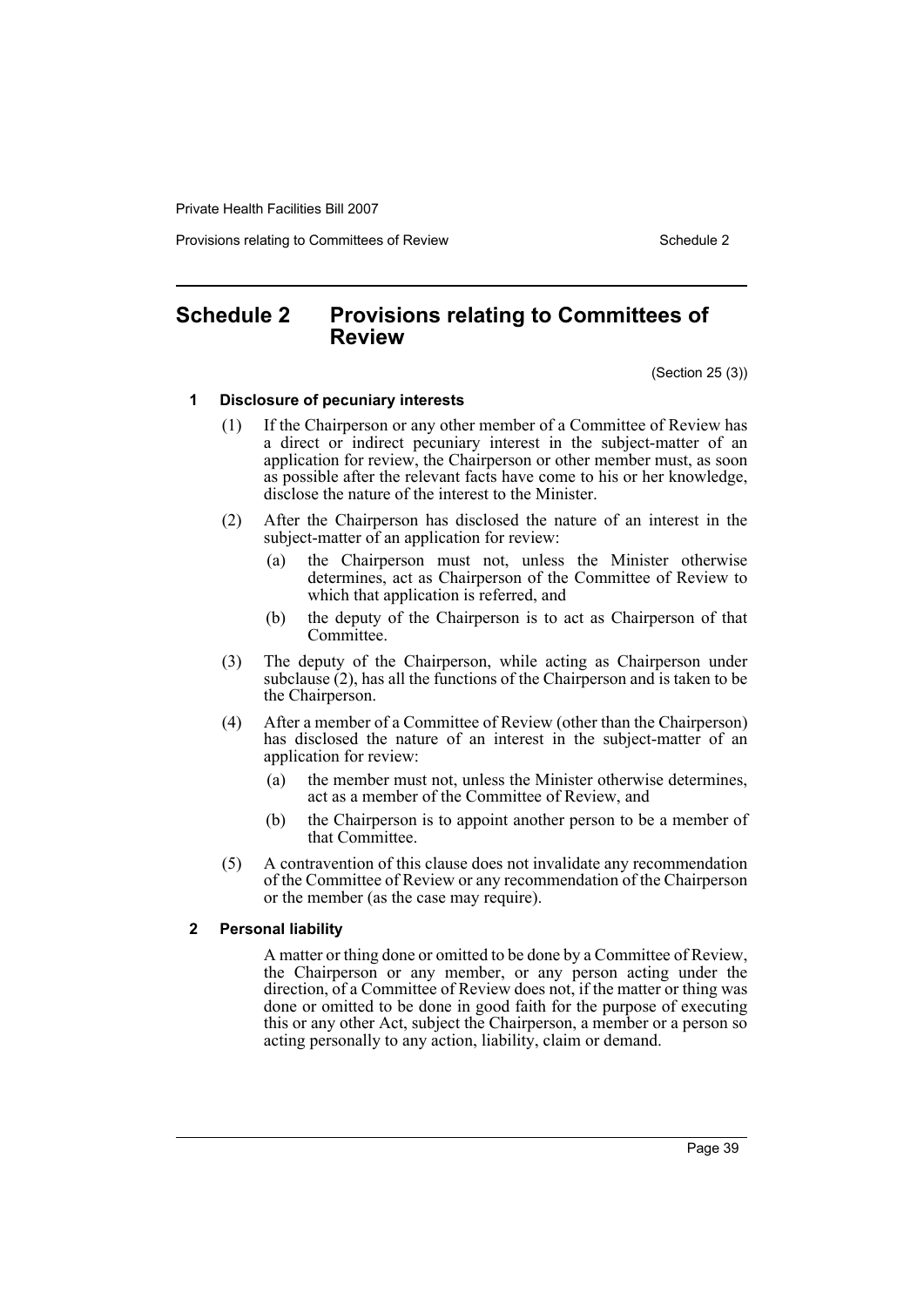# Schedule 2 Provisions relating to Committees of Review

(Section 25 (3))

## 1 Disclosure of pecuniary interests

(1) If the Chairperson or any other member of a Committee of Review has a direct or indirect pecuniary interest in the subject-matter of an application for review, the Chairperson or other member must, as soon as possible after the relevant facts have come to his or her knowledge, disclose the nature of the interest to the Minister.

(2) After the Chairperson has disclosed the nature of an interest in the subject-matter of an application for review:

- (a) the Chairperson must not, unless the Minister otherwise determines, act as Chairperson of the Committee of Review to which that application is referred, and
- (b) the deputy of the Chairperson is to act as Chairperson of that Committee.

(3) The deputy of the Chairperson, while acting as Chairperson under subclause (2), has all the functions of the Chairperson and is taken to be the Chairperson.

(4) After a member of a Committee of Review (other than the Chairperson) has disclosed the nature of an interest in the subject-matter of an application for review:

- (a) the member must not, unless the Minister otherwise determines, act as a member of the Committee of Review, and
- (b) the Chairperson is to appoint another person to be a member of that Committee.

(5) A contravention of this clause does not invalidate any recommendation of the Committee of Review or any recommendation of the Chairperson or the member (as the case may require).

## 2 Personal liability

A matter or thing done or omitted to be done by a Committee of Review, the Chairperson or any member, or any person acting under the direction, of a Committee of Review does not, if the matter or thing was done or omitted to be done in good faith for the purpose of executing this or any other Act, subject the Chairperson, a member or a person so acting personally to any action, liability, claim or demand.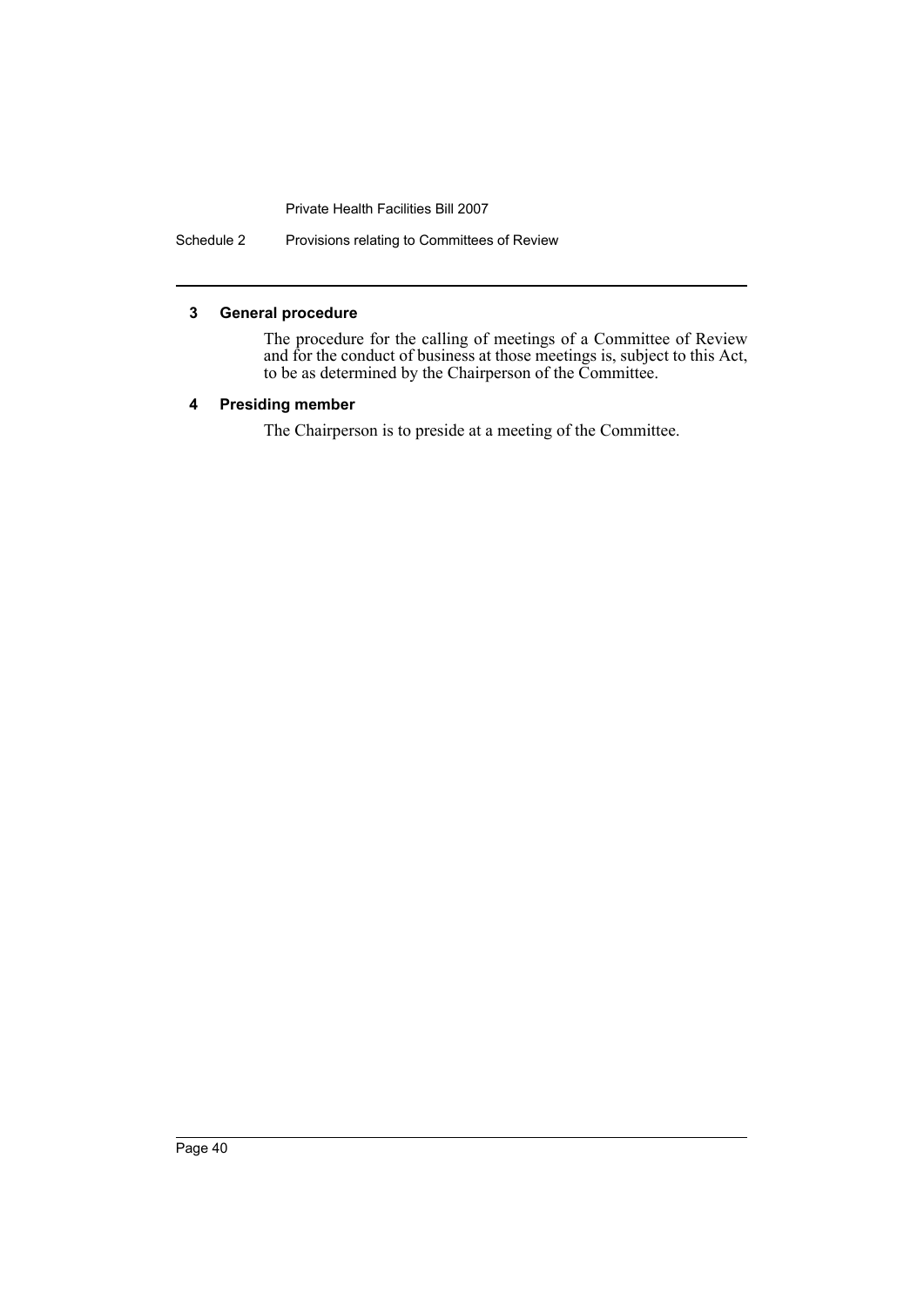### 3 General procedure

The procedure for the calling of meetings of a Committee of Review and for the conduct of business at those meetings is, subject to this Act, to be as determined by the Chairperson of the Committee.

### 4 Presiding member

The Chairperson is to preside at a meeting of the Committee.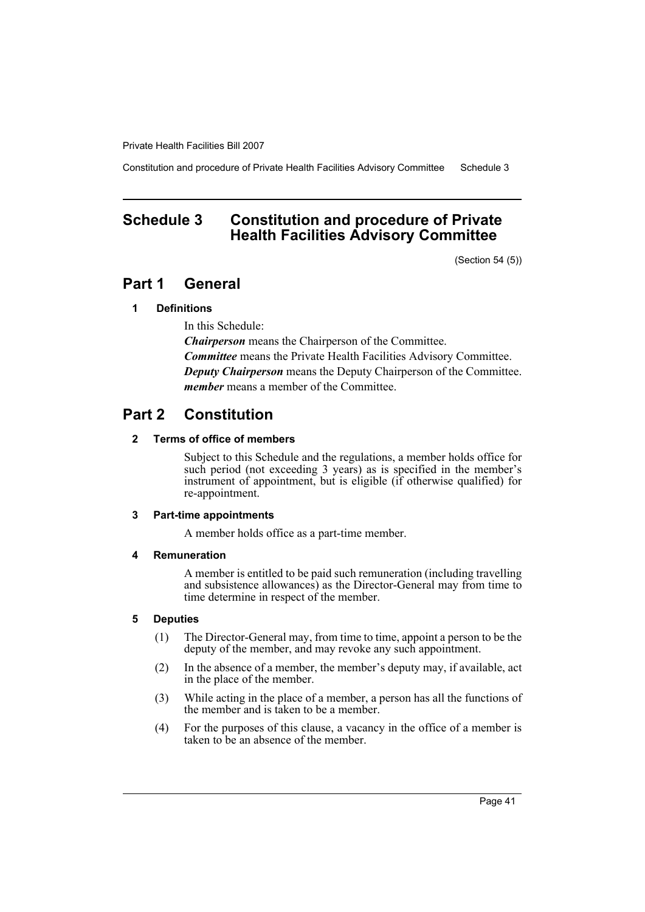# Schedule 3 Constitution and procedure of Private Health Facilities Advisory Committee

(Section 54 (5))

## Part 1 General

### 1 Definitions

In this Schedule:

***Chairperson*** means the Chairperson of the Committee.

***Committee*** means the Private Health Facilities Advisory Committee.

***Deputy Chairperson*** means the Deputy Chairperson of the Committee.

***member*** means a member of the Committee.

## Part 2 Constitution

### 2 Terms of office of members

Subject to this Schedule and the regulations, a member holds office for such period (not exceeding 3 years) as is specified in the member's instrument of appointment, but is eligible (if otherwise qualified) for re-appointment.

### 3 Part-time appointments

A member holds office as a part-time member.

### 4 Remuneration

A member is entitled to be paid such remuneration (including travelling and subsistence allowances) as the Director-General may from time to time determine in respect of the member.

### 5 Deputies

(1) The Director-General may, from time to time, appoint a person to be the deputy of the member, and may revoke any such appointment.

(2) In the absence of a member, the member's deputy may, if available, act in the place of the member.

(3) While acting in the place of a member, a person has all the functions of the member and is taken to be a member.

(4) For the purposes of this clause, a vacancy in the office of a member is taken to be an absence of the member.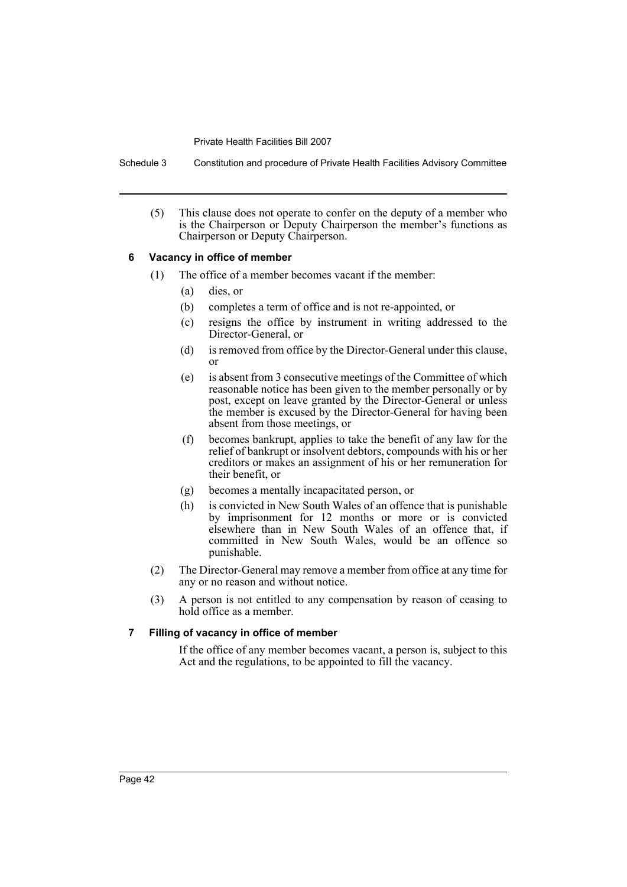(5) This clause does not operate to confer on the deputy of a member who is the Chairperson or Deputy Chairperson the member's functions as Chairperson or Deputy Chairperson.

### 6 Vacancy in office of member

(1) The office of a member becomes vacant if the member:

- (a) dies, or
- (b) completes a term of office and is not re-appointed, or
- (c) resigns the office by instrument in writing addressed to the Director-General, or
- (d) is removed from office by the Director-General under this clause, or
- (e) is absent from 3 consecutive meetings of the Committee of which reasonable notice has been given to the member personally or by post, except on leave granted by the Director-General or unless the member is excused by the Director-General for having been absent from those meetings, or
- (f) becomes bankrupt, applies to take the benefit of any law for the relief of bankrupt or insolvent debtors, compounds with his or her creditors or makes an assignment of his or her remuneration for their benefit, or
- (g) becomes a mentally incapacitated person, or
- (h) is convicted in New South Wales of an offence that is punishable by imprisonment for 12 months or more or is convicted elsewhere than in New South Wales of an offence that, if committed in New South Wales, would be an offence so punishable.

(2) The Director-General may remove a member from office at any time for any or no reason and without notice.

(3) A person is not entitled to any compensation by reason of ceasing to hold office as a member.

### 7 Filling of vacancy in office of member

If the office of any member becomes vacant, a person is, subject to this Act and the regulations, to be appointed to fill the vacancy.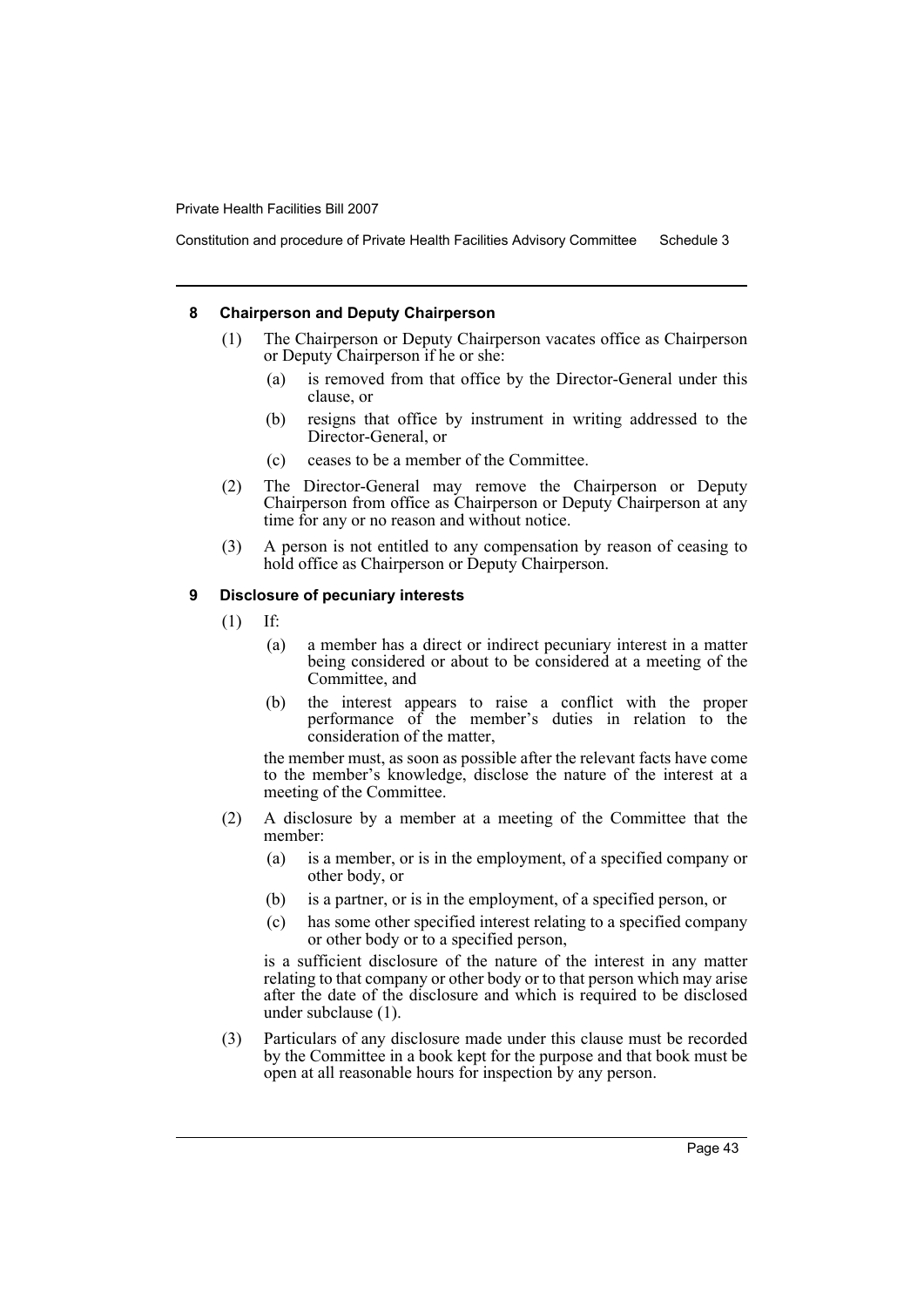#### 8 Chairperson and Deputy Chairperson

(1) The Chairperson or Deputy Chairperson vacates office as Chairperson or Deputy Chairperson if he or she:

- (a) is removed from that office by the Director-General under this clause, or
- (b) resigns that office by instrument in writing addressed to the Director-General, or
- (c) ceases to be a member of the Committee.

(2) The Director-General may remove the Chairperson or Deputy Chairperson from office as Chairperson or Deputy Chairperson at any time for any or no reason and without notice.

(3) A person is not entitled to any compensation by reason of ceasing to hold office as Chairperson or Deputy Chairperson.

#### 9 Disclosure of pecuniary interests

(1) If:

- (a) a member has a direct or indirect pecuniary interest in a matter being considered or about to be considered at a meeting of the Committee, and
- (b) the interest appears to raise a conflict with the proper performance of the member's duties in relation to the consideration of the matter,

the member must, as soon as possible after the relevant facts have come to the member's knowledge, disclose the nature of the interest at a meeting of the Committee.

(2) A disclosure by a member at a meeting of the Committee that the member:

- (a) is a member, or is in the employment, of a specified company or other body, or
- (b) is a partner, or is in the employment, of a specified person, or
- (c) has some other specified interest relating to a specified company or other body or to a specified person,

is a sufficient disclosure of the nature of the interest in any matter relating to that company or other body or to that person which may arise after the date of the disclosure and which is required to be disclosed under subclause (1).

(3) Particulars of any disclosure made under this clause must be recorded by the Committee in a book kept for the purpose and that book must be open at all reasonable hours for inspection by any person.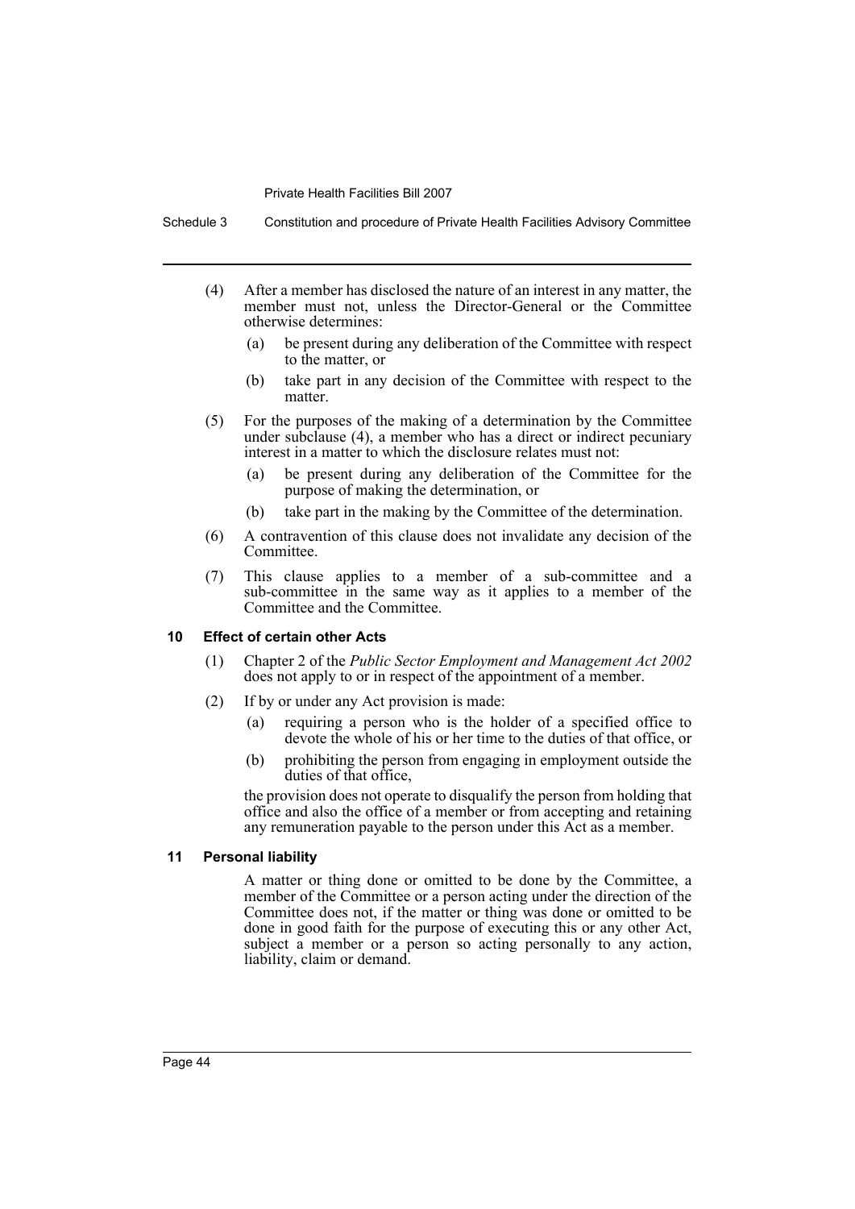(4) After a member has disclosed the nature of an interest in any matter, the member must not, unless the Director-General or the Committee otherwise determines:

- (a) be present during any deliberation of the Committee with respect to the matter, or
- (b) take part in any decision of the Committee with respect to the matter.

(5) For the purposes of the making of a determination by the Committee under subclause (4), a member who has a direct or indirect pecuniary interest in a matter to which the disclosure relates must not:

- (a) be present during any deliberation of the Committee for the purpose of making the determination, or
- (b) take part in the making by the Committee of the determination.

(6) A contravention of this clause does not invalidate any decision of the Committee.

(7) This clause applies to a member of a sub-committee and a sub-committee in the same way as it applies to a member of the Committee and the Committee.

### 10 Effect of certain other Acts

(1) Chapter 2 of the *Public Sector Employment and Management Act 2002* does not apply to or in respect of the appointment of a member.

(2) If by or under any Act provision is made:

- (a) requiring a person who is the holder of a specified office to devote the whole of his or her time to the duties of that office, or
- (b) prohibiting the person from engaging in employment outside the duties of that office,

the provision does not operate to disqualify the person from holding that office and also the office of a member or from accepting and retaining any remuneration payable to the person under this Act as a member.

### 11 Personal liability

A matter or thing done or omitted to be done by the Committee, a member of the Committee or a person acting under the direction of the Committee does not, if the matter or thing was done or omitted to be done in good faith for the purpose of executing this or any other Act, subject a member or a person so acting personally to any action, liability, claim or demand.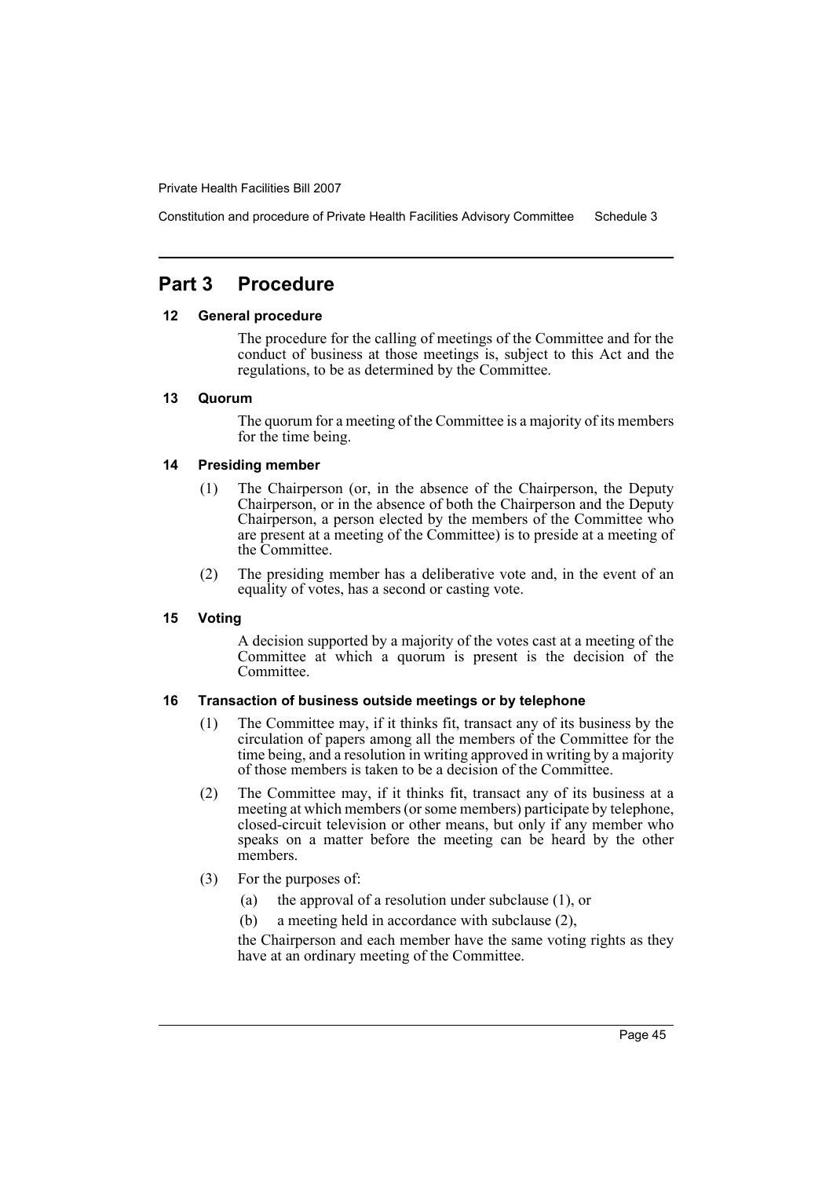## Part 3 Procedure

### 12 General procedure

The procedure for the calling of meetings of the Committee and for the conduct of business at those meetings is, subject to this Act and the regulations, to be as determined by the Committee.

### 13 Quorum

The quorum for a meeting of the Committee is a majority of its members for the time being.

### 14 Presiding member

(1) The Chairperson (or, in the absence of the Chairperson, the Deputy Chairperson, or in the absence of both the Chairperson and the Deputy Chairperson, a person elected by the members of the Committee who are present at a meeting of the Committee) is to preside at a meeting of the Committee.

(2) The presiding member has a deliberative vote and, in the event of an equality of votes, has a second or casting vote.

### 15 Voting

A decision supported by a majority of the votes cast at a meeting of the Committee at which a quorum is present is the decision of the Committee.

### 16 Transaction of business outside meetings or by telephone

(1) The Committee may, if it thinks fit, transact any of its business by the circulation of papers among all the members of the Committee for the time being, and a resolution in writing approved in writing by a majority of those members is taken to be a decision of the Committee.

(2) The Committee may, if it thinks fit, transact any of its business at a meeting at which members (or some members) participate by telephone, closed-circuit television or other means, but only if any member who speaks on a matter before the meeting can be heard by the other members.

(3) For the purposes of:

- (a) the approval of a resolution under subclause (1), or
- (b) a meeting held in accordance with subclause (2),

the Chairperson and each member have the same voting rights as they have at an ordinary meeting of the Committee.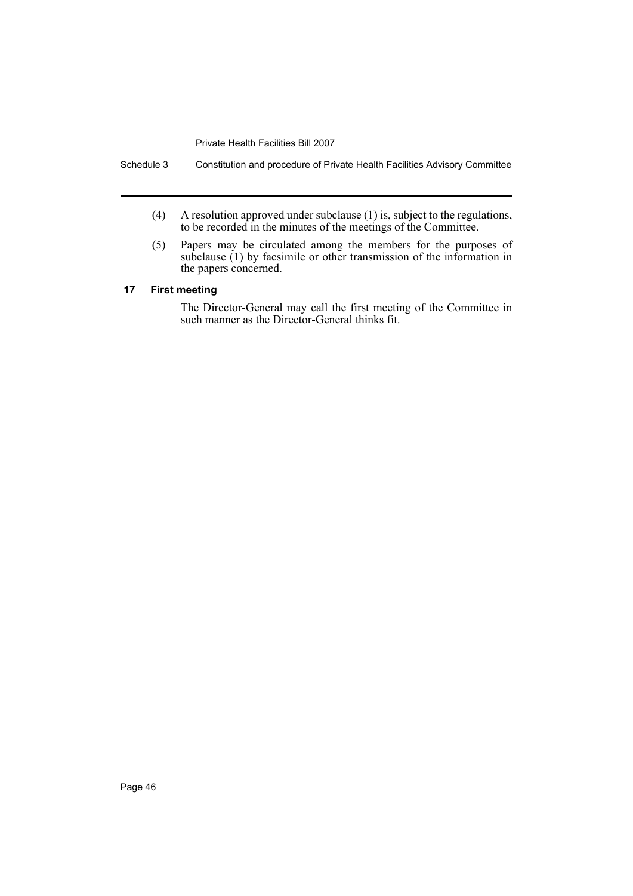(4) A resolution approved under subclause (1) is, subject to the regulations, to be recorded in the minutes of the meetings of the Committee.

(5) Papers may be circulated among the members for the purposes of subclause (1) by facsimile or other transmission of the information in the papers concerned.

### 17 First meeting

The Director-General may call the first meeting of the Committee in such manner as the Director-General thinks fit.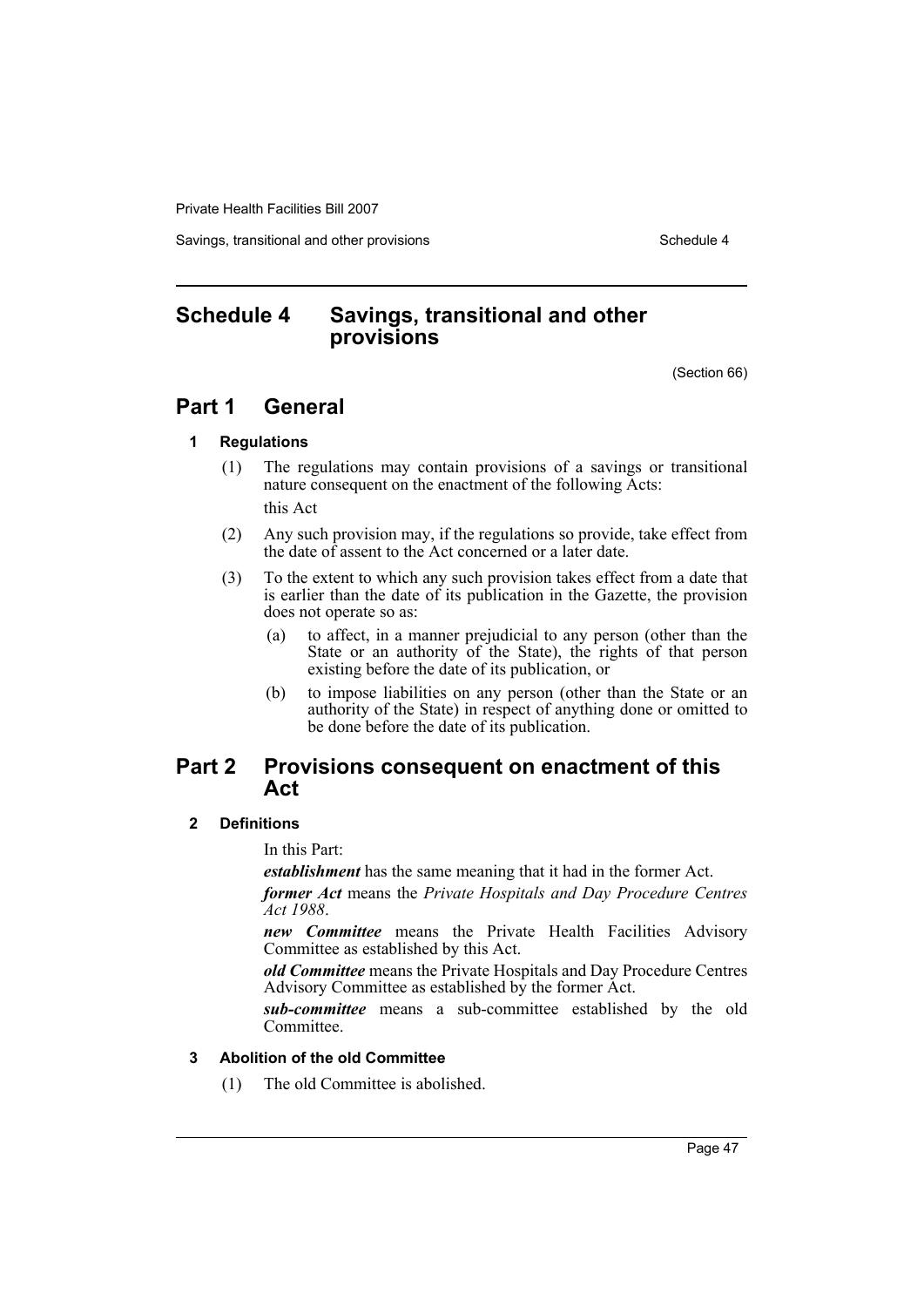# Schedule 4 Savings, transitional and other provisions

(Section 66)

## Part 1 General

### 1 Regulations

(1) The regulations may contain provisions of a savings or transitional nature consequent on the enactment of the following Acts:

this Act

(2) Any such provision may, if the regulations so provide, take effect from the date of assent to the Act concerned or a later date.

(3) To the extent to which any such provision takes effect from a date that is earlier than the date of its publication in the Gazette, the provision does not operate so as:

(a) to affect, in a manner prejudicial to any person (other than the State or an authority of the State), the rights of that person existing before the date of its publication, or

(b) to impose liabilities on any person (other than the State or an authority of the State) in respect of anything done or omitted to be done before the date of its publication.

## Part 2 Provisions consequent on enactment of this Act

### 2 Definitions

In this Part:

***establishment*** has the same meaning that it had in the former Act.

***former Act*** means the *Private Hospitals and Day Procedure Centres Act 1988*.

***new Committee*** means the Private Health Facilities Advisory Committee as established by this Act.

***old Committee*** means the Private Hospitals and Day Procedure Centres Advisory Committee as established by the former Act.

***sub-committee*** means a sub-committee established by the old Committee.

### 3 Abolition of the old Committee

(1) The old Committee is abolished.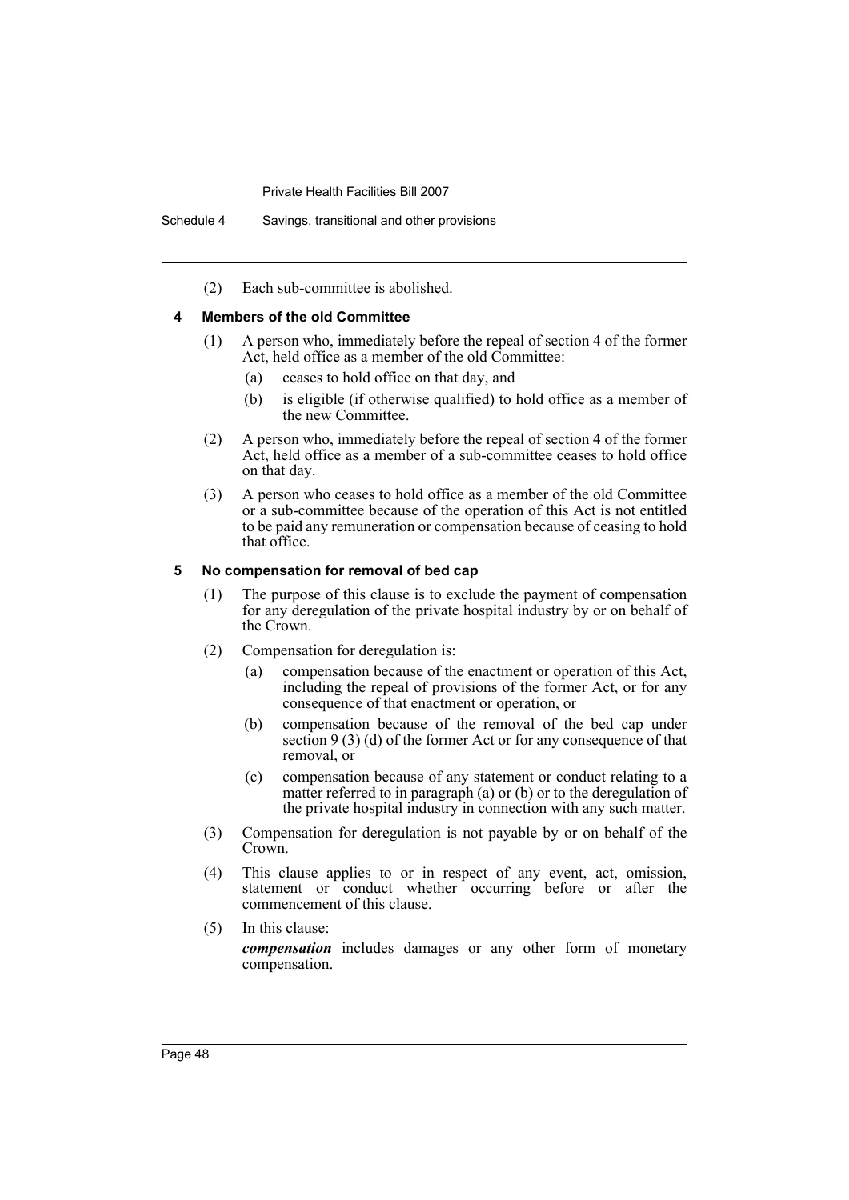(2) Each sub-committee is abolished.

### 4 Members of the old Committee

(1) A person who, immediately before the repeal of section 4 of the former Act, held office as a member of the old Committee:

- (a) ceases to hold office on that day, and
- (b) is eligible (if otherwise qualified) to hold office as a member of the new Committee.

(2) A person who, immediately before the repeal of section 4 of the former Act, held office as a member of a sub-committee ceases to hold office on that day.

(3) A person who ceases to hold office as a member of the old Committee or a sub-committee because of the operation of this Act is not entitled to be paid any remuneration or compensation because of ceasing to hold that office.

### 5 No compensation for removal of bed cap

(1) The purpose of this clause is to exclude the payment of compensation for any deregulation of the private hospital industry by or on behalf of the Crown.

(2) Compensation for deregulation is:

- (a) compensation because of the enactment or operation of this Act, including the repeal of provisions of the former Act, or for any consequence of that enactment or operation, or
- (b) compensation because of the removal of the bed cap under section 9 (3) (d) of the former Act or for any consequence of that removal, or
- (c) compensation because of any statement or conduct relating to a matter referred to in paragraph (a) or (b) or to the deregulation of the private hospital industry in connection with any such matter.

(3) Compensation for deregulation is not payable by or on behalf of the Crown.

(4) This clause applies to or in respect of any event, act, omission, statement or conduct whether occurring before or after the commencement of this clause.

(5) In this clause:

***compensation*** includes damages or any other form of monetary compensation.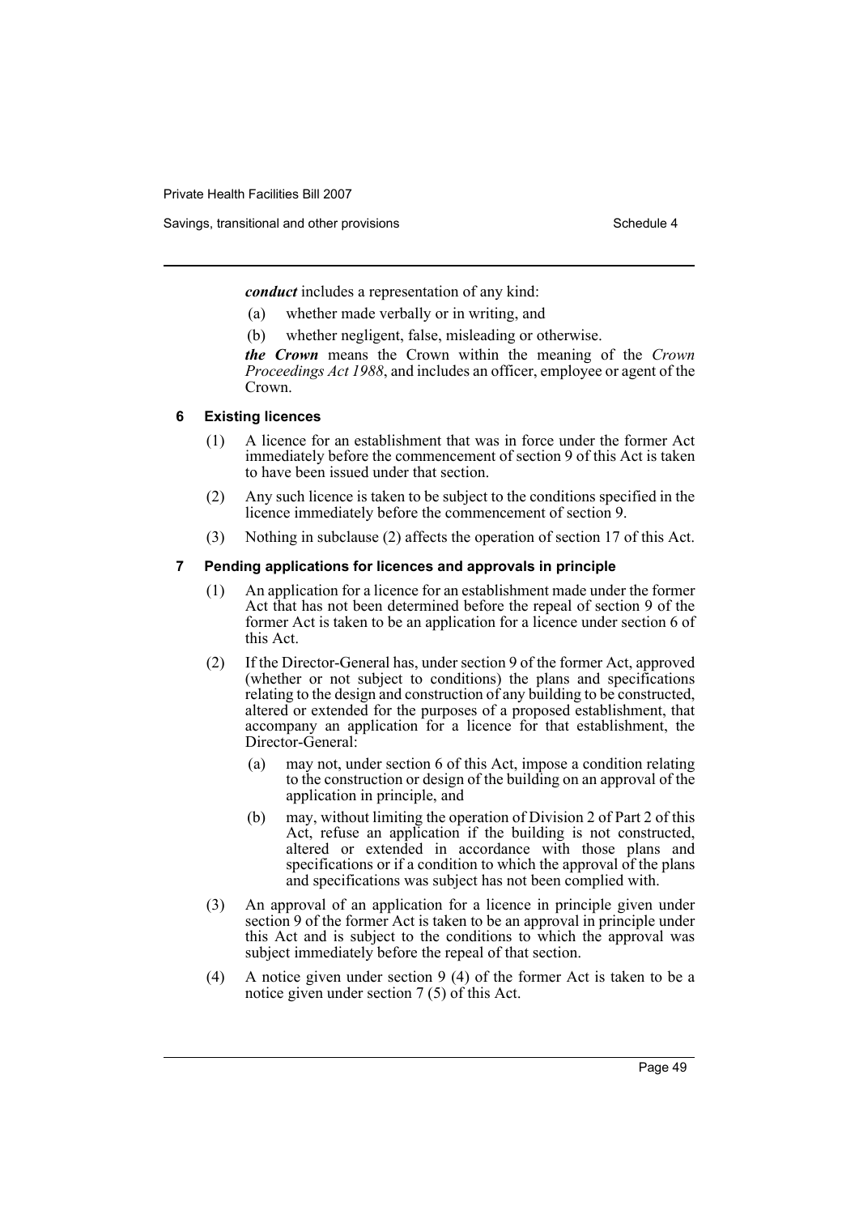***conduct*** includes a representation of any kind:

(a) whether made verbally or in writing, and

(b) whether negligent, false, misleading or otherwise.

***the Crown*** means the Crown within the meaning of the *Crown Proceedings Act 1988*, and includes an officer, employee or agent of the Crown.

### 6 Existing licences

(1) A licence for an establishment that was in force under the former Act immediately before the commencement of section 9 of this Act is taken to have been issued under that section.

(2) Any such licence is taken to be subject to the conditions specified in the licence immediately before the commencement of section 9.

(3) Nothing in subclause (2) affects the operation of section 17 of this Act.

### 7 Pending applications for licences and approvals in principle

(1) An application for a licence for an establishment made under the former Act that has not been determined before the repeal of section 9 of the former Act is taken to be an application for a licence under section 6 of this Act.

(2) If the Director-General has, under section 9 of the former Act, approved (whether or not subject to conditions) the plans and specifications relating to the design and construction of any building to be constructed, altered or extended for the purposes of a proposed establishment, that accompany an application for a licence for that establishment, the Director-General:

(a) may not, under section 6 of this Act, impose a condition relating to the construction or design of the building on an approval of the application in principle, and

(b) may, without limiting the operation of Division 2 of Part 2 of this Act, refuse an application if the building is not constructed, altered or extended in accordance with those plans and specifications or if a condition to which the approval of the plans and specifications was subject has not been complied with.

(3) An approval of an application for a licence in principle given under section 9 of the former Act is taken to be an approval in principle under this Act and is subject to the conditions to which the approval was subject immediately before the repeal of that section.

(4) A notice given under section 9 (4) of the former Act is taken to be a notice given under section 7 (5) of this Act.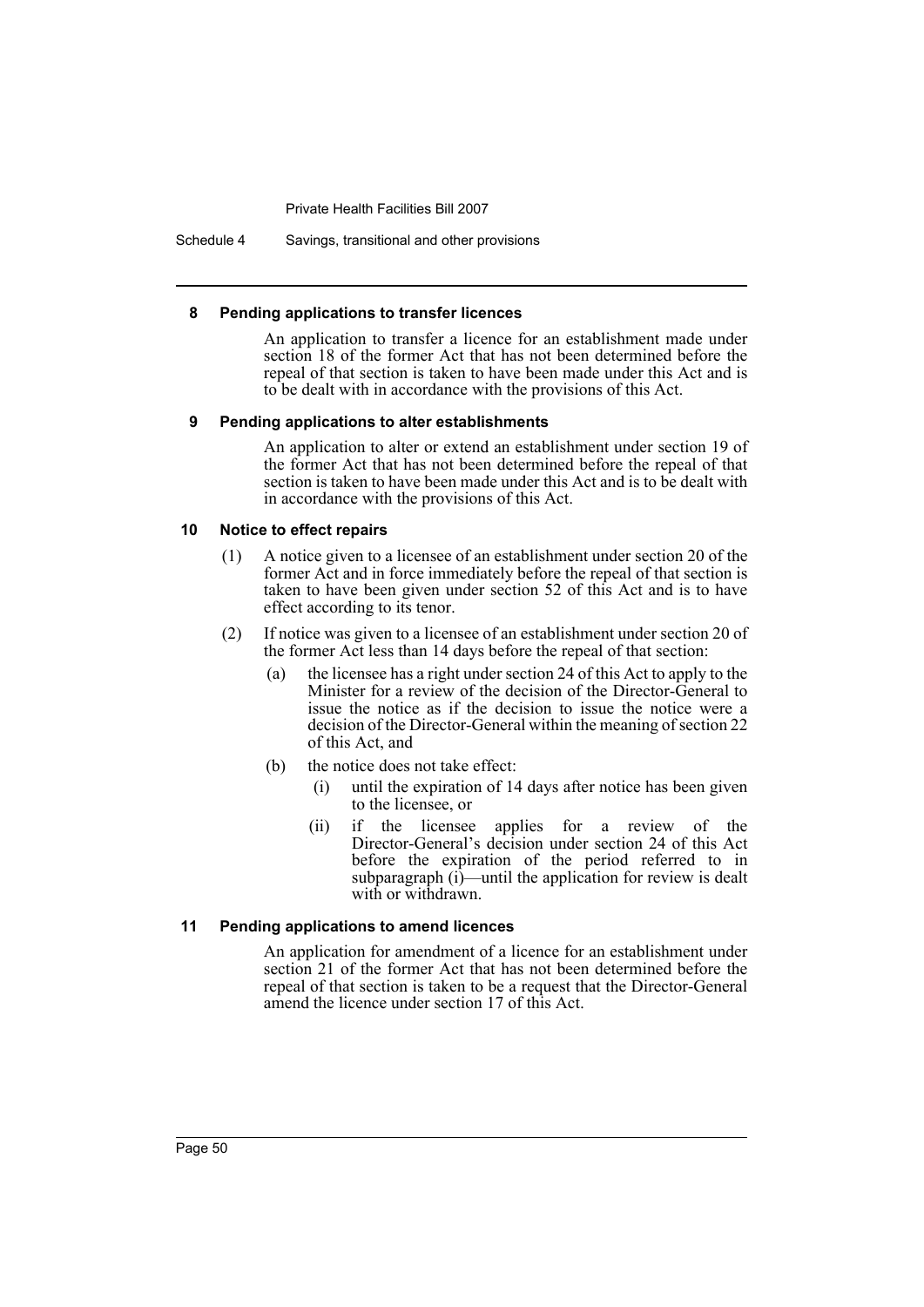#### 8 Pending applications to transfer licences

An application to transfer a licence for an establishment made under section 18 of the former Act that has not been determined before the repeal of that section is taken to have been made under this Act and is to be dealt with in accordance with the provisions of this Act.

#### 9 Pending applications to alter establishments

An application to alter or extend an establishment under section 19 of the former Act that has not been determined before the repeal of that section is taken to have been made under this Act and is to be dealt with in accordance with the provisions of this Act.

#### 10 Notice to effect repairs

(1) A notice given to a licensee of an establishment under section 20 of the former Act and in force immediately before the repeal of that section is taken to have been given under section 52 of this Act and is to have effect according to its tenor.

(2) If notice was given to a licensee of an establishment under section 20 of the former Act less than 14 days before the repeal of that section:

(a) the licensee has a right under section 24 of this Act to apply to the Minister for a review of the decision of the Director-General to issue the notice as if the decision to issue the notice were a decision of the Director-General within the meaning of section 22 of this Act, and

(b) the notice does not take effect:

(i) until the expiration of 14 days after notice has been given to the licensee, or

(ii) if the licensee applies for a review of the Director-General's decision under section 24 of this Act before the expiration of the period referred to in subparagraph (i)—until the application for review is dealt with or withdrawn.

#### 11 Pending applications to amend licences

An application for amendment of a licence for an establishment under section 21 of the former Act that has not been determined before the repeal of that section is taken to be a request that the Director-General amend the licence under section 17 of this Act.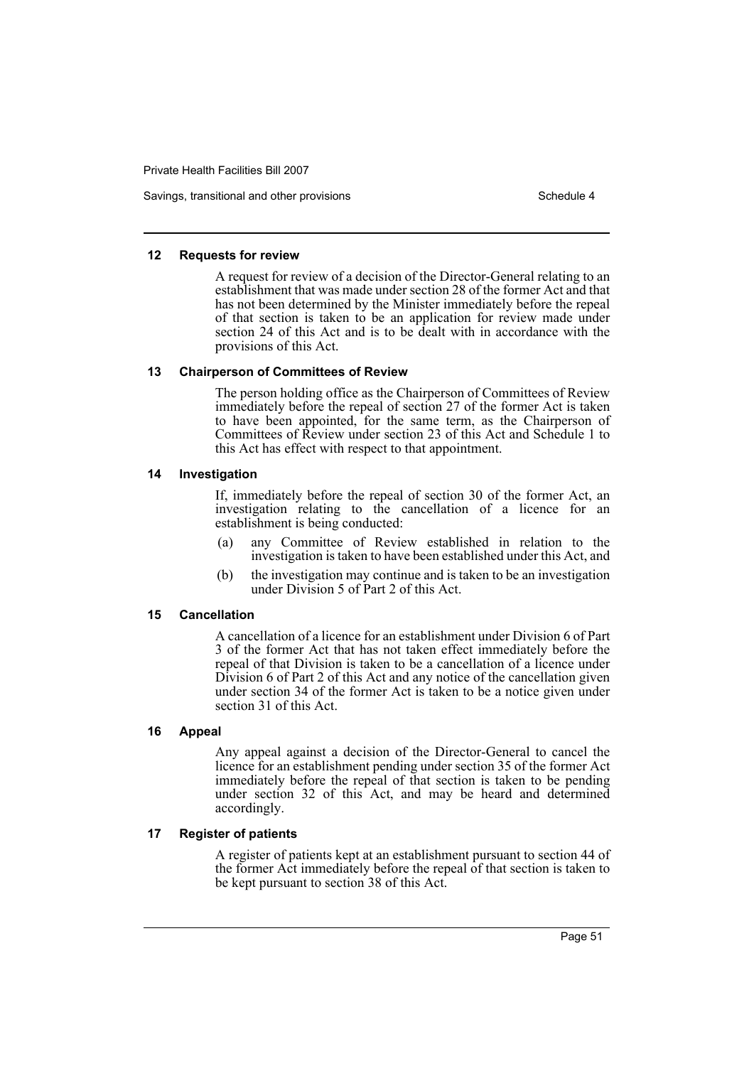#### 12 Requests for review

A request for review of a decision of the Director-General relating to an establishment that was made under section 28 of the former Act and that has not been determined by the Minister immediately before the repeal of that section is taken to be an application for review made under section 24 of this Act and is to be dealt with in accordance with the provisions of this Act.

#### 13 Chairperson of Committees of Review

The person holding office as the Chairperson of Committees of Review immediately before the repeal of section 27 of the former Act is taken to have been appointed, for the same term, as the Chairperson of Committees of Review under section 23 of this Act and Schedule 1 to this Act has effect with respect to that appointment.

#### 14 Investigation

If, immediately before the repeal of section 30 of the former Act, an investigation relating to the cancellation of a licence for an establishment is being conducted:

(a) any Committee of Review established in relation to the investigation is taken to have been established under this Act, and

(b) the investigation may continue and is taken to be an investigation under Division 5 of Part 2 of this Act.

#### 15 Cancellation

A cancellation of a licence for an establishment under Division 6 of Part 3 of the former Act that has not taken effect immediately before the repeal of that Division is taken to be a cancellation of a licence under Division 6 of Part 2 of this Act and any notice of the cancellation given under section 34 of the former Act is taken to be a notice given under section 31 of this Act.

#### 16 Appeal

Any appeal against a decision of the Director-General to cancel the licence for an establishment pending under section 35 of the former Act immediately before the repeal of that section is taken to be pending under section 32 of this Act, and may be heard and determined accordingly.

#### 17 Register of patients

A register of patients kept at an establishment pursuant to section 44 of the former Act immediately before the repeal of that section is taken to be kept pursuant to section 38 of this Act.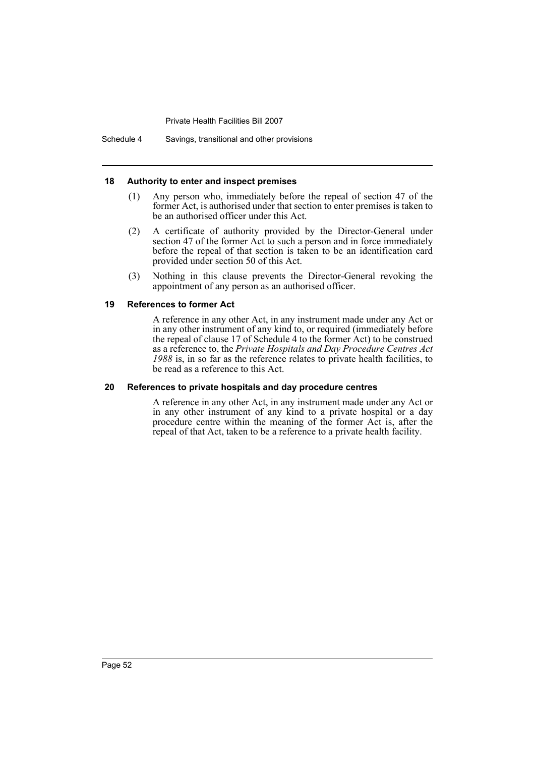### 18 Authority to enter and inspect premises

(1) Any person who, immediately before the repeal of section 47 of the former Act, is authorised under that section to enter premises is taken to be an authorised officer under this Act.

(2) A certificate of authority provided by the Director-General under section 47 of the former Act to such a person and in force immediately before the repeal of that section is taken to be an identification card provided under section 50 of this Act.

(3) Nothing in this clause prevents the Director-General revoking the appointment of any person as an authorised officer.

### 19 References to former Act

A reference in any other Act, in any instrument made under any Act or in any other instrument of any kind to, or required (immediately before the repeal of clause 17 of Schedule 4 to the former Act) to be construed as a reference to, the *Private Hospitals and Day Procedure Centres Act 1988* is, in so far as the reference relates to private health facilities, to be read as a reference to this Act.

### 20 References to private hospitals and day procedure centres

A reference in any other Act, in any instrument made under any Act or in any other instrument of any kind to a private hospital or a day procedure centre within the meaning of the former Act is, after the repeal of that Act, taken to be a reference to a private health facility.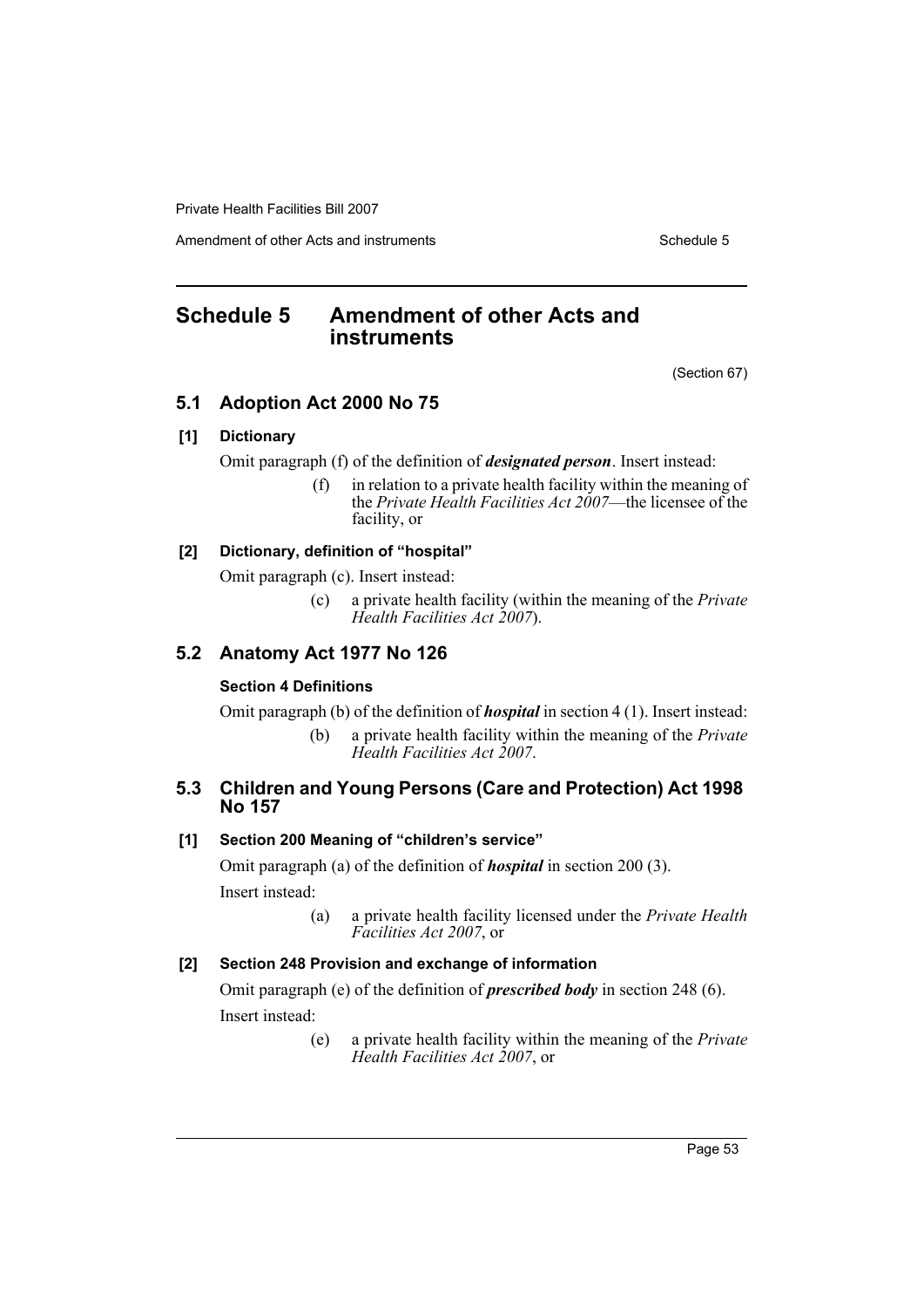# Schedule 5 Amendment of other Acts and instruments

(Section 67)

## 5.1 Adoption Act 2000 No 75

### [1] Dictionary

Omit paragraph (f) of the definition of ***designated person***. Insert instead:

> (f) in relation to a private health facility within the meaning of the *Private Health Facilities Act 2007*—the licensee of the facility, or

### [2] Dictionary, definition of "hospital"

Omit paragraph (c). Insert instead:

> (c) a private health facility (within the meaning of the *Private Health Facilities Act 2007*).

## 5.2 Anatomy Act 1977 No 126

### Section 4 Definitions

Omit paragraph (b) of the definition of ***hospital*** in section 4 (1). Insert instead:

> (b) a private health facility within the meaning of the *Private Health Facilities Act 2007*.

## 5.3 Children and Young Persons (Care and Protection) Act 1998 No 157

### [1] Section 200 Meaning of "children's service"

Omit paragraph (a) of the definition of ***hospital*** in section 200 (3).

Insert instead:

> (a) a private health facility licensed under the *Private Health Facilities Act 2007*, or

### [2] Section 248 Provision and exchange of information

Omit paragraph (e) of the definition of ***prescribed body*** in section 248 (6).

Insert instead:

> (e) a private health facility within the meaning of the *Private Health Facilities Act 2007*, or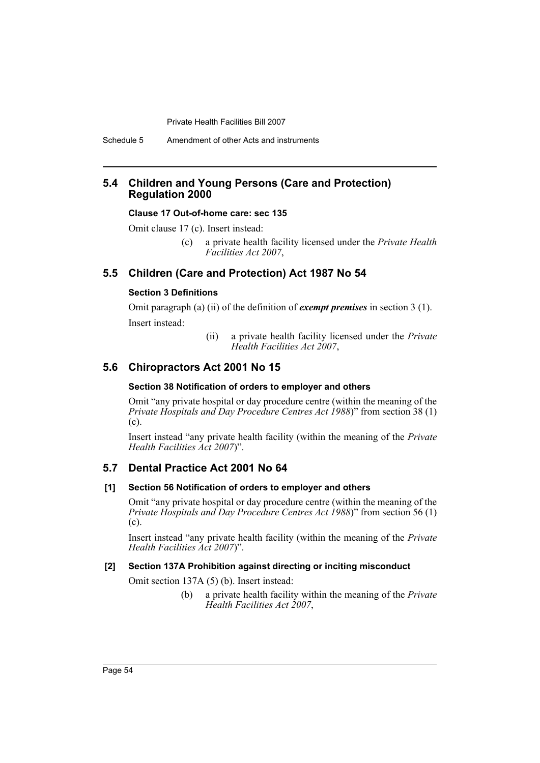## 5.4 Children and Young Persons (Care and Protection) Regulation 2000

### Clause 17 Out-of-home care: sec 135

Omit clause 17 (c). Insert instead:

> (c) a private health facility licensed under the *Private Health Facilities Act 2007*,

## 5.5 Children (Care and Protection) Act 1987 No 54

### Section 3 Definitions

Omit paragraph (a) (ii) of the definition of ***exempt premises*** in section 3 (1).

Insert instead:

> (ii) a private health facility licensed under the *Private Health Facilities Act 2007*,

## 5.6 Chiropractors Act 2001 No 15

### Section 38 Notification of orders to employer and others

Omit "any private hospital or day procedure centre (within the meaning of the *Private Hospitals and Day Procedure Centres Act 1988*)" from section 38 (1) (c).

Insert instead "any private health facility (within the meaning of the *Private Health Facilities Act 2007*)".

## 5.7 Dental Practice Act 2001 No 64

### [1] Section 56 Notification of orders to employer and others

Omit "any private hospital or day procedure centre (within the meaning of the *Private Hospitals and Day Procedure Centres Act 1988*)" from section 56 (1) (c).

Insert instead "any private health facility (within the meaning of the *Private Health Facilities Act 2007*)".

### [2] Section 137A Prohibition against directing or inciting misconduct

Omit section 137A (5) (b). Insert instead:

> (b) a private health facility within the meaning of the *Private Health Facilities Act 2007*,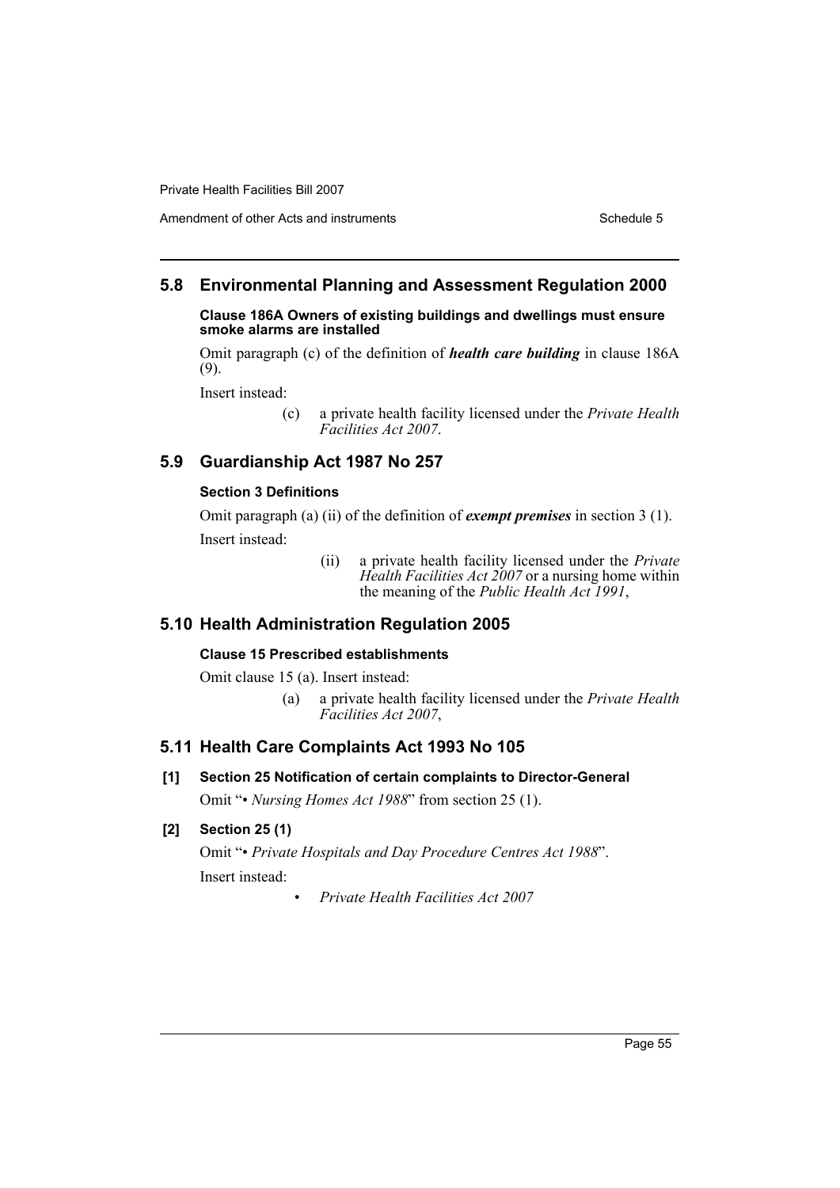## 5.8 Environmental Planning and Assessment Regulation 2000

### Clause 186A Owners of existing buildings and dwellings must ensure smoke alarms are installed

Omit paragraph (c) of the definition of ***health care building*** in clause 186A (9).

Insert instead:

> (c) a private health facility licensed under the *Private Health Facilities Act 2007*.

## 5.9 Guardianship Act 1987 No 257

### Section 3 Definitions

Omit paragraph (a) (ii) of the definition of ***exempt premises*** in section 3 (1).

Insert instead:

> (ii) a private health facility licensed under the *Private Health Facilities Act 2007* or a nursing home within the meaning of the *Public Health Act 1991*,

## 5.10 Health Administration Regulation 2005

### Clause 15 Prescribed establishments

Omit clause 15 (a). Insert instead:

> (a) a private health facility licensed under the *Private Health Facilities Act 2007*,

## 5.11 Health Care Complaints Act 1993 No 105

### [1] Section 25 Notification of certain complaints to Director-General

Omit "• *Nursing Homes Act 1988*" from section 25 (1).

### [2] Section 25 (1)

Omit "• *Private Hospitals and Day Procedure Centres Act 1988*".

Insert instead:

> • *Private Health Facilities Act 2007*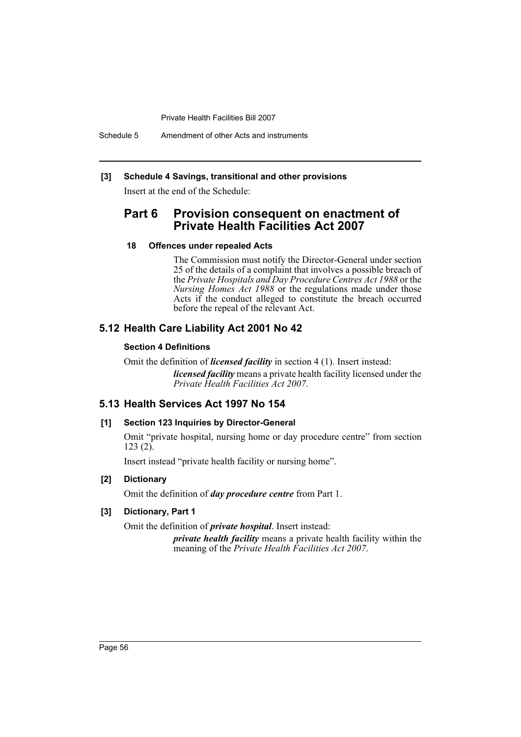**[3] Schedule 4 Savings, transitional and other provisions**

Insert at the end of the Schedule:

## Part 6 Provision consequent on enactment of Private Health Facilities Act 2007

**18 Offences under repealed Acts**

The Commission must notify the Director-General under section 25 of the details of a complaint that involves a possible breach of the *Private Hospitals and Day Procedure Centres Act 1988* or the *Nursing Homes Act 1988* or the regulations made under those Acts if the conduct alleged to constitute the breach occurred before the repeal of the relevant Act.

## 5.12 Health Care Liability Act 2001 No 42

**Section 4 Definitions**

Omit the definition of ***licensed facility*** in section 4 (1). Insert instead:

> ***licensed facility*** means a private health facility licensed under the *Private Health Facilities Act 2007*.

## 5.13 Health Services Act 1997 No 154

**[1] Section 123 Inquiries by Director-General**

Omit "private hospital, nursing home or day procedure centre" from section 123 (2).

Insert instead "private health facility or nursing home".

**[2] Dictionary**

Omit the definition of ***day procedure centre*** from Part 1.

**[3] Dictionary, Part 1**

Omit the definition of ***private hospital***. Insert instead:

> ***private health facility*** means a private health facility within the meaning of the *Private Health Facilities Act 2007*.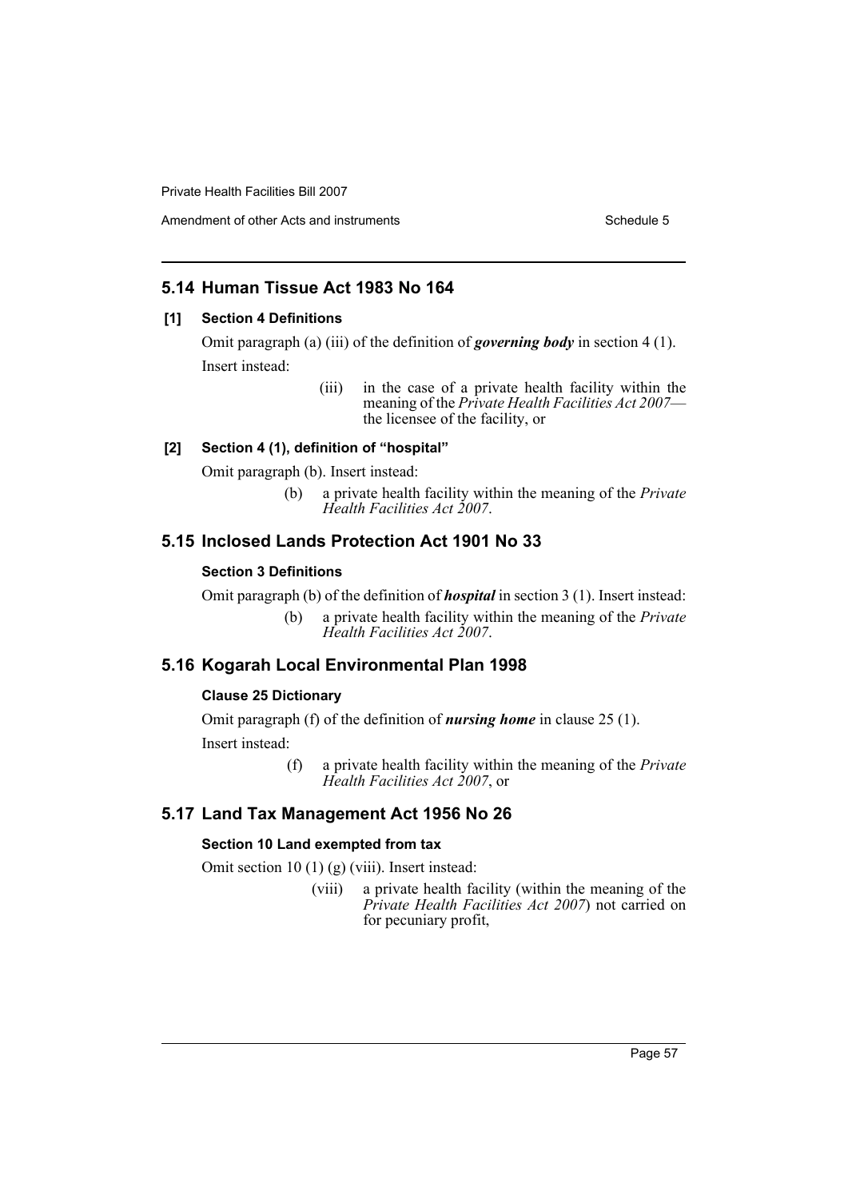## 5.14 Human Tissue Act 1983 No 164

### [1] Section 4 Definitions

Omit paragraph (a) (iii) of the definition of ***governing body*** in section 4 (1).

Insert instead:

> (iii) in the case of a private health facility within the meaning of the *Private Health Facilities Act 2007*—the licensee of the facility, or

### [2] Section 4 (1), definition of "hospital"

Omit paragraph (b). Insert instead:

> (b) a private health facility within the meaning of the *Private Health Facilities Act 2007*.

## 5.15 Inclosed Lands Protection Act 1901 No 33

### Section 3 Definitions

Omit paragraph (b) of the definition of ***hospital*** in section 3 (1). Insert instead:

> (b) a private health facility within the meaning of the *Private Health Facilities Act 2007*.

## 5.16 Kogarah Local Environmental Plan 1998

### Clause 25 Dictionary

Omit paragraph (f) of the definition of ***nursing home*** in clause 25 (1).

Insert instead:

> (f) a private health facility within the meaning of the *Private Health Facilities Act 2007*, or

## 5.17 Land Tax Management Act 1956 No 26

### Section 10 Land exempted from tax

Omit section 10 (1) (g) (viii). Insert instead:

> (viii) a private health facility (within the meaning of the *Private Health Facilities Act 2007*) not carried on for pecuniary profit,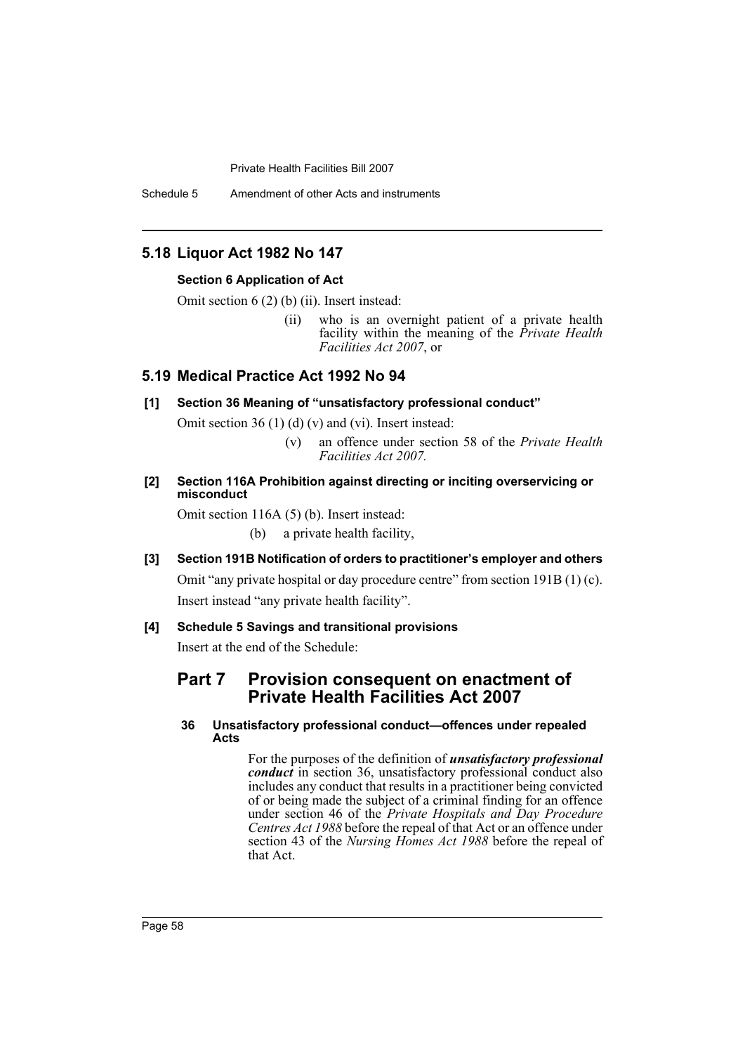## 5.18 Liquor Act 1982 No 147

**Section 6 Application of Act**

Omit section 6 (2) (b) (ii). Insert instead:

> (ii) who is an overnight patient of a private health facility within the meaning of the *Private Health Facilities Act 2007*, or

## 5.19 Medical Practice Act 1992 No 94

**[1] Section 36 Meaning of "unsatisfactory professional conduct"**

Omit section 36 (1) (d) (v) and (vi). Insert instead:

> (v) an offence under section 58 of the *Private Health Facilities Act 2007.*

**[2] Section 116A Prohibition against directing or inciting overservicing or misconduct**

Omit section 116A (5) (b). Insert instead:

> (b) a private health facility,

**[3] Section 191B Notification of orders to practitioner's employer and others**

Omit "any private hospital or day procedure centre" from section 191B (1) (c).

Insert instead "any private health facility".

**[4] Schedule 5 Savings and transitional provisions**

Insert at the end of the Schedule:

### Part 7 Provision consequent on enactment of Private Health Facilities Act 2007

**36 Unsatisfactory professional conduct—offences under repealed Acts**

For the purposes of the definition of ***unsatisfactory professional conduct*** in section 36, unsatisfactory professional conduct also includes any conduct that results in a practitioner being convicted of or being made the subject of a criminal finding for an offence under section 46 of the *Private Hospitals and Day Procedure Centres Act 1988* before the repeal of that Act or an offence under section 43 of the *Nursing Homes Act 1988* before the repeal of that Act.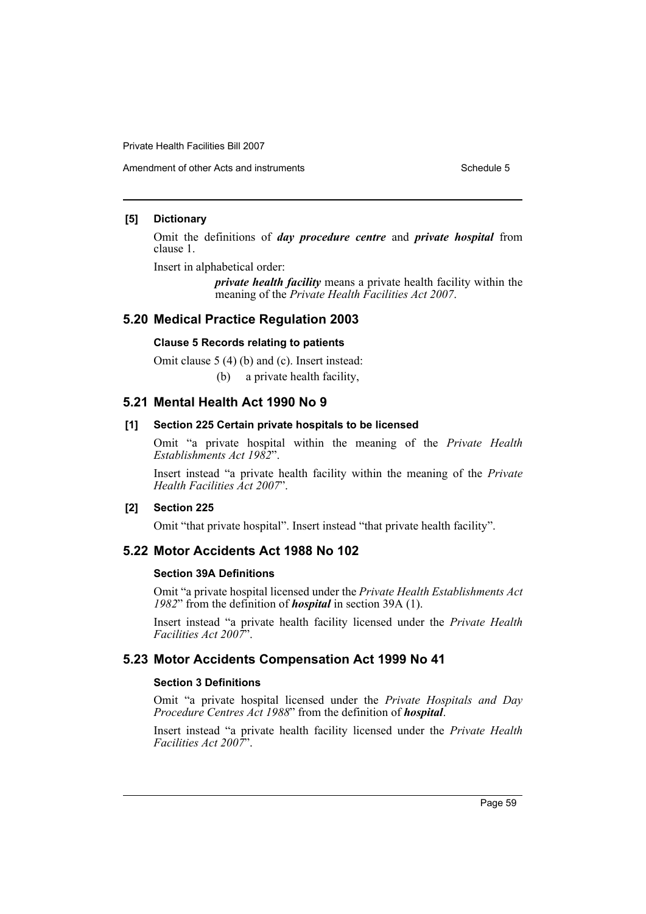#### [5] Dictionary

Omit the definitions of ***day procedure centre*** and ***private hospital*** from clause 1.

Insert in alphabetical order:

> ***private health facility*** means a private health facility within the meaning of the *Private Health Facilities Act 2007*.

## 5.20 Medical Practice Regulation 2003

### Clause 5 Records relating to patients

Omit clause 5 (4) (b) and (c). Insert instead:

> (b) a private health facility,

## 5.21 Mental Health Act 1990 No 9

#### [1] Section 225 Certain private hospitals to be licensed

Omit "a private hospital within the meaning of the *Private Health Establishments Act 1982*".

Insert instead "a private health facility within the meaning of the *Private Health Facilities Act 2007*".

#### [2] Section 225

Omit "that private hospital". Insert instead "that private health facility".

## 5.22 Motor Accidents Act 1988 No 102

### Section 39A Definitions

Omit "a private hospital licensed under the *Private Health Establishments Act 1982*" from the definition of ***hospital*** in section 39A (1).

Insert instead "a private health facility licensed under the *Private Health Facilities Act 2007*".

## 5.23 Motor Accidents Compensation Act 1999 No 41

### Section 3 Definitions

Omit "a private hospital licensed under the *Private Hospitals and Day Procedure Centres Act 1988*" from the definition of ***hospital***.

Insert instead "a private health facility licensed under the *Private Health Facilities Act 2007*".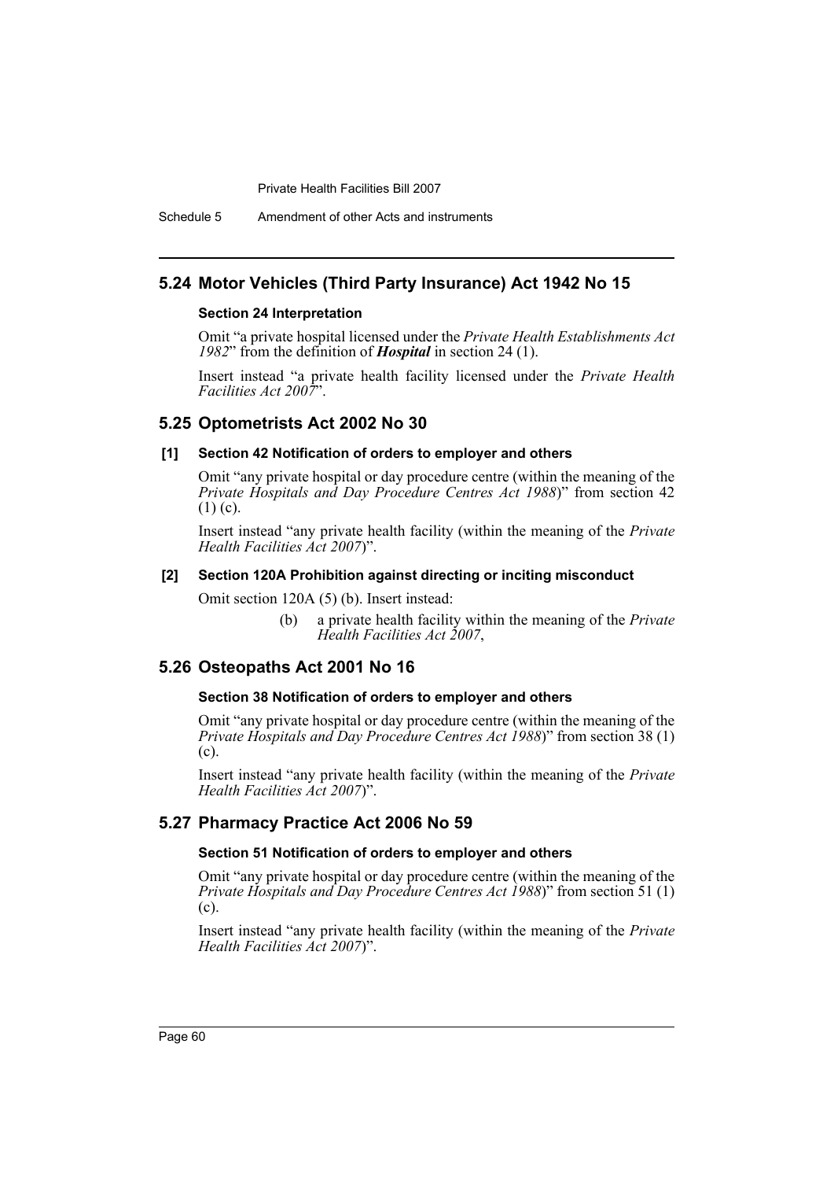## 5.24 Motor Vehicles (Third Party Insurance) Act 1942 No 15

#### Section 24 Interpretation

Omit "a private hospital licensed under the *Private Health Establishments Act 1982*" from the definition of ***Hospital*** in section 24 (1).

Insert instead "a private health facility licensed under the *Private Health Facilities Act 2007*".

## 5.25 Optometrists Act 2002 No 30

#### [1] Section 42 Notification of orders to employer and others

Omit "any private hospital or day procedure centre (within the meaning of the *Private Hospitals and Day Procedure Centres Act 1988*)" from section 42 (1) (c).

Insert instead "any private health facility (within the meaning of the *Private Health Facilities Act 2007*)".

#### [2] Section 120A Prohibition against directing or inciting misconduct

Omit section 120A (5) (b). Insert instead:

> (b) a private health facility within the meaning of the *Private Health Facilities Act 2007*,

## 5.26 Osteopaths Act 2001 No 16

#### Section 38 Notification of orders to employer and others

Omit "any private hospital or day procedure centre (within the meaning of the *Private Hospitals and Day Procedure Centres Act 1988*)" from section 38 (1) (c).

Insert instead "any private health facility (within the meaning of the *Private Health Facilities Act 2007*)".

## 5.27 Pharmacy Practice Act 2006 No 59

#### Section 51 Notification of orders to employer and others

Omit "any private hospital or day procedure centre (within the meaning of the *Private Hospitals and Day Procedure Centres Act 1988*)" from section 51 (1) (c).

Insert instead "any private health facility (within the meaning of the *Private Health Facilities Act 2007*)".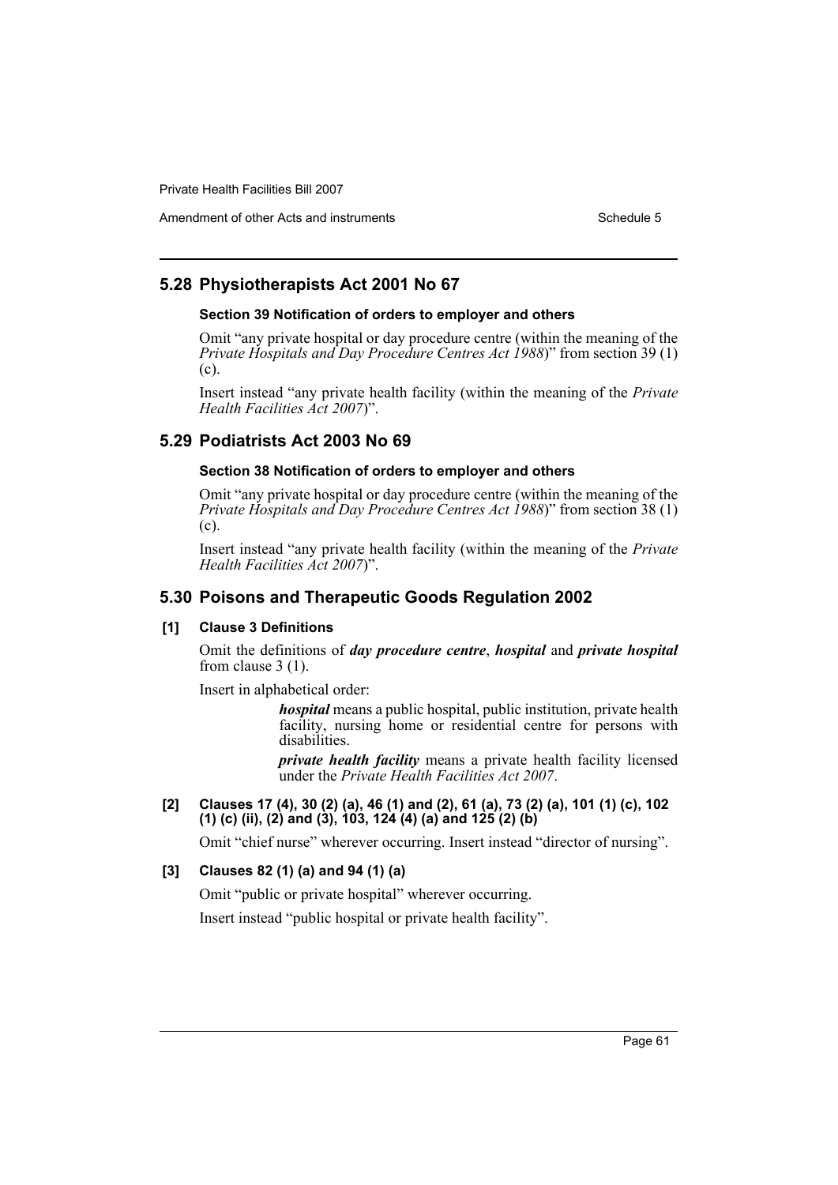## 5.28 Physiotherapists Act 2001 No 67

### Section 39 Notification of orders to employer and others

Omit "any private hospital or day procedure centre (within the meaning of the *Private Hospitals and Day Procedure Centres Act 1988*)" from section 39 (1) (c).

Insert instead "any private health facility (within the meaning of the *Private Health Facilities Act 2007*)".

## 5.29 Podiatrists Act 2003 No 69

### Section 38 Notification of orders to employer and others

Omit "any private hospital or day procedure centre (within the meaning of the *Private Hospitals and Day Procedure Centres Act 1988*)" from section 38 (1) (c).

Insert instead "any private health facility (within the meaning of the *Private Health Facilities Act 2007*)".

## 5.30 Poisons and Therapeutic Goods Regulation 2002

### [1] Clause 3 Definitions

Omit the definitions of ***day procedure centre***, ***hospital*** and ***private hospital*** from clause 3 (1).

Insert in alphabetical order:

> ***hospital*** means a public hospital, public institution, private health facility, nursing home or residential centre for persons with disabilities.
>
> ***private health facility*** means a private health facility licensed under the *Private Health Facilities Act 2007*.

### [2] Clauses 17 (4), 30 (2) (a), 46 (1) and (2), 61 (a), 73 (2) (a), 101 (1) (c), 102 (1) (c) (ii), (2) and (3), 103, 124 (4) (a) and 125 (2) (b)

Omit "chief nurse" wherever occurring. Insert instead "director of nursing".

### [3] Clauses 82 (1) (a) and 94 (1) (a)

Omit "public or private hospital" wherever occurring.

Insert instead "public hospital or private health facility".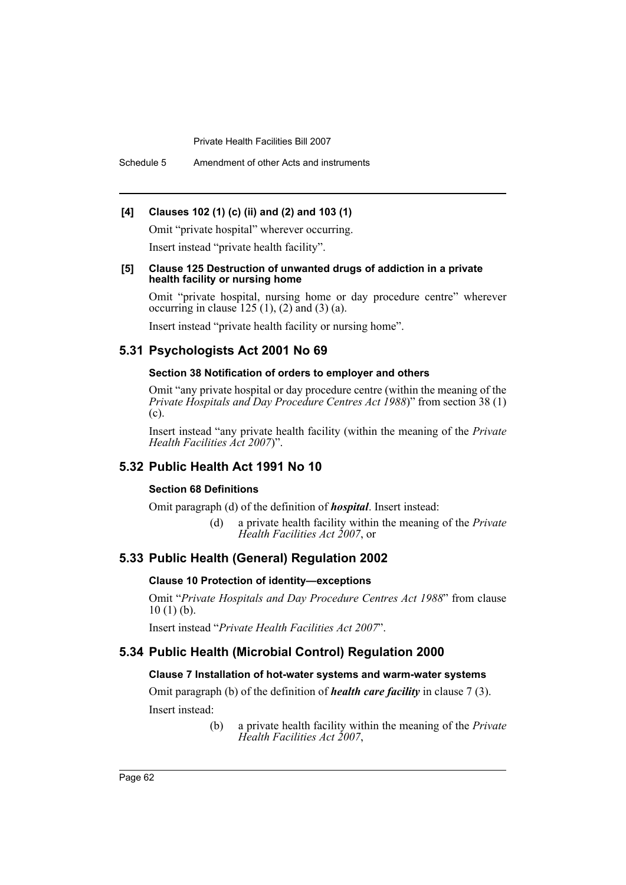**[4] Clauses 102 (1) (c) (ii) and (2) and 103 (1)**

Omit "private hospital" wherever occurring.

Insert instead "private health facility".

**[5] Clause 125 Destruction of unwanted drugs of addiction in a private health facility or nursing home**

Omit "private hospital, nursing home or day procedure centre" wherever occurring in clause 125 (1), (2) and (3) (a).

Insert instead "private health facility or nursing home".

## 5.31 Psychologists Act 2001 No 69

### Section 38 Notification of orders to employer and others

Omit "any private hospital or day procedure centre (within the meaning of the *Private Hospitals and Day Procedure Centres Act 1988*)" from section 38 (1) (c).

Insert instead "any private health facility (within the meaning of the *Private Health Facilities Act 2007*)".

## 5.32 Public Health Act 1991 No 10

### Section 68 Definitions

Omit paragraph (d) of the definition of ***hospital***. Insert instead:

> (d) a private health facility within the meaning of the *Private Health Facilities Act 2007*, or

## 5.33 Public Health (General) Regulation 2002

### Clause 10 Protection of identity—exceptions

Omit "*Private Hospitals and Day Procedure Centres Act 1988*" from clause 10 (1) (b).

Insert instead "*Private Health Facilities Act 2007*".

## 5.34 Public Health (Microbial Control) Regulation 2000

### Clause 7 Installation of hot-water systems and warm-water systems

Omit paragraph (b) of the definition of ***health care facility*** in clause 7 (3).

Insert instead:

> (b) a private health facility within the meaning of the *Private Health Facilities Act 2007*,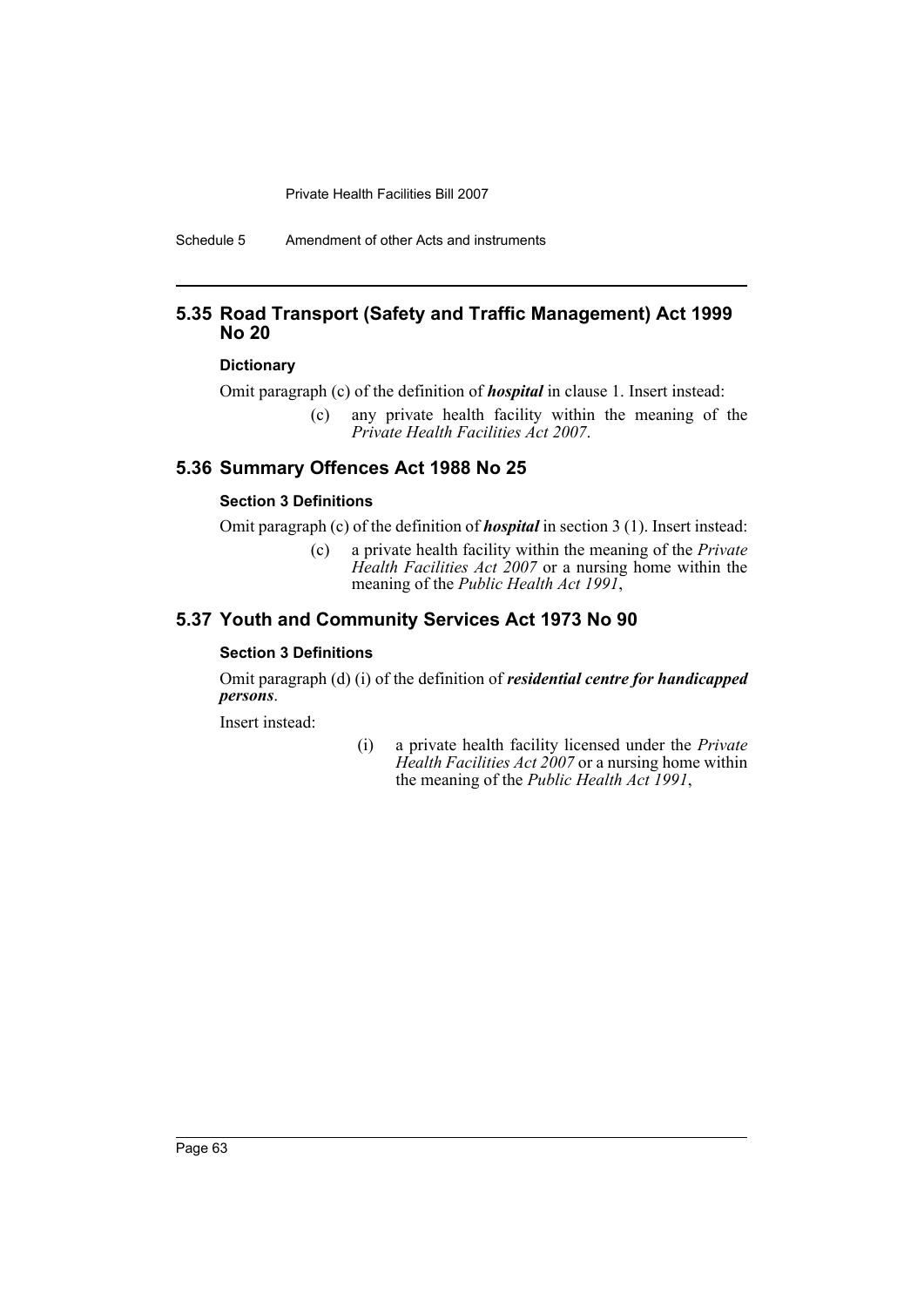## 5.35 Road Transport (Safety and Traffic Management) Act 1999 No 20

### Dictionary

Omit paragraph (c) of the definition of ***hospital*** in clause 1. Insert instead:

(c) any private health facility within the meaning of the *Private Health Facilities Act 2007*.

## 5.36 Summary Offences Act 1988 No 25

### Section 3 Definitions

Omit paragraph (c) of the definition of ***hospital*** in section 3 (1). Insert instead:

(c) a private health facility within the meaning of the *Private Health Facilities Act 2007* or a nursing home within the meaning of the *Public Health Act 1991*,

## 5.37 Youth and Community Services Act 1973 No 90

### Section 3 Definitions

Omit paragraph (d) (i) of the definition of ***residential centre for handicapped persons***.

Insert instead:

(i) a private health facility licensed under the *Private Health Facilities Act 2007* or a nursing home within the meaning of the *Public Health Act 1991*,